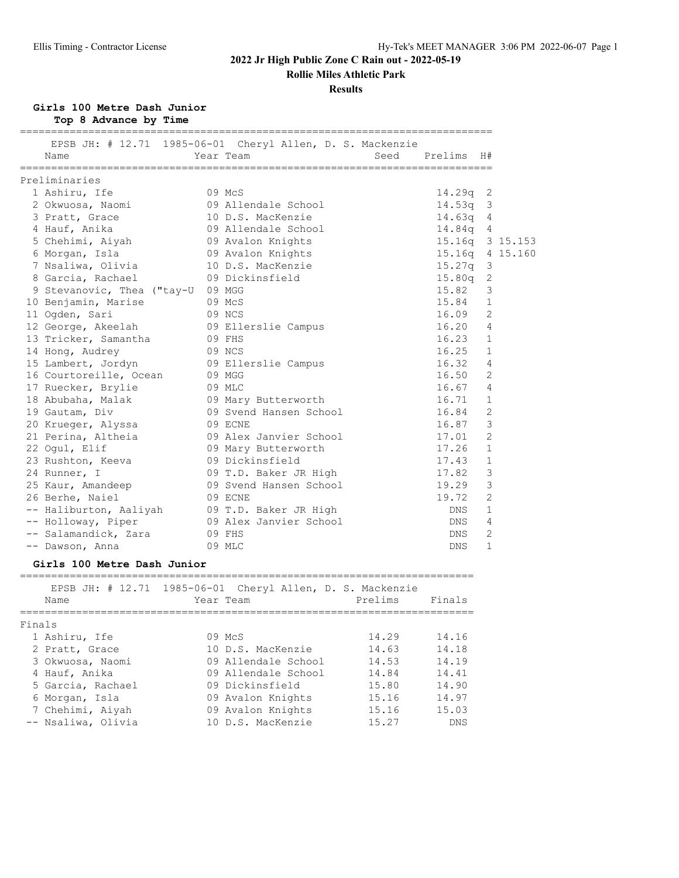## 2022 Jr High Public Zone C Rain out - 2022-05-19

**Rollie Miles Athletic Park**

**Results**

### Girls 100 Metre Dash Junior

**Top 8 Advance by Time**

EPSB JH: # 12.71 1985-06-01 Cheryl Allen, D. S. Mackenzie

| | Name | Year | Team | Seed | Prelims | H# | |
|---|---|---|---|---|---|---|---|
| **Preliminaries** | | | | | | | |
| 1 | Ashiru, Ife | 09 | McS | | 14.29q | 2 | |
| 2 | Okwuosa, Naomi | 09 | Allendale School | | 14.53q | 3 | |
| 3 | Pratt, Grace | 10 | D.S. MacKenzie | | 14.63q | 4 | |
| 4 | Hauf, Anika | 09 | Allendale School | | 14.84q | 4 | |
| 5 | Chehimi, Aiyah | 09 | Avalon Knights | | 15.16q | 3 | 15.153 |
| 6 | Morgan, Isla | 09 | Avalon Knights | | 15.16q | 4 | 15.160 |
| 7 | Nsaliwa, Olivia | 10 | D.S. MacKenzie | | 15.27q | 3 | |
| 8 | Garcia, Rachael | 09 | Dickinsfield | | 15.80q | 2 | |
| 9 | Stevanovic, Thea ("tay-U | 09 | MGG | | 15.82 | 3 | |
| 10 | Benjamin, Marise | 09 | McS | | 15.84 | 1 | |
| 11 | Ogden, Sari | 09 | NCS | | 16.09 | 2 | |
| 12 | George, Akeelah | 09 | Ellerslie Campus | | 16.20 | 4 | |
| 13 | Tricker, Samantha | 09 | FHS | | 16.23 | 1 | |
| 14 | Hong, Audrey | 09 | NCS | | 16.25 | 1 | |
| 15 | Lambert, Jordyn | 09 | Ellerslie Campus | | 16.32 | 4 | |
| 16 | Courtoreille, Ocean | 09 | MGG | | 16.50 | 2 | |
| 17 | Ruecker, Brylie | 09 | MLC | | 16.67 | 4 | |
| 18 | Abubaha, Malak | 09 | Mary Butterworth | | 16.71 | 1 | |
| 19 | Gautam, Div | 09 | Svend Hansen School | | 16.84 | 2 | |
| 20 | Krueger, Alyssa | 09 | ECNE | | 16.87 | 3 | |
| 21 | Perina, Altheia | 09 | Alex Janvier School | | 17.01 | 2 | |
| 22 | Ogul, Elif | 09 | Mary Butterworth | | 17.26 | 1 | |
| 23 | Rushton, Keeva | 09 | Dickinsfield | | 17.43 | 1 | |
| 24 | Runner, I | 09 | T.D. Baker JR High | | 17.82 | 3 | |
| 25 | Kaur, Amandeep | 09 | Svend Hansen School | | 19.29 | 3 | |
| 26 | Berhe, Naiel | 09 | ECNE | | 19.72 | 2 | |
| -- | Haliburton, Aaliyah | 09 | T.D. Baker JR High | | DNS | 1 | |
| -- | Holloway, Piper | 09 | Alex Janvier School | | DNS | 4 | |
| -- | Salamandick, Zara | 09 | FHS | | DNS | 2 | |
| -- | Dawson, Anna | 09 | MLC | | DNS | 1 | |

### Girls 100 Metre Dash Junior

EPSB JH: # 12.71 1985-06-01 Cheryl Allen, D. S. Mackenzie

| | Name | Year | Team | Prelims | Finals |
|---|---|---|---|---|---|
| **Finals** | | | | | |
| 1 | Ashiru, Ife | 09 | McS | 14.29 | 14.16 |
| 2 | Pratt, Grace | 10 | D.S. MacKenzie | 14.63 | 14.18 |
| 3 | Okwuosa, Naomi | 09 | Allendale School | 14.53 | 14.19 |
| 4 | Hauf, Anika | 09 | Allendale School | 14.84 | 14.41 |
| 5 | Garcia, Rachael | 09 | Dickinsfield | 15.80 | 14.90 |
| 6 | Morgan, Isla | 09 | Avalon Knights | 15.16 | 14.97 |
| 7 | Chehimi, Aiyah | 09 | Avalon Knights | 15.16 | 15.03 |
| -- | Nsaliwa, Olivia | 10 | D.S. MacKenzie | 15.27 | DNS |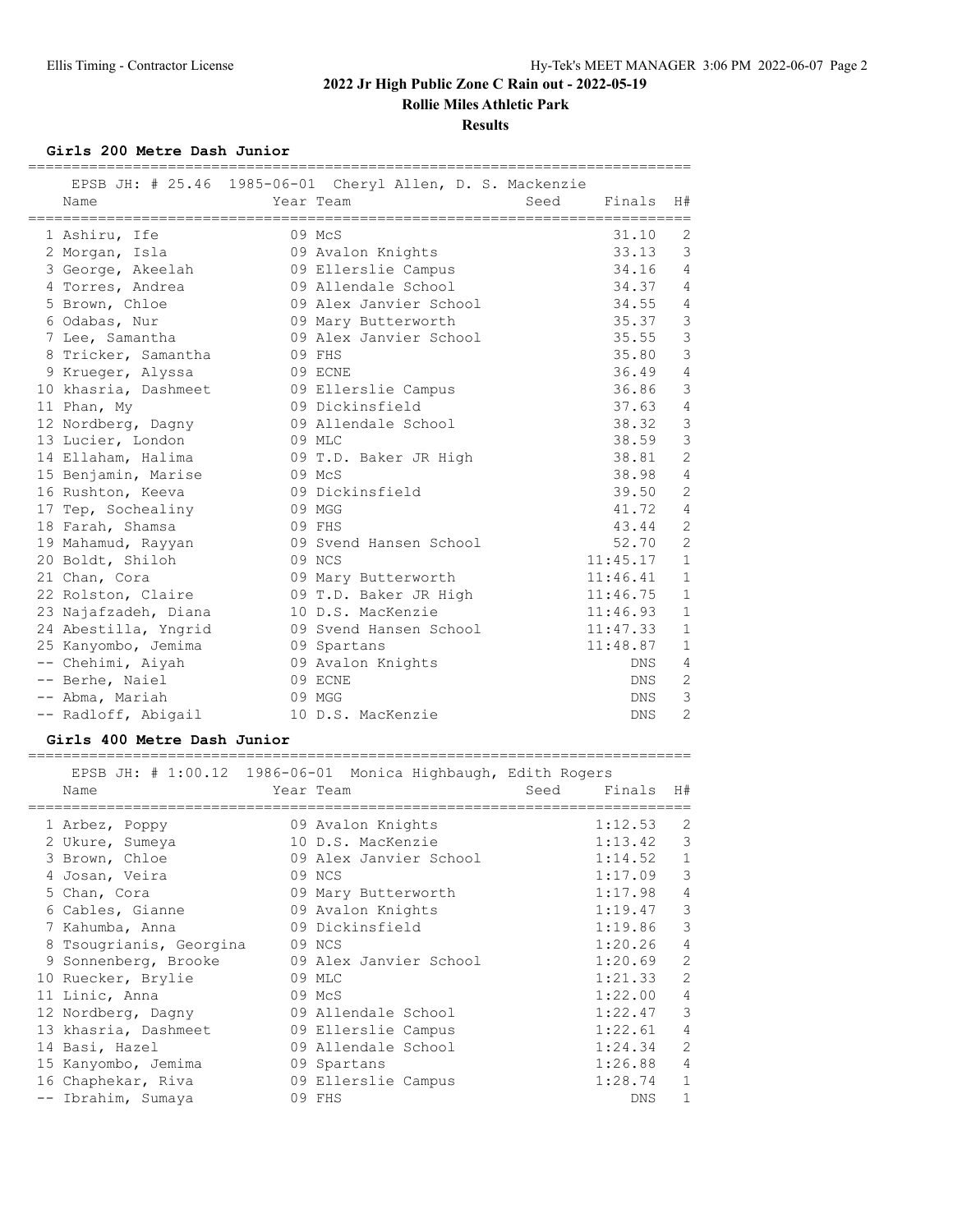# 2022 Jr High Public Zone C Rain out - 2022-05-19

## Rollie Miles Athletic Park

### Results

#### Girls 200 Metre Dash Junior

EPSB JH: # 25.46 1985-06-01 Cheryl Allen, D. S. Mackenzie

| Name | Year | Team | Seed | Finals | H# |
|---|---|---|---|---|---|
| 1 Ashiru, Ife | 09 | McS | | 31.10 | 2 |
| 2 Morgan, Isla | 09 | Avalon Knights | | 33.13 | 3 |
| 3 George, Akeelah | 09 | Ellerslie Campus | | 34.16 | 4 |
| 4 Torres, Andrea | 09 | Allendale School | | 34.37 | 4 |
| 5 Brown, Chloe | 09 | Alex Janvier School | | 34.55 | 4 |
| 6 Odabas, Nur | 09 | Mary Butterworth | | 35.37 | 3 |
| 7 Lee, Samantha | 09 | Alex Janvier School | | 35.55 | 3 |
| 8 Tricker, Samantha | 09 | FHS | | 35.80 | 3 |
| 9 Krueger, Alyssa | 09 | ECNE | | 36.49 | 4 |
| 10 khasria, Dashmeet | 09 | Ellerslie Campus | | 36.86 | 3 |
| 11 Phan, My | 09 | Dickinsfield | | 37.63 | 4 |
| 12 Nordberg, Dagny | 09 | Allendale School | | 38.32 | 3 |
| 13 Lucier, London | 09 | MLC | | 38.59 | 3 |
| 14 Ellaham, Halima | 09 | T.D. Baker JR High | | 38.81 | 2 |
| 15 Benjamin, Marise | 09 | McS | | 38.98 | 4 |
| 16 Rushton, Keeva | 09 | Dickinsfield | | 39.50 | 2 |
| 17 Tep, Sochealiny | 09 | MGG | | 41.72 | 4 |
| 18 Farah, Shamsa | 09 | FHS | | 43.44 | 2 |
| 19 Mahamud, Rayyan | 09 | Svend Hansen School | | 52.70 | 2 |
| 20 Boldt, Shiloh | 09 | NCS | | 11:45.17 | 1 |
| 21 Chan, Cora | 09 | Mary Butterworth | | 11:46.41 | 1 |
| 22 Rolston, Claire | 09 | T.D. Baker JR High | | 11:46.75 | 1 |
| 23 Najafzadeh, Diana | 10 | D.S. MacKenzie | | 11:46.93 | 1 |
| 24 Abestilla, Yngrid | 09 | Svend Hansen School | | 11:47.33 | 1 |
| 25 Kanyombo, Jemima | 09 | Spartans | | 11:48.87 | 1 |
| -- Chehimi, Aiyah | 09 | Avalon Knights | | DNS | 4 |
| -- Berhe, Naiel | 09 | ECNE | | DNS | 2 |
| -- Abma, Mariah | 09 | MGG | | DNS | 3 |
| -- Radloff, Abigail | 10 | D.S. MacKenzie | | DNS | 2 |

#### Girls 400 Metre Dash Junior

EPSB JH: # 1:00.12 1986-06-01 Monica Highbaugh, Edith Rogers

| Name | Year | Team | Seed | Finals | H# |
|---|---|---|---|---|---|
| 1 Arbez, Poppy | 09 | Avalon Knights | | 1:12.53 | 2 |
| 2 Ukure, Sumeya | 10 | D.S. MacKenzie | | 1:13.42 | 3 |
| 3 Brown, Chloe | 09 | Alex Janvier School | | 1:14.52 | 1 |
| 4 Josan, Veira | 09 | NCS | | 1:17.09 | 3 |
| 5 Chan, Cora | 09 | Mary Butterworth | | 1:17.98 | 4 |
| 6 Cables, Gianne | 09 | Avalon Knights | | 1:19.47 | 3 |
| 7 Kahumba, Anna | 09 | Dickinsfield | | 1:19.86 | 3 |
| 8 Tsougrianis, Georgina | 09 | NCS | | 1:20.26 | 4 |
| 9 Sonnenberg, Brooke | 09 | Alex Janvier School | | 1:20.69 | 2 |
| 10 Ruecker, Brylie | 09 | MLC | | 1:21.33 | 2 |
| 11 Linic, Anna | 09 | McS | | 1:22.00 | 4 |
| 12 Nordberg, Dagny | 09 | Allendale School | | 1:22.47 | 3 |
| 13 khasria, Dashmeet | 09 | Ellerslie Campus | | 1:22.61 | 4 |
| 14 Basi, Hazel | 09 | Allendale School | | 1:24.34 | 2 |
| 15 Kanyombo, Jemima | 09 | Spartans | | 1:26.88 | 4 |
| 16 Chaphekar, Riva | 09 | Ellerslie Campus | | 1:28.74 | 1 |
| -- Ibrahim, Sumaya | 09 | FHS | | DNS | 1 |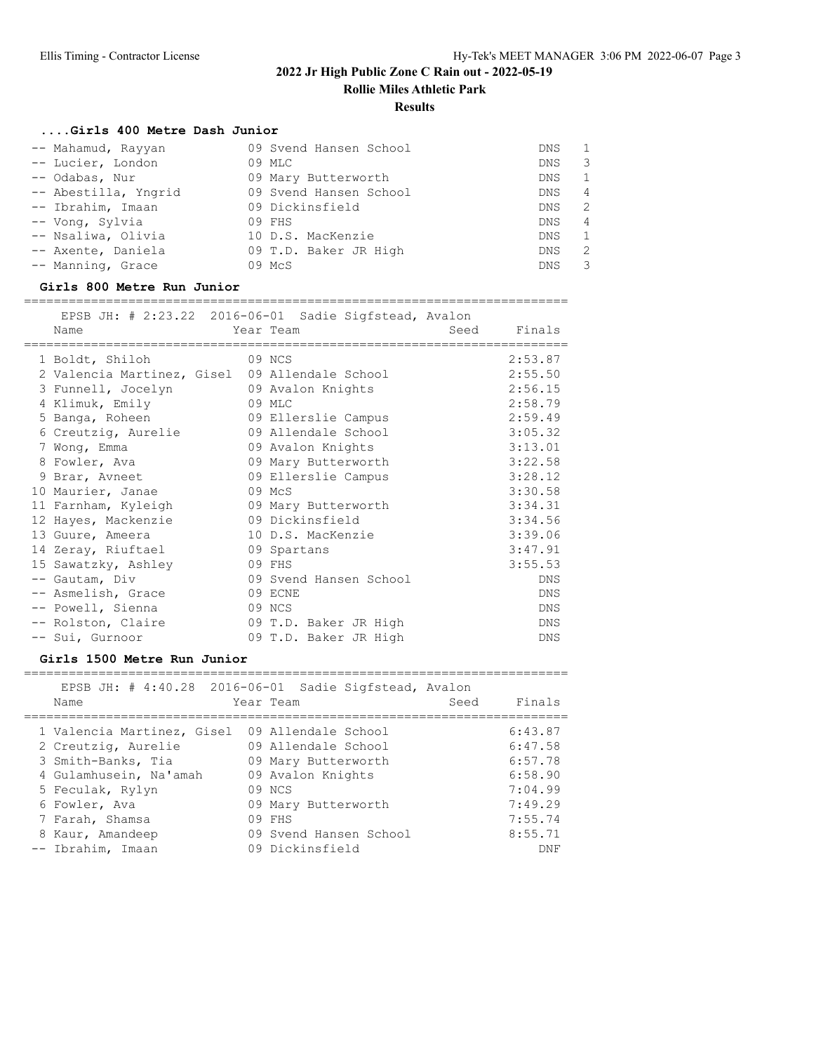# 2022 Jr High Public Zone C Rain out - 2022-05-19

## Rollie Miles Athletic Park

### Results

#### ....Girls 400 Metre Dash Junior

| Place | Name | Year | Team | Finals | Heat |
|---|---|---|---|---|---|
| -- | Mahamud, Rayyan | 09 | Svend Hansen School | DNS | 1 |
| -- | Lucier, London | 09 | MLC | DNS | 3 |
| -- | Odabas, Nur | 09 | Mary Butterworth | DNS | 1 |
| -- | Abestilla, Yngrid | 09 | Svend Hansen School | DNS | 4 |
| -- | Ibrahim, Imaan | 09 | Dickinsfield | DNS | 2 |
| -- | Vong, Sylvia | 09 | FHS | DNS | 4 |
| -- | Nsaliwa, Olivia | 10 | D.S. MacKenzie | DNS | 1 |
| -- | Axente, Daniela | 09 | T.D. Baker JR High | DNS | 2 |
| -- | Manning, Grace | 09 | McS | DNS | 3 |

#### Girls 800 Metre Run Junior

EPSB JH: # 2:23.22 2016-06-01 Sadie Sigfstead, Avalon

| Place | Name | Year | Team | Seed | Finals |
|---|---|---|---|---|---|
| 1 | Boldt, Shiloh | 09 | NCS | | 2:53.87 |
| 2 | Valencia Martinez, Gisel | 09 | Allendale School | | 2:55.50 |
| 3 | Funnell, Jocelyn | 09 | Avalon Knights | | 2:56.15 |
| 4 | Klimuk, Emily | 09 | MLC | | 2:58.79 |
| 5 | Banga, Roheen | 09 | Ellerslie Campus | | 2:59.49 |
| 6 | Creutzig, Aurelie | 09 | Allendale School | | 3:05.32 |
| 7 | Wong, Emma | 09 | Avalon Knights | | 3:13.01 |
| 8 | Fowler, Ava | 09 | Mary Butterworth | | 3:22.58 |
| 9 | Brar, Avneet | 09 | Ellerslie Campus | | 3:28.12 |
| 10 | Maurier, Janae | 09 | McS | | 3:30.58 |
| 11 | Farnham, Kyleigh | 09 | Mary Butterworth | | 3:34.31 |
| 12 | Hayes, Mackenzie | 09 | Dickinsfield | | 3:34.56 |
| 13 | Guure, Ameera | 10 | D.S. MacKenzie | | 3:39.06 |
| 14 | Zeray, Riuftael | 09 | Spartans | | 3:47.91 |
| 15 | Sawatzky, Ashley | 09 | FHS | | 3:55.53 |
| -- | Gautam, Div | 09 | Svend Hansen School | | DNS |
| -- | Asmelish, Grace | 09 | ECNE | | DNS |
| -- | Powell, Sienna | 09 | NCS | | DNS |
| -- | Rolston, Claire | 09 | T.D. Baker JR High | | DNS |
| -- | Sui, Gurnoor | 09 | T.D. Baker JR High | | DNS |

#### Girls 1500 Metre Run Junior

EPSB JH: # 4:40.28 2016-06-01 Sadie Sigfstead, Avalon

| Place | Name | Year | Team | Seed | Finals |
|---|---|---|---|---|---|
| 1 | Valencia Martinez, Gisel | 09 | Allendale School | | 6:43.87 |
| 2 | Creutzig, Aurelie | 09 | Allendale School | | 6:47.58 |
| 3 | Smith-Banks, Tia | 09 | Mary Butterworth | | 6:57.78 |
| 4 | Gulamhusein, Na'amah | 09 | Avalon Knights | | 6:58.90 |
| 5 | Feculak, Rylyn | 09 | NCS | | 7:04.99 |
| 6 | Fowler, Ava | 09 | Mary Butterworth | | 7:49.29 |
| 7 | Farah, Shamsa | 09 | FHS | | 7:55.74 |
| 8 | Kaur, Amandeep | 09 | Svend Hansen School | | 8:55.71 |
| -- | Ibrahim, Imaan | 09 | Dickinsfield | | DNF |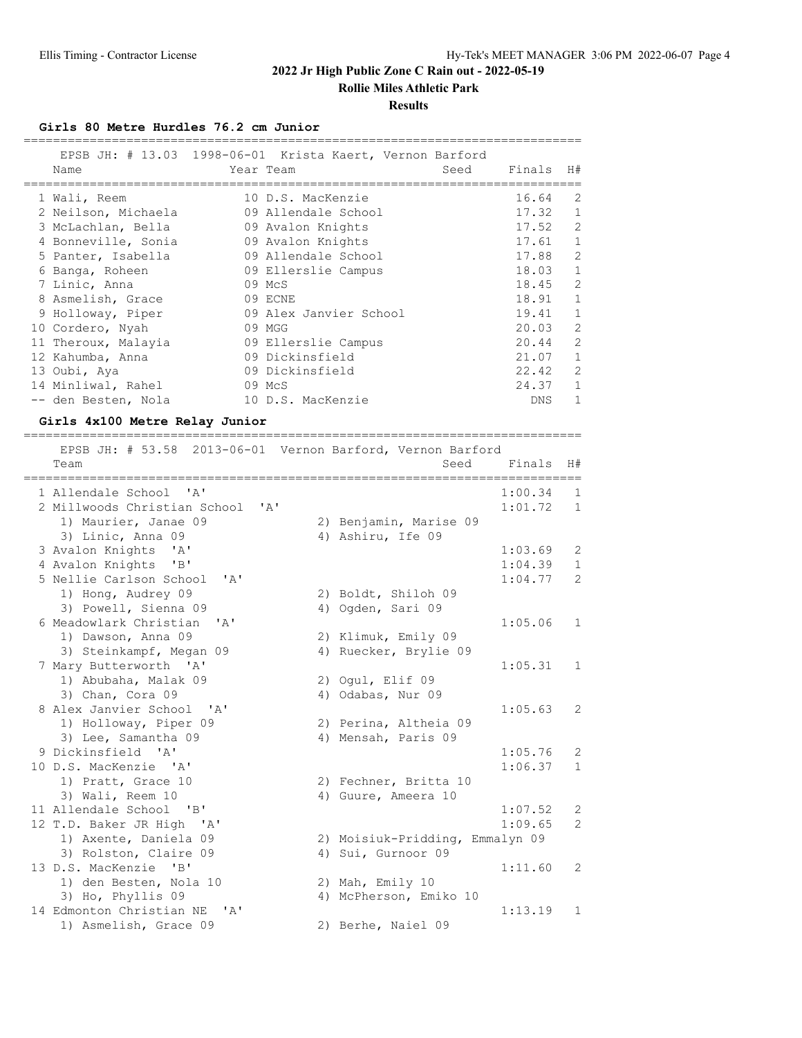# 2022 Jr High Public Zone C Rain out - 2022-05-19

## Rollie Miles Athletic Park

### Results

#### Girls 80 Metre Hurdles 76.2 cm Junior

EPSB JH: # 13.03 1998-06-01 Krista Kaert, Vernon Barford

| Place | Name | Year | Team | Seed | Finals | H# |
|---|---|---|---|---|---|---|
| 1 | Wali, Reem | 10 | D.S. MacKenzie | | 16.64 | 2 |
| 2 | Neilson, Michaela | 09 | Allendale School | | 17.32 | 1 |
| 3 | McLachlan, Bella | 09 | Avalon Knights | | 17.52 | 2 |
| 4 | Bonneville, Sonia | 09 | Avalon Knights | | 17.61 | 1 |
| 5 | Panter, Isabella | 09 | Allendale School | | 17.88 | 2 |
| 6 | Banga, Roheen | 09 | Ellerslie Campus | | 18.03 | 1 |
| 7 | Linic, Anna | 09 | McS | | 18.45 | 2 |
| 8 | Asmelish, Grace | 09 | ECNE | | 18.91 | 1 |
| 9 | Holloway, Piper | 09 | Alex Janvier School | | 19.41 | 1 |
| 10 | Cordero, Nyah | 09 | MGG | | 20.03 | 2 |
| 11 | Theroux, Malayia | 09 | Ellerslie Campus | | 20.44 | 2 |
| 12 | Kahumba, Anna | 09 | Dickinsfield | | 21.07 | 1 |
| 13 | Oubi, Aya | 09 | Dickinsfield | | 22.42 | 2 |
| 14 | Minliwal, Rahel | 09 | McS | | 24.37 | 1 |
| -- | den Besten, Nola | 10 | D.S. MacKenzie | | DNS | 1 |

#### Girls 4x100 Metre Relay Junior

EPSB JH: # 53.58 2013-06-01 Vernon Barford, Vernon Barford

| Place | Team | Seed | Finals | H# |
|---|---|---|---|---|
| 1 | Allendale School 'A' | | 1:00.34 | 1 |
| 2 | Millwoods Christian School 'A' | | 1:01.72 | 1 |
| | 1) Maurier, Janae 09; 2) Benjamin, Marise 09; 3) Linic, Anna 09; 4) Ashiru, Ife 09 | | | |
| 3 | Avalon Knights 'A' | | 1:03.69 | 2 |
| 4 | Avalon Knights 'B' | | 1:04.39 | 1 |
| 5 | Nellie Carlson School 'A' | | 1:04.77 | 2 |
| | 1) Hong, Audrey 09; 2) Boldt, Shiloh 09; 3) Powell, Sienna 09; 4) Ogden, Sari 09 | | | |
| 6 | Meadowlark Christian 'A' | | 1:05.06 | 1 |
| | 1) Dawson, Anna 09; 2) Klimuk, Emily 09; 3) Steinkampf, Megan 09; 4) Ruecker, Brylie 09 | | | |
| 7 | Mary Butterworth 'A' | | 1:05.31 | 1 |
| | 1) Abubaha, Malak 09; 2) Ogul, Elif 09; 3) Chan, Cora 09; 4) Odabas, Nur 09 | | | |
| 8 | Alex Janvier School 'A' | | 1:05.63 | 2 |
| | 1) Holloway, Piper 09; 2) Perina, Altheia 09; 3) Lee, Samantha 09; 4) Mensah, Paris 09 | | | |
| 9 | Dickinsfield 'A' | | 1:05.76 | 2 |
| 10 | D.S. MacKenzie 'A' | | 1:06.37 | 1 |
| | 1) Pratt, Grace 10; 2) Fechner, Britta 10; 3) Wali, Reem 10; 4) Guure, Ameera 10 | | | |
| 11 | Allendale School 'B' | | 1:07.52 | 2 |
| 12 | T.D. Baker JR High 'A' | | 1:09.65 | 2 |
| | 1) Axente, Daniela 09; 2) Moisiuk-Pridding, Emmalyn 09; 3) Rolston, Claire 09; 4) Sui, Gurnoor 09 | | | |
| 13 | D.S. MacKenzie 'B' | | 1:11.60 | 2 |
| | 1) den Besten, Nola 10; 2) Mah, Emily 10; 3) Ho, Phyllis 09; 4) McPherson, Emiko 10 | | | |
| 14 | Edmonton Christian NE 'A' | | 1:13.19 | 1 |
| | 1) Asmelish, Grace 09; 2) Berhe, Naiel 09 | | | |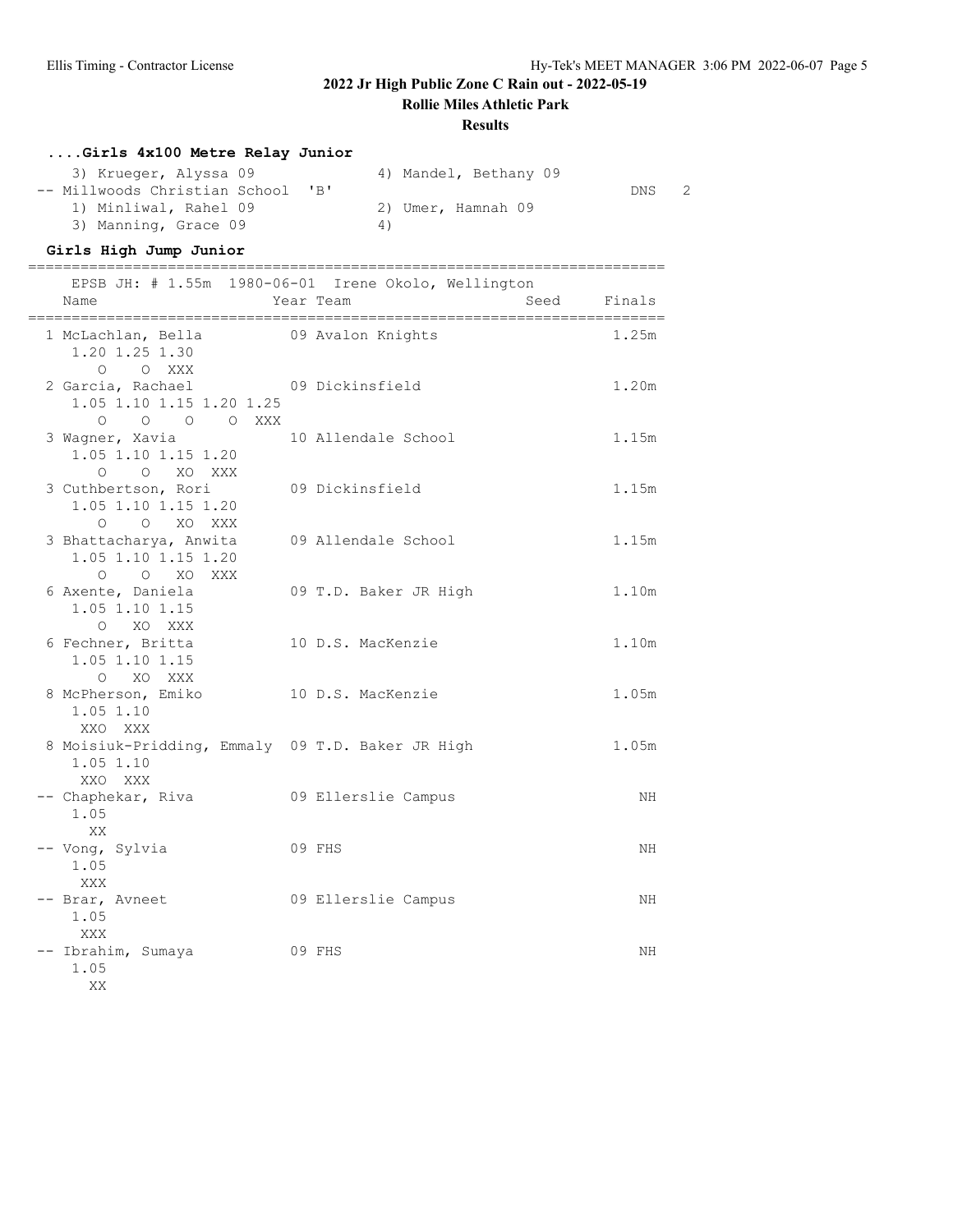## 2022 Jr High Public Zone C Rain out - 2022-05-19

**Rollie Miles Athletic Park**

**Results**

### ....Girls 4x100 Metre Relay Junior

```
   3) Krueger, Alyssa 09            4) Mandel, Bethany 09
-- Millwoods Christian School  'B'                                DNS   2
   1) Minliwal, Rahel 09            2) Umer, Hamnah 09
   3) Manning, Grace 09             4)
```

### Girls High Jump Junior

```
=========================================================================
    EPSB JH: # 1.55m  1980-06-01  Irene Okolo, Wellington
    Name                    Year Team                    Seed    Finals
=========================================================================
  1 McLachlan, Bella          09 Avalon Knights                   1.25m
     1.20 1.25 1.30
        O    O  XXX
  2 Garcia, Rachael           09 Dickinsfield                     1.20m
     1.05 1.10 1.15 1.20 1.25
        O    O    O    O  XXX
  3 Wagner, Xavia             10 Allendale School                 1.15m
     1.05 1.10 1.15 1.20
        O    O   XO  XXX
  3 Cuthbertson, Rori         09 Dickinsfield                     1.15m
     1.05 1.10 1.15 1.20
        O    O   XO  XXX
  3 Bhattacharya, Anwita      09 Allendale School                 1.15m
     1.05 1.10 1.15 1.20
        O    O   XO  XXX
  6 Axente, Daniela           09 T.D. Baker JR High               1.10m
     1.05 1.10 1.15
        O   XO  XXX
  6 Fechner, Britta           10 D.S. MacKenzie                   1.10m
     1.05 1.10 1.15
        O   XO  XXX
  8 McPherson, Emiko          10 D.S. MacKenzie                   1.05m
     1.05 1.10
      XXO  XXX
  8 Moisiuk-Pridding, Emmaly  09 T.D. Baker JR High               1.05m
     1.05 1.10
      XXO  XXX
 -- Chaphekar, Riva           09 Ellerslie Campus                    NH
     1.05
       XX
 -- Vong, Sylvia              09 FHS                                 NH
     1.05
      XXX
 -- Brar, Avneet              09 Ellerslie Campus                    NH
     1.05
      XXX
 -- Ibrahim, Sumaya           09 FHS                                 NH
     1.05
       XX
```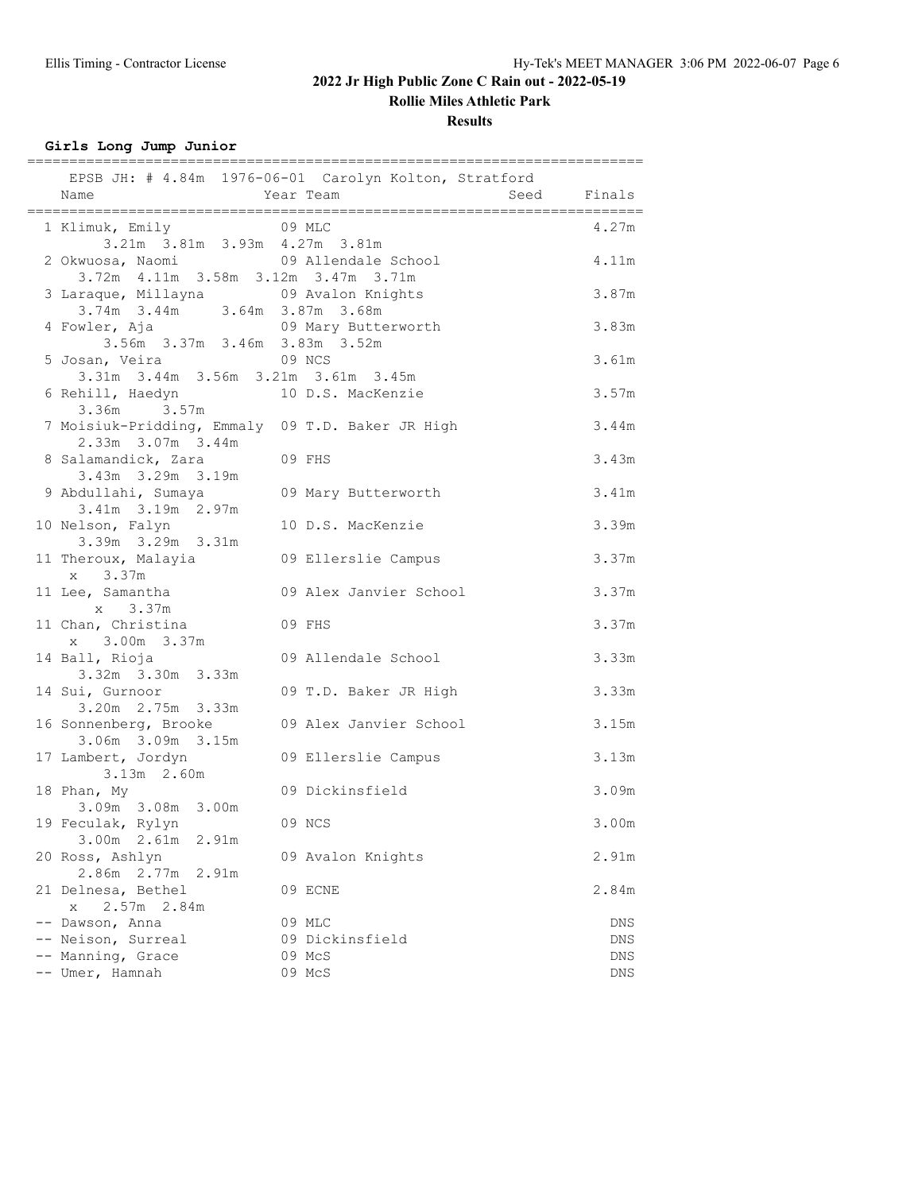## 2022 Jr High Public Zone C Rain out - 2022-05-19

### Rollie Miles Athletic Park

### Results

**Girls Long Jump Junior**

EPSB JH: # 4.84m 1976-06-01 Carolyn Kolton, Stratford

| Place | Name | Year | Team | Seed | Finals |
|---|---|---|---|---|---|
| 1 | Klimuk, Emily | 09 | MLC | | 4.27m |
| | 3.21m 3.81m 3.93m 4.27m 3.81m | | | | |
| 2 | Okwuosa, Naomi | 09 | Allendale School | | 4.11m |
| | 3.72m 4.11m 3.58m 3.12m 3.47m 3.71m | | | | |
| 3 | Laraque, Millayna | 09 | Avalon Knights | | 3.87m |
| | 3.74m 3.44m 3.64m 3.87m 3.68m | | | | |
| 4 | Fowler, Aja | 09 | Mary Butterworth | | 3.83m |
| | 3.56m 3.37m 3.46m 3.83m 3.52m | | | | |
| 5 | Josan, Veira | 09 | NCS | | 3.61m |
| | 3.31m 3.44m 3.56m 3.21m 3.61m 3.45m | | | | |
| 6 | Rehill, Haedyn | 10 | D.S. MacKenzie | | 3.57m |
| | 3.36m 3.57m | | | | |
| 7 | Moisiuk-Pridding, Emmaly | 09 | T.D. Baker JR High | | 3.44m |
| | 2.33m 3.07m 3.44m | | | | |
| 8 | Salamandick, Zara | 09 | FHS | | 3.43m |
| | 3.43m 3.29m 3.19m | | | | |
| 9 | Abdullahi, Sumaya | 09 | Mary Butterworth | | 3.41m |
| | 3.41m 3.19m 2.97m | | | | |
| 10 | Nelson, Falyn | 10 | D.S. MacKenzie | | 3.39m |
| | 3.39m 3.29m 3.31m | | | | |
| 11 | Theroux, Malayia | 09 | Ellerslie Campus | | 3.37m |
| | x 3.37m | | | | |
| 11 | Lee, Samantha | 09 | Alex Janvier School | | 3.37m |
| | x 3.37m | | | | |
| 11 | Chan, Christina | 09 | FHS | | 3.37m |
| | x 3.00m 3.37m | | | | |
| 14 | Ball, Rioja | 09 | Allendale School | | 3.33m |
| | 3.32m 3.30m 3.33m | | | | |
| 14 | Sui, Gurnoor | 09 | T.D. Baker JR High | | 3.33m |
| | 3.20m 2.75m 3.33m | | | | |
| 16 | Sonnenberg, Brooke | 09 | Alex Janvier School | | 3.15m |
| | 3.06m 3.09m 3.15m | | | | |
| 17 | Lambert, Jordyn | 09 | Ellerslie Campus | | 3.13m |
| | 3.13m 2.60m | | | | |
| 18 | Phan, My | 09 | Dickinsfield | | 3.09m |
| | 3.09m 3.08m 3.00m | | | | |
| 19 | Feculak, Rylyn | 09 | NCS | | 3.00m |
| | 3.00m 2.61m 2.91m | | | | |
| 20 | Ross, Ashlyn | 09 | Avalon Knights | | 2.91m |
| | 2.86m 2.77m 2.91m | | | | |
| 21 | Delnesa, Bethel | 09 | ECNE | | 2.84m |
| | x 2.57m 2.84m | | | | |
| -- | Dawson, Anna | 09 | MLC | | DNS |
| -- | Neison, Surreal | 09 | Dickinsfield | | DNS |
| -- | Manning, Grace | 09 | McS | | DNS |
| -- | Umer, Hamnah | 09 | McS | | DNS |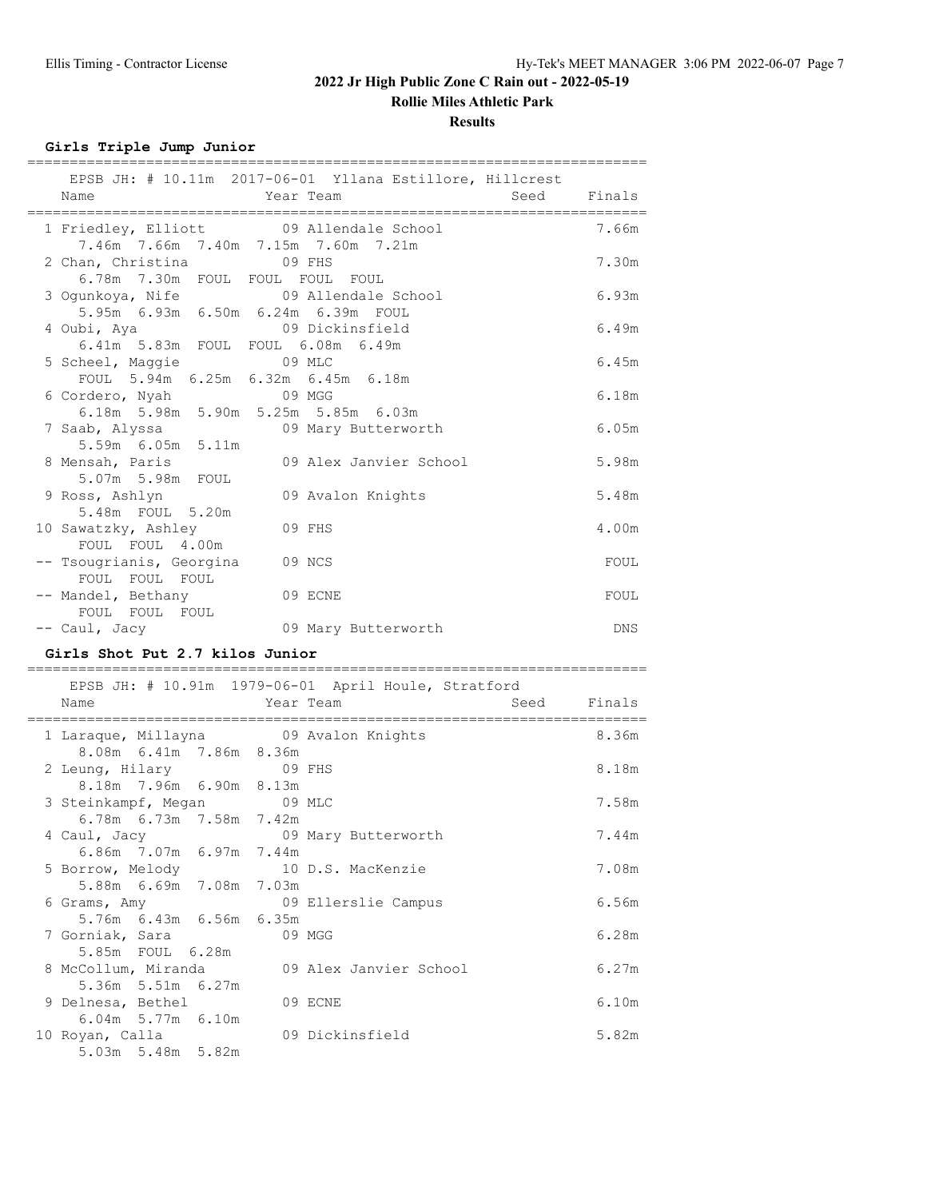# 2022 Jr High Public Zone C Rain out - 2022-05-19

## Rollie Miles Athletic Park

### Results

**Girls Triple Jump Junior**

EPSB JH: # 10.11m 2017-06-01 Yllana Estillore, Hillcrest

| Place | Name | Year | Team | Seed | Finals |
|---|---|---|---|---|---|
| 1 | Friedley, Elliott | 09 | Allendale School | | 7.66m |
| | 7.46m 7.66m 7.40m 7.15m 7.60m 7.21m | | | | |
| 2 | Chan, Christina | 09 | FHS | | 7.30m |
| | 6.78m 7.30m FOUL FOUL FOUL FOUL | | | | |
| 3 | Ogunkoya, Nife | 09 | Allendale School | | 6.93m |
| | 5.95m 6.93m 6.50m 6.24m 6.39m FOUL | | | | |
| 4 | Oubi, Aya | 09 | Dickinsfield | | 6.49m |
| | 6.41m 5.83m FOUL FOUL 6.08m 6.49m | | | | |
| 5 | Scheel, Maggie | 09 | MLC | | 6.45m |
| | FOUL 5.94m 6.25m 6.32m 6.45m 6.18m | | | | |
| 6 | Cordero, Nyah | 09 | MGG | | 6.18m |
| | 6.18m 5.98m 5.90m 5.25m 5.85m 6.03m | | | | |
| 7 | Saab, Alyssa | 09 | Mary Butterworth | | 6.05m |
| | 5.59m 6.05m 5.11m | | | | |
| 8 | Mensah, Paris | 09 | Alex Janvier School | | 5.98m |
| | 5.07m 5.98m FOUL | | | | |
| 9 | Ross, Ashlyn | 09 | Avalon Knights | | 5.48m |
| | 5.48m FOUL 5.20m | | | | |
| 10 | Sawatzky, Ashley | 09 | FHS | | 4.00m |
| | FOUL FOUL 4.00m | | | | |
| -- | Tsougrianis, Georgina | 09 | NCS | | FOUL |
| | FOUL FOUL FOUL | | | | |
| -- | Mandel, Bethany | 09 | ECNE | | FOUL |
| | FOUL FOUL FOUL | | | | |
| -- | Caul, Jacy | 09 | Mary Butterworth | | DNS |

**Girls Shot Put 2.7 kilos Junior**

EPSB JH: # 10.91m 1979-06-01 April Houle, Stratford

| Place | Name | Year | Team | Seed | Finals |
|---|---|---|---|---|---|
| 1 | Laraque, Millayna | 09 | Avalon Knights | | 8.36m |
| | 8.08m 6.41m 7.86m 8.36m | | | | |
| 2 | Leung, Hilary | 09 | FHS | | 8.18m |
| | 8.18m 7.96m 6.90m 8.13m | | | | |
| 3 | Steinkampf, Megan | 09 | MLC | | 7.58m |
| | 6.78m 6.73m 7.58m 7.42m | | | | |
| 4 | Caul, Jacy | 09 | Mary Butterworth | | 7.44m |
| | 6.86m 7.07m 6.97m 7.44m | | | | |
| 5 | Borrow, Melody | 10 | D.S. MacKenzie | | 7.08m |
| | 5.88m 6.69m 7.08m 7.03m | | | | |
| 6 | Grams, Amy | 09 | Ellerslie Campus | | 6.56m |
| | 5.76m 6.43m 6.56m 6.35m | | | | |
| 7 | Gorniak, Sara | 09 | MGG | | 6.28m |
| | 5.85m FOUL 6.28m | | | | |
| 8 | McCollum, Miranda | 09 | Alex Janvier School | | 6.27m |
| | 5.36m 5.51m 6.27m | | | | |
| 9 | Delnesa, Bethel | 09 | ECNE | | 6.10m |
| | 6.04m 5.77m 6.10m | | | | |
| 10 | Royan, Calla | 09 | Dickinsfield | | 5.82m |
| | 5.03m 5.48m 5.82m | | | | |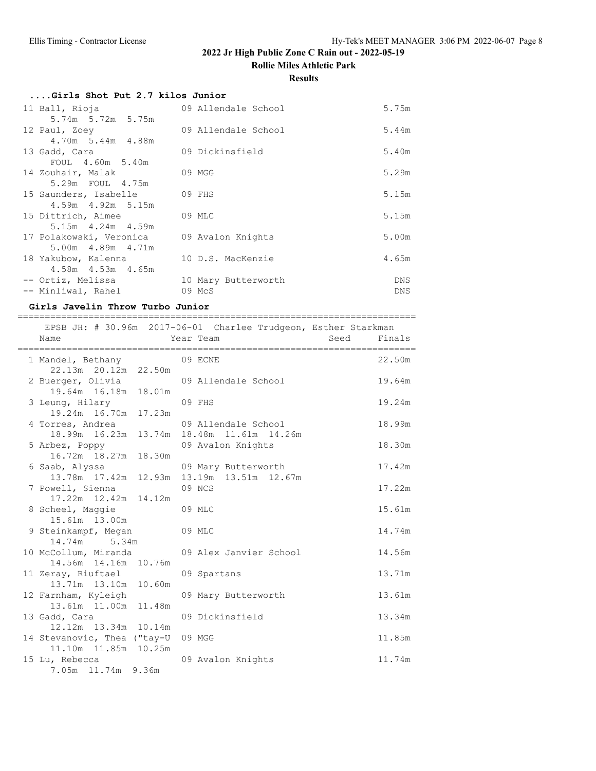## 2022 Jr High Public Zone C Rain out - 2022-05-19

### Rollie Miles Athletic Park

### Results

#### ....Girls Shot Put 2.7 kilos Junior

| | | | |
|---|---|---|---|
| 11 | Ball, Rioja | 09 Allendale School | 5.75m |
| | 5.74m 5.72m 5.75m | | |
| 12 | Paul, Zoey | 09 Allendale School | 5.44m |
| | 4.70m 5.44m 4.88m | | |
| 13 | Gadd, Cara | 09 Dickinsfield | 5.40m |
| | FOUL 4.60m 5.40m | | |
| 14 | Zouhair, Malak | 09 MGG | 5.29m |
| | 5.29m FOUL 4.75m | | |
| 15 | Saunders, Isabelle | 09 FHS | 5.15m |
| | 4.59m 4.92m 5.15m | | |
| 15 | Dittrich, Aimee | 09 MLC | 5.15m |
| | 5.15m 4.24m 4.59m | | |
| 17 | Polakowski, Veronica | 09 Avalon Knights | 5.00m |
| | 5.00m 4.89m 4.71m | | |
| 18 | Yakubow, Kalenna | 10 D.S. MacKenzie | 4.65m |
| | 4.58m 4.53m 4.65m | | |
| -- | Ortiz, Melissa | 10 Mary Butterworth | DNS |
| -- | Minliwal, Rahel | 09 McS | DNS |

#### Girls Javelin Throw Turbo Junior

EPSB JH: # 30.96m 2017-06-01 Charlee Trudgeon, Esther Starkman

| | Name | Year Team | Seed | Finals |
|---|---|---|---|---|
| 1 | Mandel, Bethany | 09 ECNE | | 22.50m |
| | 22.13m 20.12m 22.50m | | | |
| 2 | Buerger, Olivia | 09 Allendale School | | 19.64m |
| | 19.64m 16.18m 18.01m | | | |
| 3 | Leung, Hilary | 09 FHS | | 19.24m |
| | 19.24m 16.70m 17.23m | | | |
| 4 | Torres, Andrea | 09 Allendale School | | 18.99m |
| | 18.99m 16.23m 13.74m 18.48m 11.61m 14.26m | | | |
| 5 | Arbez, Poppy | 09 Avalon Knights | | 18.30m |
| | 16.72m 18.27m 18.30m | | | |
| 6 | Saab, Alyssa | 09 Mary Butterworth | | 17.42m |
| | 13.78m 17.42m 12.93m 13.19m 13.51m 12.67m | | | |
| 7 | Powell, Sienna | 09 NCS | | 17.22m |
| | 17.22m 12.42m 14.12m | | | |
| 8 | Scheel, Maggie | 09 MLC | | 15.61m |
| | 15.61m 13.00m | | | |
| 9 | Steinkampf, Megan | 09 MLC | | 14.74m |
| | 14.74m 5.34m | | | |
| 10 | McCollum, Miranda | 09 Alex Janvier School | | 14.56m |
| | 14.56m 14.16m 10.76m | | | |
| 11 | Zeray, Riuftael | 09 Spartans | | 13.71m |
| | 13.71m 13.10m 10.60m | | | |
| 12 | Farnham, Kyleigh | 09 Mary Butterworth | | 13.61m |
| | 13.61m 11.00m 11.48m | | | |
| 13 | Gadd, Cara | 09 Dickinsfield | | 13.34m |
| | 12.12m 13.34m 10.14m | | | |
| 14 | Stevanovic, Thea ("tay-U | 09 MGG | | 11.85m |
| | 11.10m 11.85m 10.25m | | | |
| 15 | Lu, Rebecca | 09 Avalon Knights | | 11.74m |
| | 7.05m 11.74m 9.36m | | | |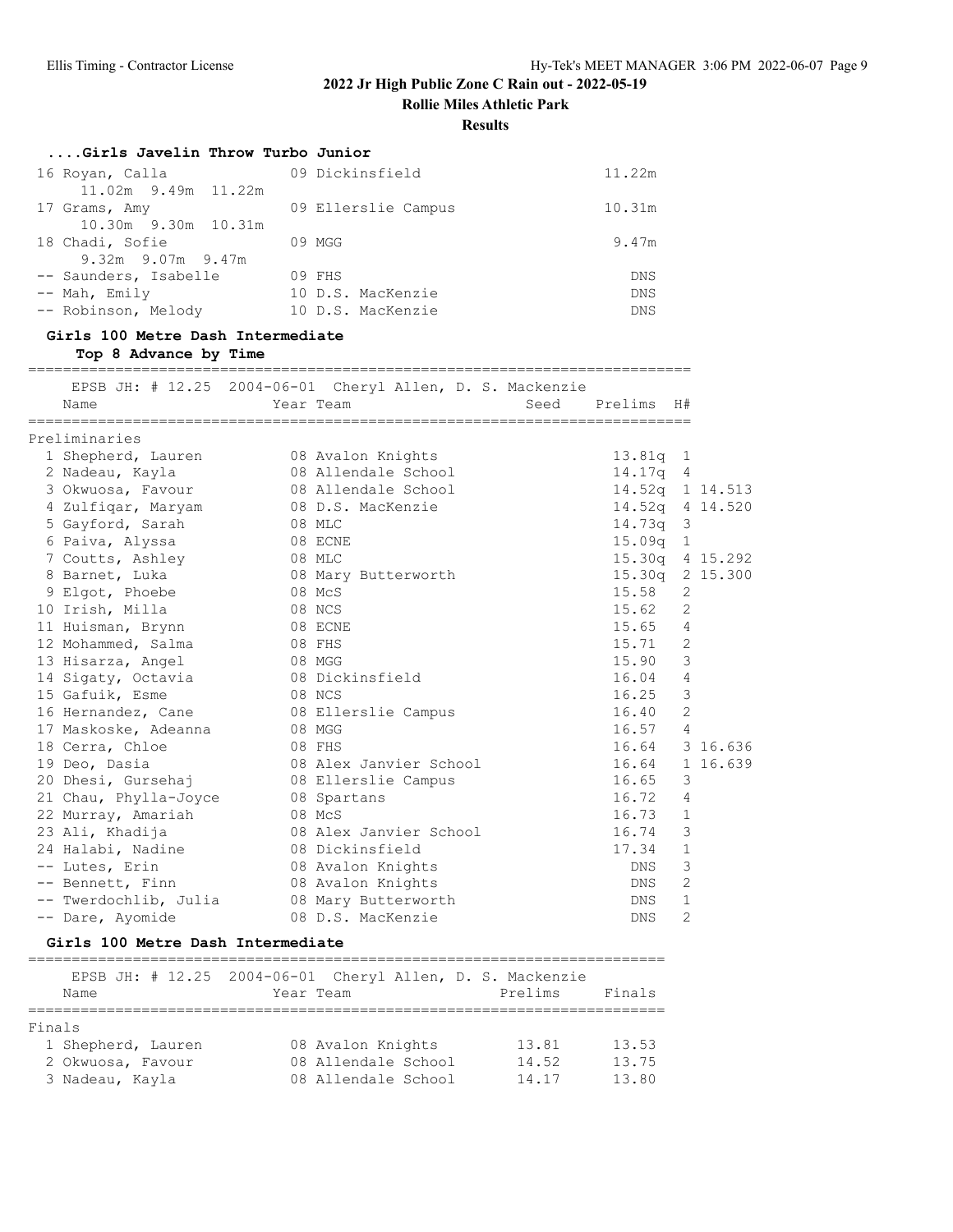## 2022 Jr High Public Zone C Rain out - 2022-05-19

**Rollie Miles Athletic Park**

**Results**

### ....Girls Javelin Throw Turbo Junior

| | | | |
|---|---|---|---|
| 16 Royan, Calla | 09 Dickinsfield | 11.22m | |
| | 11.02m 9.49m 11.22m | | |
| 17 Grams, Amy | 09 Ellerslie Campus | 10.31m | |
| | 10.30m 9.30m 10.31m | | |
| 18 Chadi, Sofie | 09 MGG | 9.47m | |
| | 9.32m 9.07m 9.47m | | |
| -- Saunders, Isabelle | 09 FHS | DNS | |
| -- Mah, Emily | 10 D.S. MacKenzie | DNS | |
| -- Robinson, Melody | 10 D.S. MacKenzie | DNS | |

### Girls 100 Metre Dash Intermediate

**Top 8 Advance by Time**

EPSB JH: # 12.25 2004-06-01 Cheryl Allen, D. S. Mackenzie

| Name | Year Team | Seed | Prelims | H# | |
|---|---|---|---|---|---|
| **Preliminaries** | | | | | |
| 1 Shepherd, Lauren | 08 Avalon Knights | | 13.81q | 1 | |
| 2 Nadeau, Kayla | 08 Allendale School | | 14.17q | 4 | |
| 3 Okwuosa, Favour | 08 Allendale School | | 14.52q | 1 | 14.513 |
| 4 Zulfiqar, Maryam | 08 D.S. MacKenzie | | 14.52q | 4 | 14.520 |
| 5 Gayford, Sarah | 08 MLC | | 14.73q | 3 | |
| 6 Paiva, Alyssa | 08 ECNE | | 15.09q | 1 | |
| 7 Coutts, Ashley | 08 MLC | | 15.30q | 4 | 15.292 |
| 8 Barnet, Luka | 08 Mary Butterworth | | 15.30q | 2 | 15.300 |
| 9 Elgot, Phoebe | 08 McS | | 15.58 | 2 | |
| 10 Irish, Milla | 08 NCS | | 15.62 | 2 | |
| 11 Huisman, Brynn | 08 ECNE | | 15.65 | 4 | |
| 12 Mohammed, Salma | 08 FHS | | 15.71 | 2 | |
| 13 Hisarza, Angel | 08 MGG | | 15.90 | 3 | |
| 14 Sigaty, Octavia | 08 Dickinsfield | | 16.04 | 4 | |
| 15 Gafuik, Esme | 08 NCS | | 16.25 | 3 | |
| 16 Hernandez, Cane | 08 Ellerslie Campus | | 16.40 | 2 | |
| 17 Maskoske, Adeanna | 08 MGG | | 16.57 | 4 | |
| 18 Cerra, Chloe | 08 FHS | | 16.64 | 3 | 16.636 |
| 19 Deo, Dasia | 08 Alex Janvier School | | 16.64 | 1 | 16.639 |
| 20 Dhesi, Gursehaj | 08 Ellerslie Campus | | 16.65 | 3 | |
| 21 Chau, Phylla-Joyce | 08 Spartans | | 16.72 | 4 | |
| 22 Murray, Amariah | 08 McS | | 16.73 | 1 | |
| 23 Ali, Khadija | 08 Alex Janvier School | | 16.74 | 3 | |
| 24 Halabi, Nadine | 08 Dickinsfield | | 17.34 | 1 | |
| -- Lutes, Erin | 08 Avalon Knights | | DNS | 3 | |
| -- Bennett, Finn | 08 Avalon Knights | | DNS | 2 | |
| -- Twerdochlib, Julia | 08 Mary Butterworth | | DNS | 1 | |
| -- Dare, Ayomide | 08 D.S. MacKenzie | | DNS | 2 | |

### Girls 100 Metre Dash Intermediate

EPSB JH: # 12.25 2004-06-01 Cheryl Allen, D. S. Mackenzie

| Name | Year Team | Prelims | Finals |
|---|---|---|---|
| **Finals** | | | |
| 1 Shepherd, Lauren | 08 Avalon Knights | 13.81 | 13.53 |
| 2 Okwuosa, Favour | 08 Allendale School | 14.52 | 13.75 |
| 3 Nadeau, Kayla | 08 Allendale School | 14.17 | 13.80 |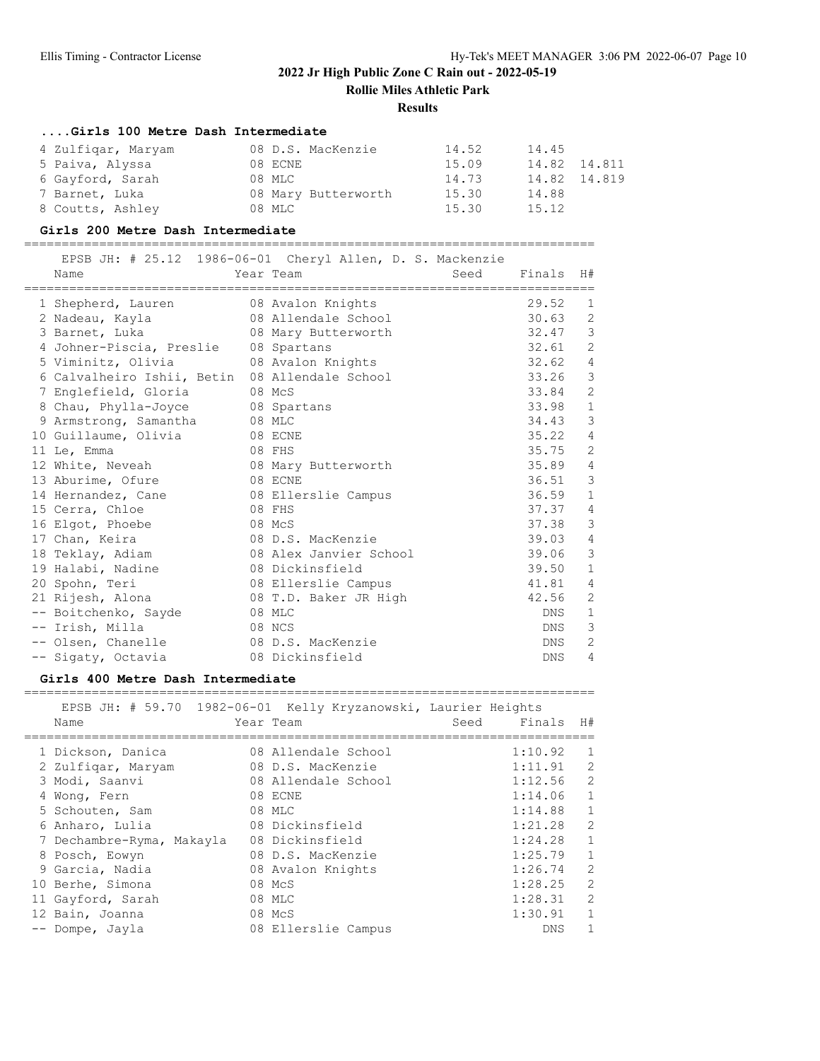## 2022 Jr High Public Zone C Rain out - 2022-05-19

**Rollie Miles Athletic Park**

**Results**

### ....Girls 100 Metre Dash Intermediate

| Place | Name | Year | Team | Seed | Finals | |
|---|---|---|---|---|---|---|
| 4 | Zulfiqar, Maryam | 08 | D.S. MacKenzie | 14.52 | 14.45 | |
| 5 | Paiva, Alyssa | 08 | ECNE | 15.09 | 14.82 | 14.811 |
| 6 | Gayford, Sarah | 08 | MLC | 14.73 | 14.82 | 14.819 |
| 7 | Barnet, Luka | 08 | Mary Butterworth | 15.30 | 14.88 | |
| 8 | Coutts, Ashley | 08 | MLC | 15.30 | 15.12 | |

### Girls 200 Metre Dash Intermediate

EPSB JH: # 25.12 1986-06-01 Cheryl Allen, D. S. Mackenzie

| | Name | Year | Team | Seed | Finals | H# |
|---|---|---|---|---|---|---|
| 1 | Shepherd, Lauren | 08 | Avalon Knights | | 29.52 | 1 |
| 2 | Nadeau, Kayla | 08 | Allendale School | | 30.63 | 2 |
| 3 | Barnet, Luka | 08 | Mary Butterworth | | 32.47 | 3 |
| 4 | Johner-Piscia, Preslie | 08 | Spartans | | 32.61 | 2 |
| 5 | Viminitz, Olivia | 08 | Avalon Knights | | 32.62 | 4 |
| 6 | Calvalheiro Ishii, Betin | 08 | Allendale School | | 33.26 | 3 |
| 7 | Englefield, Gloria | 08 | McS | | 33.84 | 2 |
| 8 | Chau, Phylla-Joyce | 08 | Spartans | | 33.98 | 1 |
| 9 | Armstrong, Samantha | 08 | MLC | | 34.43 | 3 |
| 10 | Guillaume, Olivia | 08 | ECNE | | 35.22 | 4 |
| 11 | Le, Emma | 08 | FHS | | 35.75 | 2 |
| 12 | White, Neveah | 08 | Mary Butterworth | | 35.89 | 4 |
| 13 | Aburime, Ofure | 08 | ECNE | | 36.51 | 3 |
| 14 | Hernandez, Cane | 08 | Ellerslie Campus | | 36.59 | 1 |
| 15 | Cerra, Chloe | 08 | FHS | | 37.37 | 4 |
| 16 | Elgot, Phoebe | 08 | McS | | 37.38 | 3 |
| 17 | Chan, Keira | 08 | D.S. MacKenzie | | 39.03 | 4 |
| 18 | Teklay, Adiam | 08 | Alex Janvier School | | 39.06 | 3 |
| 19 | Halabi, Nadine | 08 | Dickinsfield | | 39.50 | 1 |
| 20 | Spohn, Teri | 08 | Ellerslie Campus | | 41.81 | 4 |
| 21 | Rijesh, Alona | 08 | T.D. Baker JR High | | 42.56 | 2 |
| -- | Boitchenko, Sayde | 08 | MLC | | DNS | 1 |
| -- | Irish, Milla | 08 | NCS | | DNS | 3 |
| -- | Olsen, Chanelle | 08 | D.S. MacKenzie | | DNS | 2 |
| -- | Sigaty, Octavia | 08 | Dickinsfield | | DNS | 4 |

### Girls 400 Metre Dash Intermediate

EPSB JH: # 59.70 1982-06-01 Kelly Kryzanowski, Laurier Heights

| | Name | Year | Team | Seed | Finals | H# |
|---|---|---|---|---|---|---|
| 1 | Dickson, Danica | 08 | Allendale School | | 1:10.92 | 1 |
| 2 | Zulfiqar, Maryam | 08 | D.S. MacKenzie | | 1:11.91 | 2 |
| 3 | Modi, Saanvi | 08 | Allendale School | | 1:12.56 | 2 |
| 4 | Wong, Fern | 08 | ECNE | | 1:14.06 | 1 |
| 5 | Schouten, Sam | 08 | MLC | | 1:14.88 | 1 |
| 6 | Anharo, Lulia | 08 | Dickinsfield | | 1:21.28 | 2 |
| 7 | Dechambre-Ryma, Makayla | 08 | Dickinsfield | | 1:24.28 | 1 |
| 8 | Posch, Eowyn | 08 | D.S. MacKenzie | | 1:25.79 | 1 |
| 9 | Garcia, Nadia | 08 | Avalon Knights | | 1:26.74 | 2 |
| 10 | Berhe, Simona | 08 | McS | | 1:28.25 | 2 |
| 11 | Gayford, Sarah | 08 | MLC | | 1:28.31 | 2 |
| 12 | Bain, Joanna | 08 | McS | | 1:30.91 | 1 |
| -- | Dompe, Jayla | 08 | Ellerslie Campus | | DNS | 1 |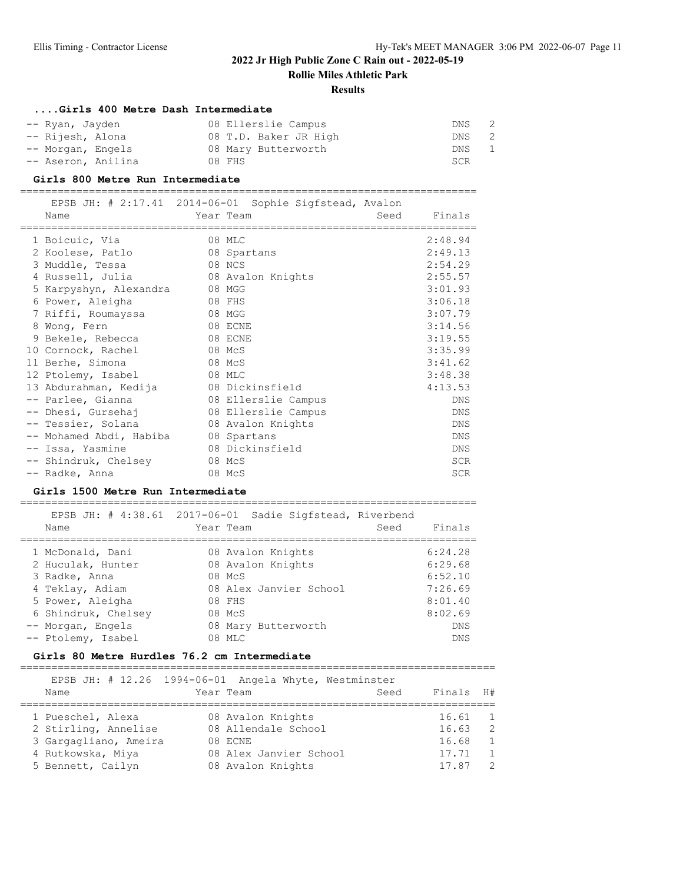# 2022 Jr High Public Zone C Rain out - 2022-05-19

## Rollie Miles Athletic Park

### Results

#### ....Girls 400 Metre Dash Intermediate

| | Name | Year | Team | Finals | H# |
|---|---|---|---|---|---|
| -- | Ryan, Jayden | 08 | Ellerslie Campus | DNS | 2 |
| -- | Rijesh, Alona | 08 | T.D. Baker JR High | DNS | 2 |
| -- | Morgan, Engels | 08 | Mary Butterworth | DNS | 1 |
| -- | Aseron, Anilina | 08 | FHS | SCR | |

#### Girls 800 Metre Run Intermediate

EPSB JH: # 2:17.41 2014-06-01 Sophie Sigfstead, Avalon

| | Name | Year | Team | Seed | Finals |
|---|---|---|---|---|---|
| 1 | Boicuic, Via | 08 | MLC | | 2:48.94 |
| 2 | Koolese, Patlo | 08 | Spartans | | 2:49.13 |
| 3 | Muddle, Tessa | 08 | NCS | | 2:54.29 |
| 4 | Russell, Julia | 08 | Avalon Knights | | 2:55.57 |
| 5 | Karpyshyn, Alexandra | 08 | MGG | | 3:01.93 |
| 6 | Power, Aleigha | 08 | FHS | | 3:06.18 |
| 7 | Riffi, Roumayssa | 08 | MGG | | 3:07.79 |
| 8 | Wong, Fern | 08 | ECNE | | 3:14.56 |
| 9 | Bekele, Rebecca | 08 | ECNE | | 3:19.55 |
| 10 | Cornock, Rachel | 08 | McS | | 3:35.99 |
| 11 | Berhe, Simona | 08 | McS | | 3:41.62 |
| 12 | Ptolemy, Isabel | 08 | MLC | | 3:48.38 |
| 13 | Abdurahman, Kedija | 08 | Dickinsfield | | 4:13.53 |
| -- | Parlee, Gianna | 08 | Ellerslie Campus | | DNS |
| -- | Dhesi, Gursehaj | 08 | Ellerslie Campus | | DNS |
| -- | Tessier, Solana | 08 | Avalon Knights | | DNS |
| -- | Mohamed Abdi, Habiba | 08 | Spartans | | DNS |
| -- | Issa, Yasmine | 08 | Dickinsfield | | DNS |
| -- | Shindruk, Chelsey | 08 | McS | | SCR |
| -- | Radke, Anna | 08 | McS | | SCR |

#### Girls 1500 Metre Run Intermediate

EPSB JH: # 4:38.61 2017-06-01 Sadie Sigfstead, Riverbend

| | Name | Year | Team | Seed | Finals |
|---|---|---|---|---|---|
| 1 | McDonald, Dani | 08 | Avalon Knights | | 6:24.28 |
| 2 | Huculak, Hunter | 08 | Avalon Knights | | 6:29.68 |
| 3 | Radke, Anna | 08 | McS | | 6:52.10 |
| 4 | Teklay, Adiam | 08 | Alex Janvier School | | 7:26.69 |
| 5 | Power, Aleigha | 08 | FHS | | 8:01.40 |
| 6 | Shindruk, Chelsey | 08 | McS | | 8:02.69 |
| -- | Morgan, Engels | 08 | Mary Butterworth | | DNS |
| -- | Ptolemy, Isabel | 08 | MLC | | DNS |

#### Girls 80 Metre Hurdles 76.2 cm Intermediate

EPSB JH: # 12.26 1994-06-01 Angela Whyte, Westminster

| | Name | Year | Team | Seed | Finals | H# |
|---|---|---|---|---|---|---|
| 1 | Pueschel, Alexa | 08 | Avalon Knights | | 16.61 | 1 |
| 2 | Stirling, Annelise | 08 | Allendale School | | 16.63 | 2 |
| 3 | Gargagliano, Ameira | 08 | ECNE | | 16.68 | 1 |
| 4 | Rutkowska, Miya | 08 | Alex Janvier School | | 17.71 | 1 |
| 5 | Bennett, Cailyn | 08 | Avalon Knights | | 17.87 | 2 |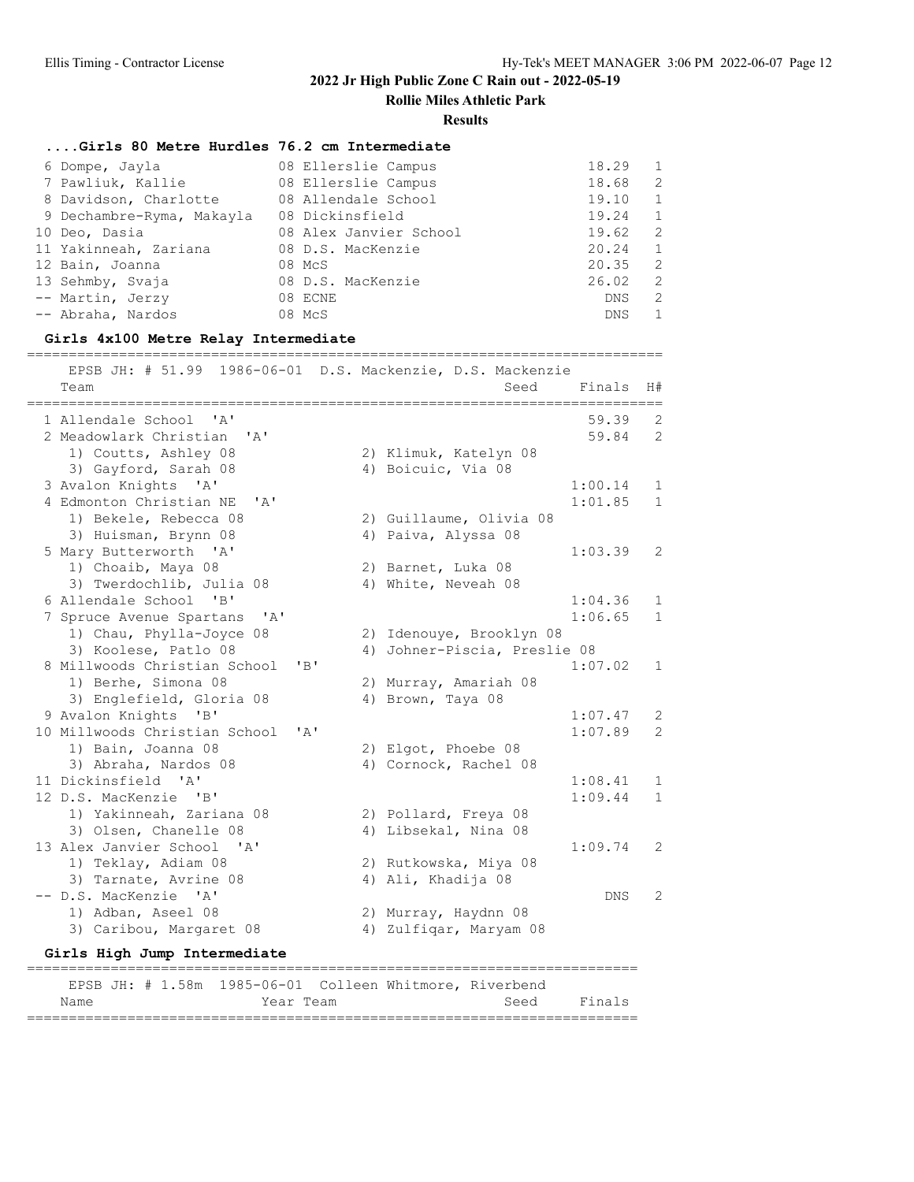## 2022 Jr High Public Zone C Rain out - 2022-05-19

**Rollie Miles Athletic Park**

**Results**

### ....Girls 80 Metre Hurdles 76.2 cm Intermediate

| | Name | Year | Team | Finals | H# |
|---|---|---|---|---|---|
| 6 | Dompe, Jayla | 08 | Ellerslie Campus | 18.29 | 1 |
| 7 | Pawliuk, Kallie | 08 | Ellerslie Campus | 18.68 | 2 |
| 8 | Davidson, Charlotte | 08 | Allendale School | 19.10 | 1 |
| 9 | Dechambre-Ryma, Makayla | 08 | Dickinsfield | 19.24 | 1 |
| 10 | Deo, Dasia | 08 | Alex Janvier School | 19.62 | 2 |
| 11 | Yakinneah, Zariana | 08 | D.S. MacKenzie | 20.24 | 1 |
| 12 | Bain, Joanna | 08 | McS | 20.35 | 2 |
| 13 | Sehmby, Svaja | 08 | D.S. MacKenzie | 26.02 | 2 |
| -- | Martin, Jerzy | 08 | ECNE | DNS | 2 |
| -- | Abraha, Nardos | 08 | McS | DNS | 1 |

### Girls 4x100 Metre Relay Intermediate

EPSB JH: # 51.99 1986-06-01 D.S. Mackenzie, D.S. Mackenzie

| | Team | Seed | Finals | H# |
|---|---|---|---|---|
| 1 | Allendale School 'A' | | 59.39 | 2 |
| 2 | Meadowlark Christian 'A' | | 59.84 | 2 |
| | 1) Coutts, Ashley 08; 2) Klimuk, Katelyn 08; 3) Gayford, Sarah 08; 4) Boicuic, Via 08 | | | |
| 3 | Avalon Knights 'A' | | 1:00.14 | 1 |
| 4 | Edmonton Christian NE 'A' | | 1:01.85 | 1 |
| | 1) Bekele, Rebecca 08; 2) Guillaume, Olivia 08; 3) Huisman, Brynn 08; 4) Paiva, Alyssa 08 | | | |
| 5 | Mary Butterworth 'A' | | 1:03.39 | 2 |
| | 1) Choaib, Maya 08; 2) Barnet, Luka 08; 3) Twerdochlib, Julia 08; 4) White, Neveah 08 | | | |
| 6 | Allendale School 'B' | | 1:04.36 | 1 |
| 7 | Spruce Avenue Spartans 'A' | | 1:06.65 | 1 |
| | 1) Chau, Phylla-Joyce 08; 2) Idenouye, Brooklyn 08; 3) Koolese, Patlo 08; 4) Johner-Piscia, Preslie 08 | | | |
| 8 | Millwoods Christian School 'B' | | 1:07.02 | 1 |
| | 1) Berhe, Simona 08; 2) Murray, Amariah 08; 3) Englefield, Gloria 08; 4) Brown, Taya 08 | | | |
| 9 | Avalon Knights 'B' | | 1:07.47 | 2 |
| 10 | Millwoods Christian School 'A' | | 1:07.89 | 2 |
| | 1) Bain, Joanna 08; 2) Elgot, Phoebe 08; 3) Abraha, Nardos 08; 4) Cornock, Rachel 08 | | | |
| 11 | Dickinsfield 'A' | | 1:08.41 | 1 |
| 12 | D.S. MacKenzie 'B' | | 1:09.44 | 1 |
| | 1) Yakinneah, Zariana 08; 2) Pollard, Freya 08; 3) Olsen, Chanelle 08; 4) Libsekal, Nina 08 | | | |
| 13 | Alex Janvier School 'A' | | 1:09.74 | 2 |
| | 1) Teklay, Adiam 08; 2) Rutkowska, Miya 08; 3) Tarnate, Avrine 08; 4) Ali, Khadija 08 | | | |
| -- | D.S. MacKenzie 'A' | | DNS | 2 |
| | 1) Adban, Aseel 08; 2) Murray, Haydnn 08; 3) Caribou, Margaret 08; 4) Zulfiqar, Maryam 08 | | | |

### Girls High Jump Intermediate

EPSB JH: # 1.58m 1985-06-01 Colleen Whitmore, Riverbend

| Name | Year | Team | Seed | Finals |
|---|---|---|---|---|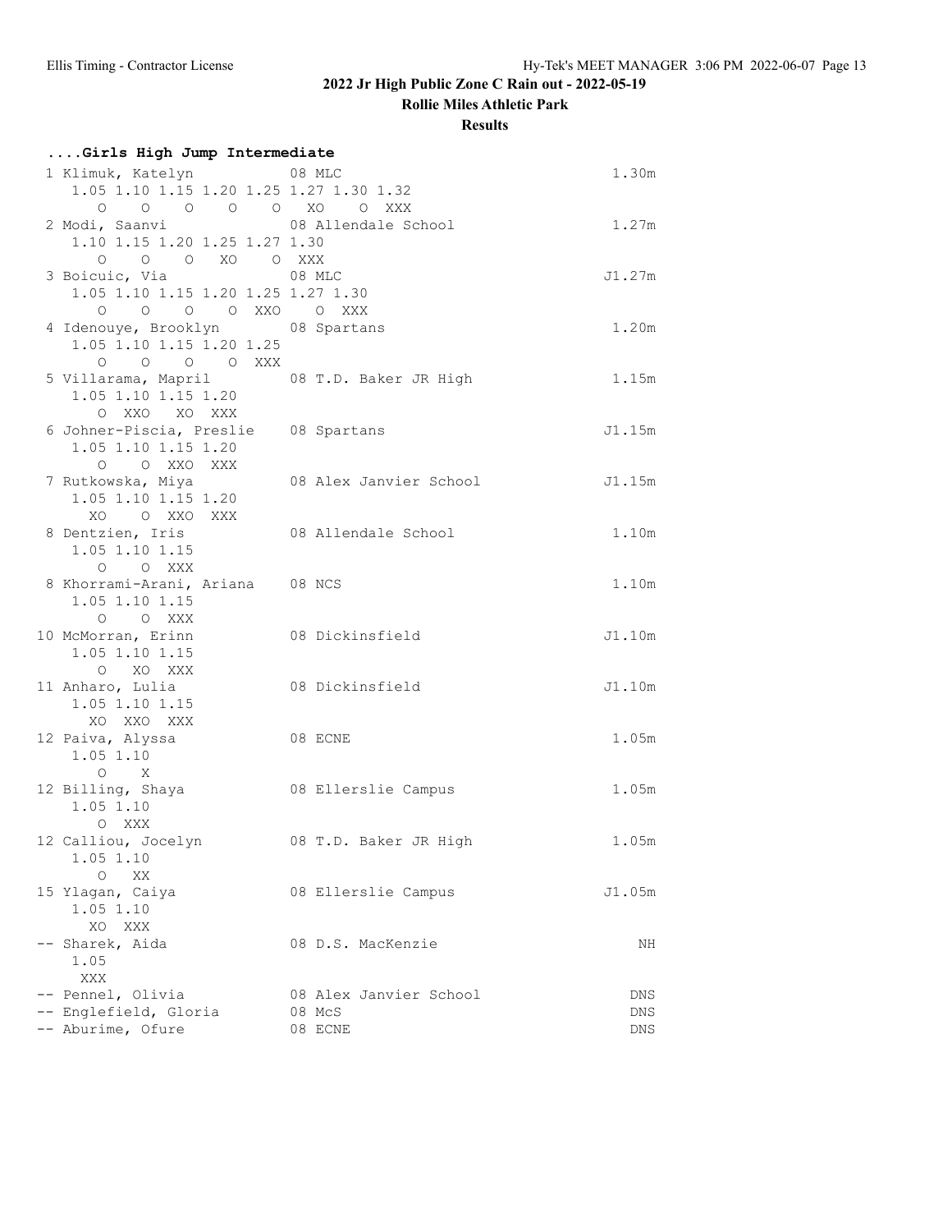# 2022 Jr High Public Zone C Rain out - 2022-05-19

## Rollie Miles Athletic Park

### Results

**....Girls High Jump Intermediate**

```
 1 Klimuk, Katelyn           08 MLC                            1.30m
    1.05 1.10 1.15 1.20 1.25 1.27 1.30 1.32
       O    O    O    O    O   XO    O  XXX
 2 Modi, Saanvi              08 Allendale School               1.27m
    1.10 1.15 1.20 1.25 1.27 1.30
       O    O    O   XO    O  XXX
 3 Boicuic, Via              08 MLC                           J1.27m
    1.05 1.10 1.15 1.20 1.25 1.27 1.30
       O    O    O    O  XXO    O  XXX
 4 Idenouye, Brooklyn        08 Spartans                       1.20m
    1.05 1.10 1.15 1.20 1.25
       O    O    O    O  XXX
 5 Villarama, Mapril         08 T.D. Baker JR High             1.15m
    1.05 1.10 1.15 1.20
       O  XXO   XO  XXX
 6 Johner-Piscia, Preslie    08 Spartans                      J1.15m
    1.05 1.10 1.15 1.20
       O    O  XXO  XXX
 7 Rutkowska, Miya           08 Alex Janvier School           J1.15m
    1.05 1.10 1.15 1.20
      XO    O  XXO  XXX
 8 Dentzien, Iris            08 Allendale School               1.10m
    1.05 1.10 1.15
       O    O  XXX
 8 Khorrami-Arani, Ariana    08 NCS                            1.10m
    1.05 1.10 1.15
       O    O  XXX
10 McMorran, Erinn           08 Dickinsfield                  J1.10m
    1.05 1.10 1.15
       O   XO  XXX
11 Anharo, Lulia             08 Dickinsfield                  J1.10m
    1.05 1.10 1.15
      XO  XXO  XXX
12 Paiva, Alyssa             08 ECNE                           1.05m
    1.05 1.10
       O    X
12 Billing, Shaya            08 Ellerslie Campus               1.05m
    1.05 1.10
       O  XXX
12 Calliou, Jocelyn          08 T.D. Baker JR High             1.05m
    1.05 1.10
       O   XX
15 Ylagan, Caiya             08 Ellerslie Campus              J1.05m
    1.05 1.10
      XO  XXX
-- Sharek, Aida              08 D.S. MacKenzie                    NH
    1.05
     XXX
-- Pennel, Olivia            08 Alex Janvier School              DNS
-- Englefield, Gloria        08 McS                              DNS
-- Aburime, Ofure            08 ECNE                             DNS
```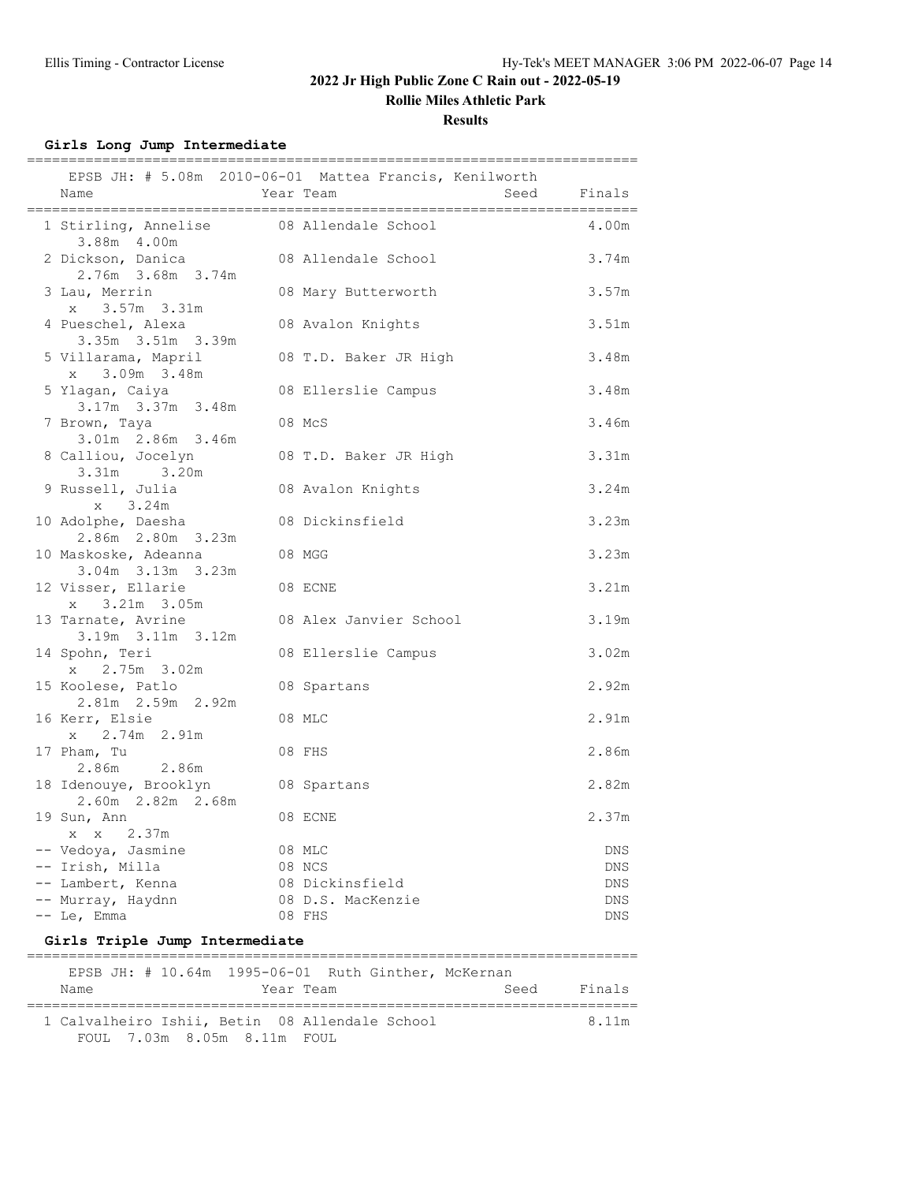## 2022 Jr High Public Zone C Rain out - 2022-05-19

**Rollie Miles Athletic Park**

**Results**

### Girls Long Jump Intermediate

EPSB JH: # 5.08m 2010-06-01 Mattea Francis, Kenilworth

| Place | Name | Year | Team | Seed | Finals |
|---|---|---|---|---|---|
| 1 | Stirling, Annelise | 08 | Allendale School | | 4.00m |
| | 3.88m 4.00m | | | | |
| 2 | Dickson, Danica | 08 | Allendale School | | 3.74m |
| | 2.76m 3.68m 3.74m | | | | |
| 3 | Lau, Merrin | 08 | Mary Butterworth | | 3.57m |
| | x 3.57m 3.31m | | | | |
| 4 | Pueschel, Alexa | 08 | Avalon Knights | | 3.51m |
| | 3.35m 3.51m 3.39m | | | | |
| 5 | Villarama, Mapril | 08 | T.D. Baker JR High | | 3.48m |
| | x 3.09m 3.48m | | | | |
| 5 | Ylagan, Caiya | 08 | Ellerslie Campus | | 3.48m |
| | 3.17m 3.37m 3.48m | | | | |
| 7 | Brown, Taya | 08 | McS | | 3.46m |
| | 3.01m 2.86m 3.46m | | | | |
| 8 | Calliou, Jocelyn | 08 | T.D. Baker JR High | | 3.31m |
| | 3.31m 3.20m | | | | |
| 9 | Russell, Julia | 08 | Avalon Knights | | 3.24m |
| | x 3.24m | | | | |
| 10 | Adolphe, Daesha | 08 | Dickinsfield | | 3.23m |
| | 2.86m 2.80m 3.23m | | | | |
| 10 | Maskoske, Adeanna | 08 | MGG | | 3.23m |
| | 3.04m 3.13m 3.23m | | | | |
| 12 | Visser, Ellarie | 08 | ECNE | | 3.21m |
| | x 3.21m 3.05m | | | | |
| 13 | Tarnate, Avrine | 08 | Alex Janvier School | | 3.19m |
| | 3.19m 3.11m 3.12m | | | | |
| 14 | Spohn, Teri | 08 | Ellerslie Campus | | 3.02m |
| | x 2.75m 3.02m | | | | |
| 15 | Koolese, Patlo | 08 | Spartans | | 2.92m |
| | 2.81m 2.59m 2.92m | | | | |
| 16 | Kerr, Elsie | 08 | MLC | | 2.91m |
| | x 2.74m 2.91m | | | | |
| 17 | Pham, Tu | 08 | FHS | | 2.86m |
| | 2.86m 2.86m | | | | |
| 18 | Idenouye, Brooklyn | 08 | Spartans | | 2.82m |
| | 2.60m 2.82m 2.68m | | | | |
| 19 | Sun, Ann | 08 | ECNE | | 2.37m |
| | x x 2.37m | | | | |
| -- | Vedoya, Jasmine | 08 | MLC | | DNS |
| -- | Irish, Milla | 08 | NCS | | DNS |
| -- | Lambert, Kenna | 08 | Dickinsfield | | DNS |
| -- | Murray, Haydnn | 08 | D.S. MacKenzie | | DNS |
| -- | Le, Emma | 08 | FHS | | DNS |

### Girls Triple Jump Intermediate

EPSB JH: # 10.64m 1995-06-01 Ruth Ginther, McKernan

| Place | Name | Year | Team | Seed | Finals |
|---|---|---|---|---|---|
| 1 | Calvalheiro Ishii, Betin | 08 | Allendale School | | 8.11m |
| | FOUL 7.03m 8.05m 8.11m FOUL | | | | |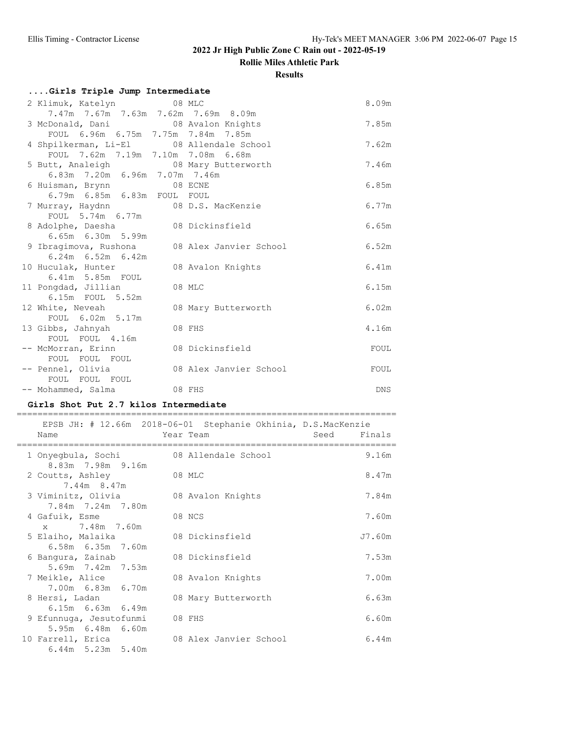## 2022 Jr High Public Zone C Rain out - 2022-05-19

**Rollie Miles Athletic Park**

**Results**

### ....Girls Triple Jump Intermediate

| Place | Name | Year | Team | Finals |
|---|---|---|---|---|
| 2 | Klimuk, Katelyn | 08 | MLC | 8.09m |
| | 7.47m 7.67m 7.63m 7.62m 7.69m 8.09m | | | |
| 3 | McDonald, Dani | 08 | Avalon Knights | 7.85m |
| | FOUL 6.96m 6.75m 7.75m 7.84m 7.85m | | | |
| 4 | Shpilkerman, Li-El | 08 | Allendale School | 7.62m |
| | FOUL 7.62m 7.19m 7.10m 7.08m 6.68m | | | |
| 5 | Butt, Analeigh | 08 | Mary Butterworth | 7.46m |
| | 6.83m 7.20m 6.96m 7.07m 7.46m | | | |
| 6 | Huisman, Brynn | 08 | ECNE | 6.85m |
| | 6.79m 6.85m 6.83m FOUL FOUL | | | |
| 7 | Murray, Haydnn | 08 | D.S. MacKenzie | 6.77m |
| | FOUL 5.74m 6.77m | | | |
| 8 | Adolphe, Daesha | 08 | Dickinsfield | 6.65m |
| | 6.65m 6.30m 5.99m | | | |
| 9 | Ibragimova, Rushona | 08 | Alex Janvier School | 6.52m |
| | 6.24m 6.52m 6.42m | | | |
| 10 | Huculak, Hunter | 08 | Avalon Knights | 6.41m |
| | 6.41m 5.85m FOUL | | | |
| 11 | Pongdad, Jillian | 08 | MLC | 6.15m |
| | 6.15m FOUL 5.52m | | | |
| 12 | White, Neveah | 08 | Mary Butterworth | 6.02m |
| | FOUL 6.02m 5.17m | | | |
| 13 | Gibbs, Jahnyah | 08 | FHS | 4.16m |
| | FOUL FOUL 4.16m | | | |
| -- | McMorran, Erinn | 08 | Dickinsfield | FOUL |
| | FOUL FOUL FOUL | | | |
| -- | Pennel, Olivia | 08 | Alex Janvier School | FOUL |
| | FOUL FOUL FOUL | | | |
| -- | Mohammed, Salma | 08 | FHS | DNS |

### Girls Shot Put 2.7 kilos Intermediate

EPSB JH: # 12.66m 2018-06-01 Stephanie Okhinia, D.S.MacKenzie

| Place | Name | Year | Team | Seed | Finals |
|---|---|---|---|---|---|
| 1 | Onyegbula, Sochi | 08 | Allendale School | | 9.16m |
| | 8.83m 7.98m 9.16m | | | | |
| 2 | Coutts, Ashley | 08 | MLC | | 8.47m |
| | 7.44m 8.47m | | | | |
| 3 | Viminitz, Olivia | 08 | Avalon Knights | | 7.84m |
| | 7.84m 7.24m 7.80m | | | | |
| 4 | Gafuik, Esme | 08 | NCS | | 7.60m |
| | x 7.48m 7.60m | | | | |
| 5 | Elaiho, Malaika | 08 | Dickinsfield | | J7.60m |
| | 6.58m 6.35m 7.60m | | | | |
| 6 | Bangura, Zainab | 08 | Dickinsfield | | 7.53m |
| | 5.69m 7.42m 7.53m | | | | |
| 7 | Meikle, Alice | 08 | Avalon Knights | | 7.00m |
| | 7.00m 6.83m 6.70m | | | | |
| 8 | Hersi, Ladan | 08 | Mary Butterworth | | 6.63m |
| | 6.15m 6.63m 6.49m | | | | |
| 9 | Efunnuga, Jesutofunmi | 08 | FHS | | 6.60m |
| | 5.95m 6.48m 6.60m | | | | |
| 10 | Farrell, Erica | 08 | Alex Janvier School | | 6.44m |
| | 6.44m 5.23m 5.40m | | | | |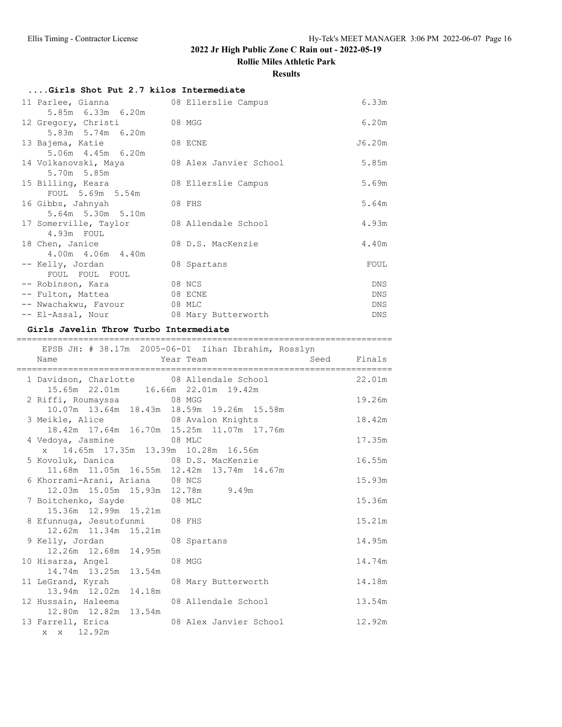# 2022 Jr High Public Zone C Rain out - 2022-05-19

## Rollie Miles Athletic Park

### Results

#### ....Girls Shot Put 2.7 kilos Intermediate

```
 11 Parlee, Gianna             08 Ellerslie Campus                6.33m
      5.85m  6.33m  6.20m
 12 Gregory, Christi           08 MGG                             6.20m
      5.83m  5.74m  6.20m
 13 Bajema, Katie              08 ECNE                           J6.20m
      5.06m  4.45m  6.20m
 14 Volkanovski, Maya          08 Alex Janvier School             5.85m
      5.70m  5.85m
 15 Billing, Keara             08 Ellerslie Campus                5.69m
      FOUL  5.69m  5.54m
 16 Gibbs, Jahnyah             08 FHS                             5.64m
      5.64m  5.30m  5.10m
 17 Somerville, Taylor         08 Allendale School                4.93m
      4.93m  FOUL
 18 Chen, Janice               08 D.S. MacKenzie                  4.40m
      4.00m  4.06m  4.40m
 -- Kelly, Jordan              08 Spartans                         FOUL
      FOUL  FOUL  FOUL
 -- Robinson, Kara             08 NCS                               DNS
 -- Fulton, Mattea             08 ECNE                              DNS
 -- Nwachakwu, Favour          08 MLC                               DNS
 -- El-Assal, Nour             08 Mary Butterworth                  DNS
```

#### Girls Javelin Throw Turbo Intermediate

```
=========================================================================
    EPSB JH: # 38.17m  2005-06-01  Iihan Ibrahim, Rosslyn
    Name                    Year Team                    Seed    Finals
=========================================================================
  1 Davidson, Charlotte      08 Allendale School                 22.01m
      15.65m  22.01m     16.66m  22.01m  19.42m
  2 Riffi, Roumayssa         08 MGG                              19.26m
      10.07m  13.64m  18.43m  18.59m  19.26m  15.58m
  3 Meikle, Alice            08 Avalon Knights                   18.42m
      18.42m  17.64m  16.70m  15.25m  11.07m  17.76m
  4 Vedoya, Jasmine          08 MLC                              17.35m
      x  14.65m  17.35m  13.39m  10.28m  16.56m
  5 Kovoluk, Danica          08 D.S. MacKenzie                   16.55m
      11.68m  11.05m  16.55m  12.42m  13.74m  14.67m
  6 Khorrami-Arani, Ariana   08 NCS                              15.93m
      12.03m  15.05m  15.93m  12.78m     9.49m
  7 Boitchenko, Sayde        08 MLC                              15.36m
      15.36m  12.99m  15.21m
  8 Efunnuga, Jesutofunmi    08 FHS                              15.21m
      12.62m  11.34m  15.21m
  9 Kelly, Jordan            08 Spartans                         14.95m
      12.26m  12.68m  14.95m
 10 Hisarza, Angel           08 MGG                              14.74m
      14.74m  13.25m  13.54m
 11 LeGrand, Kyrah           08 Mary Butterworth                 14.18m
      13.94m  12.02m  14.18m
 12 Hussain, Haleema         08 Allendale School                 13.54m
      12.80m  12.82m  13.54m
 13 Farrell, Erica           08 Alex Janvier School              12.92m
      x  x  12.92m
```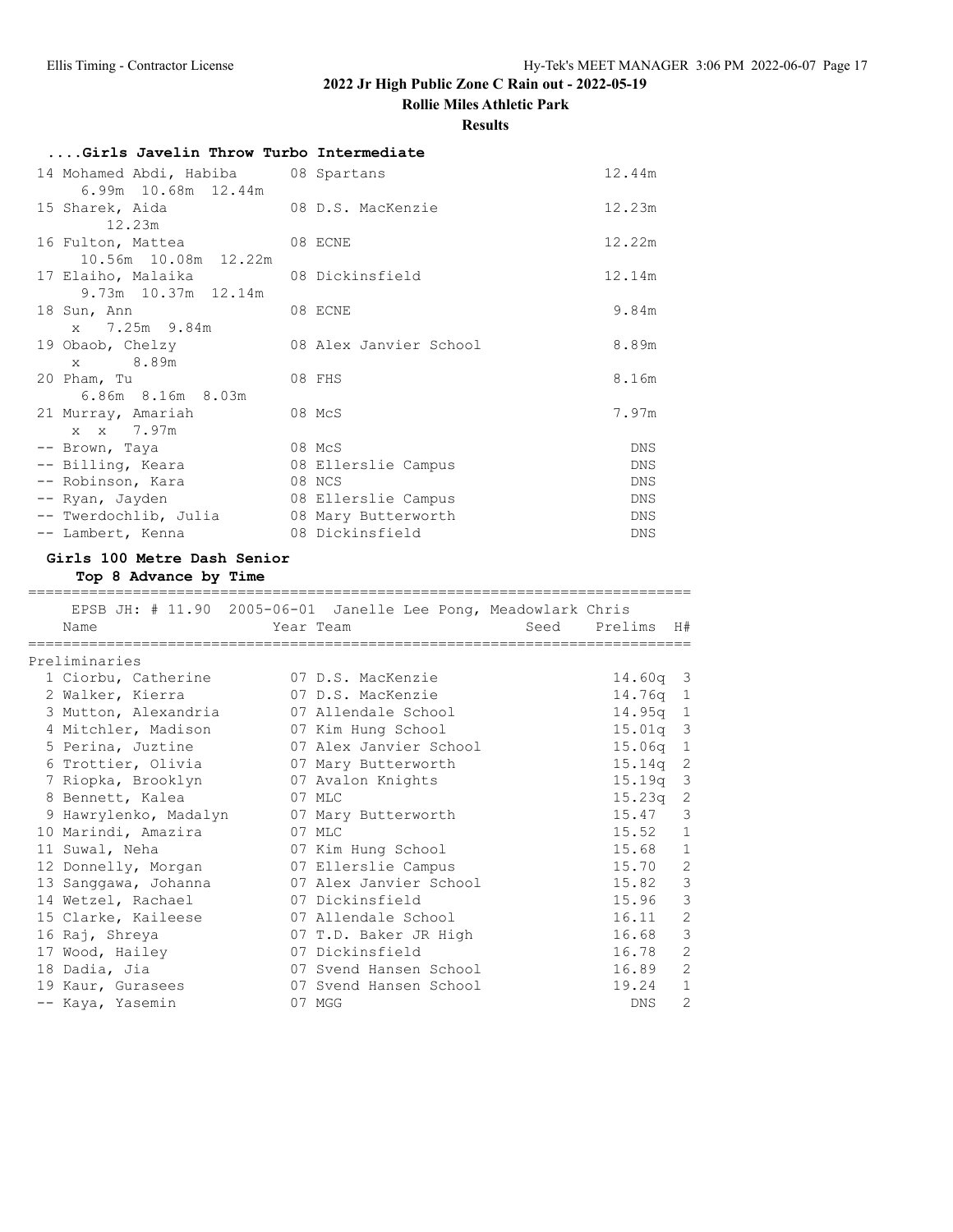## 2022 Jr High Public Zone C Rain out - 2022-05-19

**Rollie Miles Athletic Park**

**Results**

### ....Girls Javelin Throw Turbo Intermediate

| Place | Name | Year | Team | Mark | Attempts |
|---|---|---|---|---|---|
| 14 | Mohamed Abdi, Habiba | 08 | Spartans | 12.44m | 6.99m 10.68m 12.44m |
| 15 | Sharek, Aida | 08 | D.S. MacKenzie | 12.23m | 12.23m |
| 16 | Fulton, Mattea | 08 | ECNE | 12.22m | 10.56m 10.08m 12.22m |
| 17 | Elaiho, Malaika | 08 | Dickinsfield | 12.14m | 9.73m 10.37m 12.14m |
| 18 | Sun, Ann | 08 | ECNE | 9.84m | x 7.25m 9.84m |
| 19 | Obaob, Chelzy | 08 | Alex Janvier School | 8.89m | x 8.89m |
| 20 | Pham, Tu | 08 | FHS | 8.16m | 6.86m 8.16m 8.03m |
| 21 | Murray, Amariah | 08 | McS | 7.97m | x x 7.97m |
| -- | Brown, Taya | 08 | McS | DNS | |
| -- | Billing, Keara | 08 | Ellerslie Campus | DNS | |
| -- | Robinson, Kara | 08 | NCS | DNS | |
| -- | Ryan, Jayden | 08 | Ellerslie Campus | DNS | |
| -- | Twerdochlib, Julia | 08 | Mary Butterworth | DNS | |
| -- | Lambert, Kenna | 08 | Dickinsfield | DNS | |

### Girls 100 Metre Dash Senior

**Top 8 Advance by Time**

EPSB JH: # 11.90 2005-06-01 Janelle Lee Pong, Meadowlark Chris

Preliminaries

| Place | Name | Year | Team | Seed | Prelims | H# |
|---|---|---|---|---|---|---|
| 1 | Ciorbu, Catherine | 07 | D.S. MacKenzie | | 14.60q | 3 |
| 2 | Walker, Kierra | 07 | D.S. MacKenzie | | 14.76q | 1 |
| 3 | Mutton, Alexandria | 07 | Allendale School | | 14.95q | 1 |
| 4 | Mitchler, Madison | 07 | Kim Hung School | | 15.01q | 3 |
| 5 | Perina, Juztine | 07 | Alex Janvier School | | 15.06q | 1 |
| 6 | Trottier, Olivia | 07 | Mary Butterworth | | 15.14q | 2 |
| 7 | Riopka, Brooklyn | 07 | Avalon Knights | | 15.19q | 3 |
| 8 | Bennett, Kalea | 07 | MLC | | 15.23q | 2 |
| 9 | Hawrylenko, Madalyn | 07 | Mary Butterworth | | 15.47 | 3 |
| 10 | Marindi, Amazira | 07 | MLC | | 15.52 | 1 |
| 11 | Suwal, Neha | 07 | Kim Hung School | | 15.68 | 1 |
| 12 | Donnelly, Morgan | 07 | Ellerslie Campus | | 15.70 | 2 |
| 13 | Sanggawa, Johanna | 07 | Alex Janvier School | | 15.82 | 3 |
| 14 | Wetzel, Rachael | 07 | Dickinsfield | | 15.96 | 3 |
| 15 | Clarke, Kaileese | 07 | Allendale School | | 16.11 | 2 |
| 16 | Raj, Shreya | 07 | T.D. Baker JR High | | 16.68 | 3 |
| 17 | Wood, Hailey | 07 | Dickinsfield | | 16.78 | 2 |
| 18 | Dadia, Jia | 07 | Svend Hansen School | | 16.89 | 2 |
| 19 | Kaur, Gurasees | 07 | Svend Hansen School | | 19.24 | 1 |
| -- | Kaya, Yasemin | 07 | MGG | | DNS | 2 |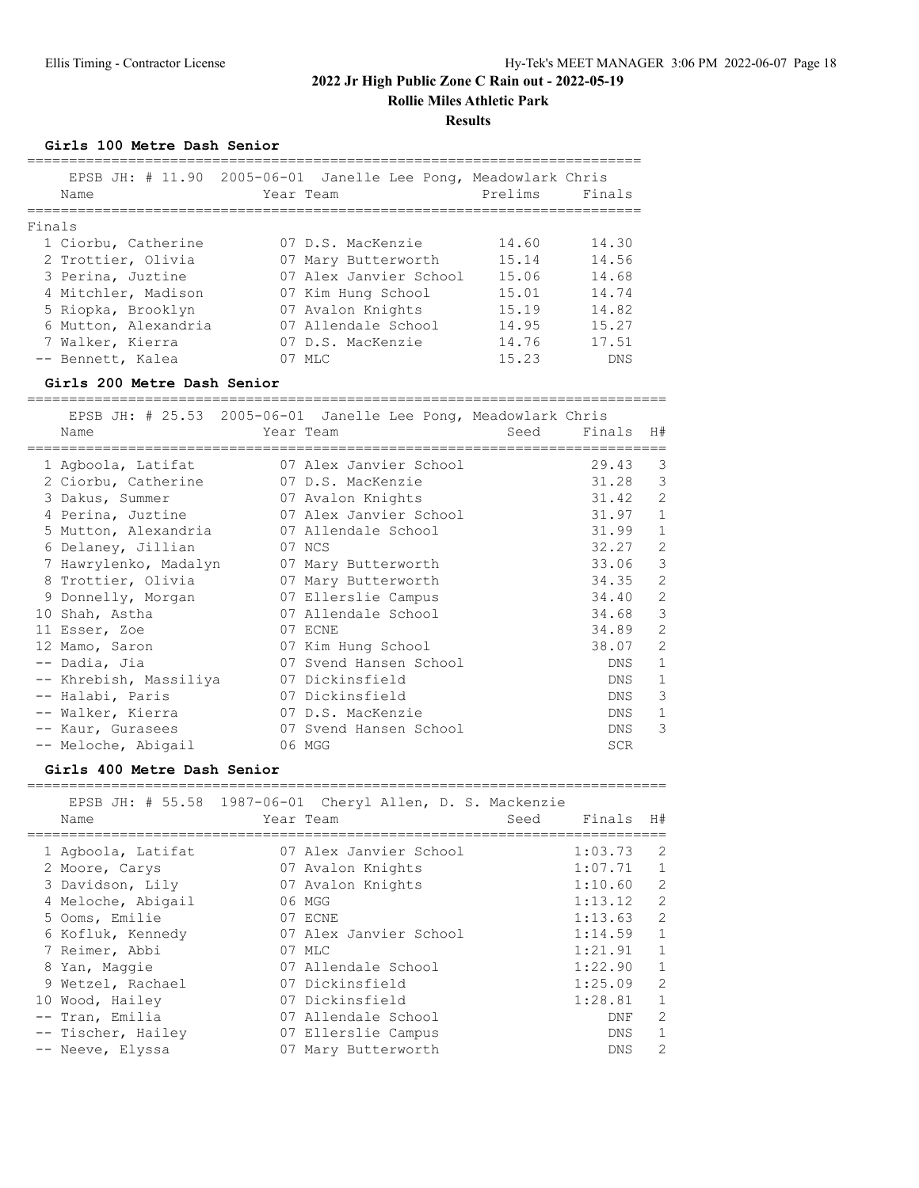# 2022 Jr High Public Zone C Rain out - 2022-05-19

## Rollie Miles Athletic Park

### Results

#### Girls 100 Metre Dash Senior

EPSB JH: # 11.90 2005-06-01 Janelle Lee Pong, Meadowlark Chris

**Finals**

| Place | Name | Year | Team | Prelims | Finals |
|---|---|---|---|---|---|
| 1 | Ciorbu, Catherine | 07 | D.S. MacKenzie | 14.60 | 14.30 |
| 2 | Trottier, Olivia | 07 | Mary Butterworth | 15.14 | 14.56 |
| 3 | Perina, Juztine | 07 | Alex Janvier School | 15.06 | 14.68 |
| 4 | Mitchler, Madison | 07 | Kim Hung School | 15.01 | 14.74 |
| 5 | Riopka, Brooklyn | 07 | Avalon Knights | 15.19 | 14.82 |
| 6 | Mutton, Alexandria | 07 | Allendale School | 14.95 | 15.27 |
| 7 | Walker, Kierra | 07 | D.S. MacKenzie | 14.76 | 17.51 |
| -- | Bennett, Kalea | 07 | MLC | 15.23 | DNS |

#### Girls 200 Metre Dash Senior

EPSB JH: # 25.53 2005-06-01 Janelle Lee Pong, Meadowlark Chris

| Place | Name | Year | Team | Seed | Finals | H# |
|---|---|---|---|---|---|---|
| 1 | Agboola, Latifat | 07 | Alex Janvier School | | 29.43 | 3 |
| 2 | Ciorbu, Catherine | 07 | D.S. MacKenzie | | 31.28 | 3 |
| 3 | Dakus, Summer | 07 | Avalon Knights | | 31.42 | 2 |
| 4 | Perina, Juztine | 07 | Alex Janvier School | | 31.97 | 1 |
| 5 | Mutton, Alexandria | 07 | Allendale School | | 31.99 | 1 |
| 6 | Delaney, Jillian | 07 | NCS | | 32.27 | 2 |
| 7 | Hawrylenko, Madalyn | 07 | Mary Butterworth | | 33.06 | 3 |
| 8 | Trottier, Olivia | 07 | Mary Butterworth | | 34.35 | 2 |
| 9 | Donnelly, Morgan | 07 | Ellerslie Campus | | 34.40 | 2 |
| 10 | Shah, Astha | 07 | Allendale School | | 34.68 | 3 |
| 11 | Esser, Zoe | 07 | ECNE | | 34.89 | 2 |
| 12 | Mamo, Saron | 07 | Kim Hung School | | 38.07 | 2 |
| -- | Dadia, Jia | 07 | Svend Hansen School | | DNS | 1 |
| -- | Khrebish, Massiliya | 07 | Dickinsfield | | DNS | 1 |
| -- | Halabi, Paris | 07 | Dickinsfield | | DNS | 3 |
| -- | Walker, Kierra | 07 | D.S. MacKenzie | | DNS | 1 |
| -- | Kaur, Gurasees | 07 | Svend Hansen School | | DNS | 3 |
| -- | Meloche, Abigail | 06 | MGG | | SCR | |

#### Girls 400 Metre Dash Senior

EPSB JH: # 55.58 1987-06-01 Cheryl Allen, D. S. Mackenzie

| Place | Name | Year | Team | Seed | Finals | H# |
|---|---|---|---|---|---|---|
| 1 | Agboola, Latifat | 07 | Alex Janvier School | | 1:03.73 | 2 |
| 2 | Moore, Carys | 07 | Avalon Knights | | 1:07.71 | 1 |
| 3 | Davidson, Lily | 07 | Avalon Knights | | 1:10.60 | 2 |
| 4 | Meloche, Abigail | 06 | MGG | | 1:13.12 | 2 |
| 5 | Ooms, Emilie | 07 | ECNE | | 1:13.63 | 2 |
| 6 | Kofluk, Kennedy | 07 | Alex Janvier School | | 1:14.59 | 1 |
| 7 | Reimer, Abbi | 07 | MLC | | 1:21.91 | 1 |
| 8 | Yan, Maggie | 07 | Allendale School | | 1:22.90 | 1 |
| 9 | Wetzel, Rachael | 07 | Dickinsfield | | 1:25.09 | 2 |
| 10 | Wood, Hailey | 07 | Dickinsfield | | 1:28.81 | 1 |
| -- | Tran, Emilia | 07 | Allendale School | | DNF | 2 |
| -- | Tischer, Hailey | 07 | Ellerslie Campus | | DNS | 1 |
| -- | Neeve, Elyssa | 07 | Mary Butterworth | | DNS | 2 |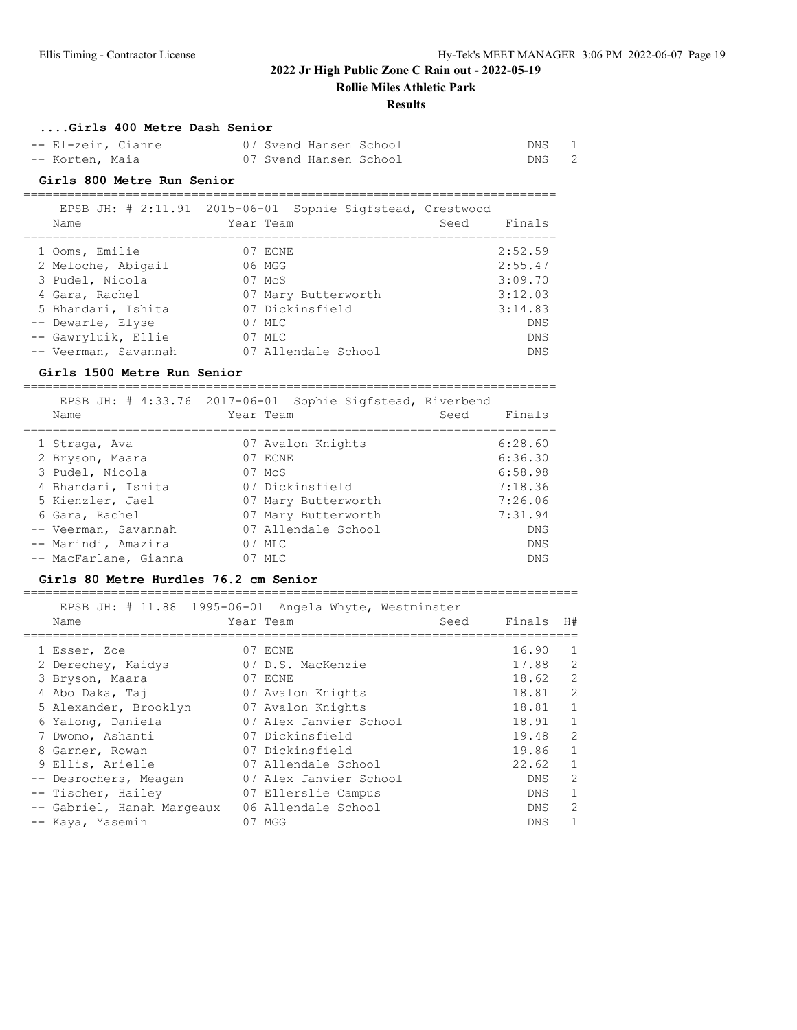# 2022 Jr High Public Zone C Rain out - 2022-05-19

## Rollie Miles Athletic Park

### Results

#### ....Girls 400 Metre Dash Senior

| | | | | |
|---|---|---|---|---|
| -- | El-zein, Cianne | 07 Svend Hansen School | DNS | 1 |
| -- | Korten, Maia | 07 Svend Hansen School | DNS | 2 |

#### Girls 800 Metre Run Senior

EPSB JH: # 2:11.91 2015-06-01 Sophie Sigfstead, Crestwood

| | Name | Year | Team | Seed | Finals |
|---|---|---|---|---|---|
| 1 | Ooms, Emilie | 07 | ECNE | | 2:52.59 |
| 2 | Meloche, Abigail | 06 | MGG | | 2:55.47 |
| 3 | Pudel, Nicola | 07 | McS | | 3:09.70 |
| 4 | Gara, Rachel | 07 | Mary Butterworth | | 3:12.03 |
| 5 | Bhandari, Ishita | 07 | Dickinsfield | | 3:14.83 |
| -- | Dewarle, Elyse | 07 | MLC | | DNS |
| -- | Gawryluik, Ellie | 07 | MLC | | DNS |
| -- | Veerman, Savannah | 07 | Allendale School | | DNS |

#### Girls 1500 Metre Run Senior

EPSB JH: # 4:33.76 2017-06-01 Sophie Sigfstead, Riverbend

| | Name | Year | Team | Seed | Finals |
|---|---|---|---|---|---|
| 1 | Straga, Ava | 07 | Avalon Knights | | 6:28.60 |
| 2 | Bryson, Maara | 07 | ECNE | | 6:36.30 |
| 3 | Pudel, Nicola | 07 | McS | | 6:58.98 |
| 4 | Bhandari, Ishita | 07 | Dickinsfield | | 7:18.36 |
| 5 | Kienzler, Jael | 07 | Mary Butterworth | | 7:26.06 |
| 6 | Gara, Rachel | 07 | Mary Butterworth | | 7:31.94 |
| -- | Veerman, Savannah | 07 | Allendale School | | DNS |
| -- | Marindi, Amazira | 07 | MLC | | DNS |
| -- | MacFarlane, Gianna | 07 | MLC | | DNS |

#### Girls 80 Metre Hurdles 76.2 cm Senior

EPSB JH: # 11.88 1995-06-01 Angela Whyte, Westminster

| | Name | Year | Team | Seed | Finals | H# |
|---|---|---|---|---|---|---|
| 1 | Esser, Zoe | 07 | ECNE | | 16.90 | 1 |
| 2 | Derechey, Kaidys | 07 | D.S. MacKenzie | | 17.88 | 2 |
| 3 | Bryson, Maara | 07 | ECNE | | 18.62 | 2 |
| 4 | Abo Daka, Taj | 07 | Avalon Knights | | 18.81 | 2 |
| 5 | Alexander, Brooklyn | 07 | Avalon Knights | | 18.81 | 1 |
| 6 | Yalong, Daniela | 07 | Alex Janvier School | | 18.91 | 1 |
| 7 | Dwomo, Ashanti | 07 | Dickinsfield | | 19.48 | 2 |
| 8 | Garner, Rowan | 07 | Dickinsfield | | 19.86 | 1 |
| 9 | Ellis, Arielle | 07 | Allendale School | | 22.62 | 1 |
| -- | Desrochers, Meagan | 07 | Alex Janvier School | | DNS | 2 |
| -- | Tischer, Hailey | 07 | Ellerslie Campus | | DNS | 1 |
| -- | Gabriel, Hanah Margeaux | 06 | Allendale School | | DNS | 2 |
| -- | Kaya, Yasemin | 07 | MGG | | DNS | 1 |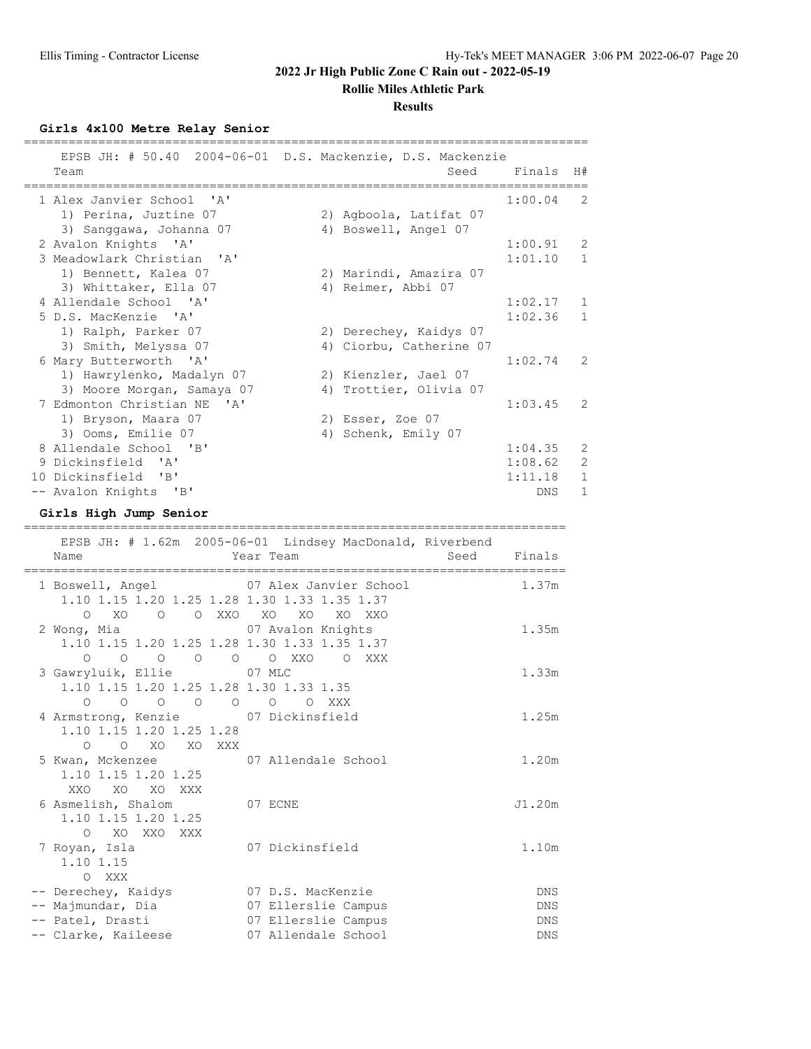# 2022 Jr High Public Zone C Rain out - 2022-05-19

## Rollie Miles Athletic Park

### Results

**Girls 4x100 Metre Relay Senior**

EPSB JH: # 50.40 2004-06-01 D.S. Mackenzie, D.S. Mackenzie

| | Team | Seed | Finals | H# |
|---|---|---|---|---|
| 1 | Alex Janvier School 'A' | | 1:00.04 | 2 |
| | 1) Perina, Juztine 07; 2) Agboola, Latifat 07; 3) Sanggawa, Johanna 07; 4) Boswell, Angel 07 | | | |
| 2 | Avalon Knights 'A' | | 1:00.91 | 2 |
| 3 | Meadowlark Christian 'A' | | 1:01.10 | 1 |
| | 1) Bennett, Kalea 07; 2) Marindi, Amazira 07; 3) Whittaker, Ella 07; 4) Reimer, Abbi 07 | | | |
| 4 | Allendale School 'A' | | 1:02.17 | 1 |
| 5 | D.S. MacKenzie 'A' | | 1:02.36 | 1 |
| | 1) Ralph, Parker 07; 2) Derechey, Kaidys 07; 3) Smith, Melyssa 07; 4) Ciorbu, Catherine 07 | | | |
| 6 | Mary Butterworth 'A' | | 1:02.74 | 2 |
| | 1) Hawrylenko, Madalyn 07; 2) Kienzler, Jael 07; 3) Moore Morgan, Samaya 07; 4) Trottier, Olivia 07 | | | |
| 7 | Edmonton Christian NE 'A' | | 1:03.45 | 2 |
| | 1) Bryson, Maara 07; 2) Esser, Zoe 07; 3) Ooms, Emilie 07; 4) Schenk, Emily 07 | | | |
| 8 | Allendale School 'B' | | 1:04.35 | 2 |
| 9 | Dickinsfield 'A' | | 1:08.62 | 2 |
| 10 | Dickinsfield 'B' | | 1:11.18 | 1 |
| -- | Avalon Knights 'B' | | DNS | 1 |

**Girls High Jump Senior**

EPSB JH: # 1.62m 2005-06-01 Lindsey MacDonald, Riverbend

| | Name | Year | Team | Seed | Finals |
|---|---|---|---|---|---|
| 1 | Boswell, Angel | 07 | Alex Janvier School | | 1.37m |
| | 1.10 O, 1.15 XO, 1.20 O, 1.25 O, 1.28 XXO, 1.30 XO, 1.33 XO, 1.35 XO, 1.37 XXO | | | | |
| 2 | Wong, Mia | 07 | Avalon Knights | | 1.35m |
| | 1.10 O, 1.15 O, 1.20 O, 1.25 O, 1.28 O, 1.30 O, 1.33 XXO, 1.35 O, 1.37 XXX | | | | |
| 3 | Gawryluik, Ellie | 07 | MLC | | 1.33m |
| | 1.10 O, 1.15 O, 1.20 O, 1.25 O, 1.28 O, 1.30 O, 1.33 O, 1.35 XXX | | | | |
| 4 | Armstrong, Kenzie | 07 | Dickinsfield | | 1.25m |
| | 1.10 O, 1.15 O, 1.20 XO, 1.25 XO, 1.28 XXX | | | | |
| 5 | Kwan, Mckenzee | 07 | Allendale School | | 1.20m |
| | 1.10 XXO, 1.15 XO, 1.20 XO, 1.25 XXX | | | | |
| 6 | Asmelish, Shalom | 07 | ECNE | | J1.20m |
| | 1.10 O, 1.15 XO, 1.20 XXO, 1.25 XXX | | | | |
| 7 | Royan, Isla | 07 | Dickinsfield | | 1.10m |
| | 1.10 O, 1.15 XXX | | | | |
| -- | Derechey, Kaidys | 07 | D.S. MacKenzie | | DNS |
| -- | Majmundar, Dia | 07 | Ellerslie Campus | | DNS |
| -- | Patel, Drasti | 07 | Ellerslie Campus | | DNS |
| -- | Clarke, Kaileese | 07 | Allendale School | | DNS |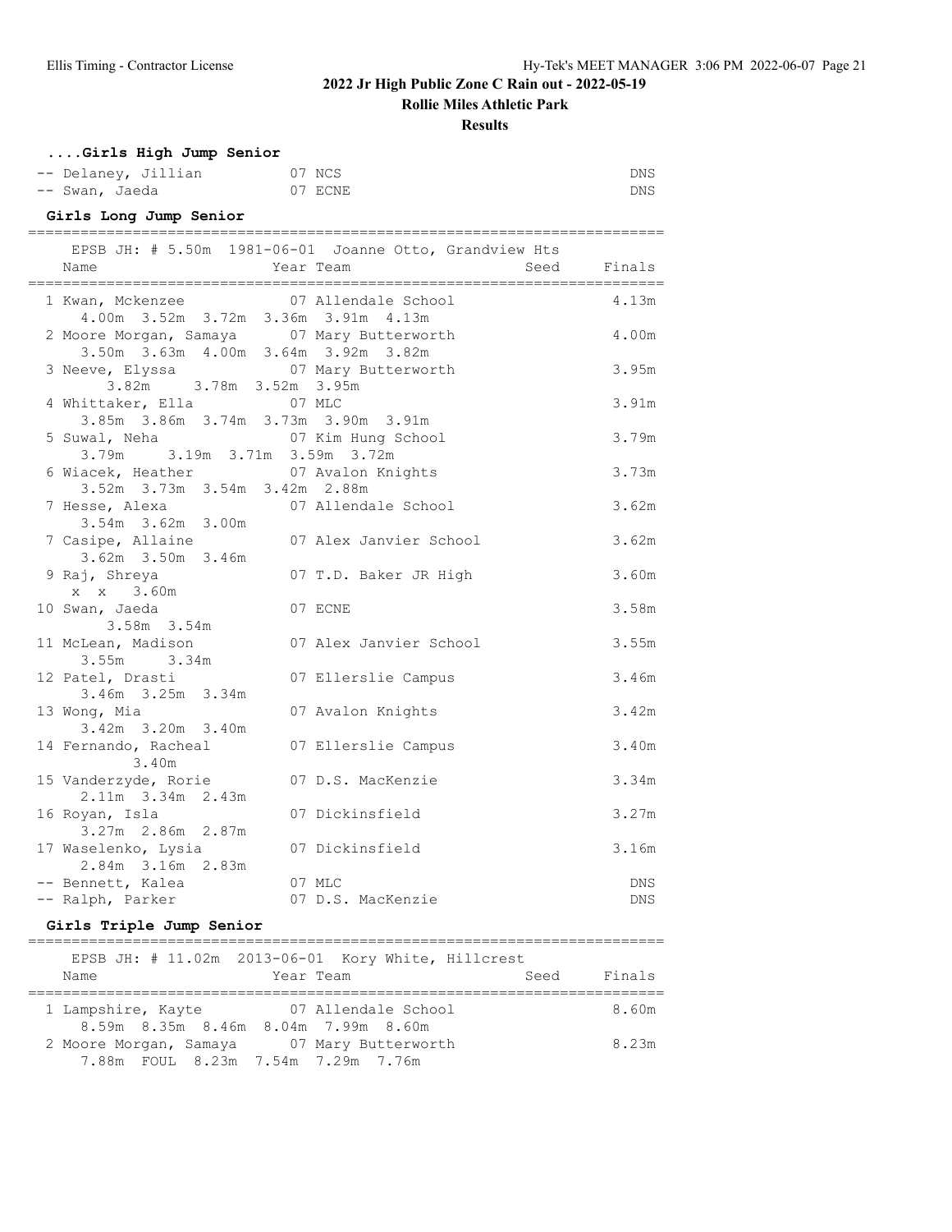## 2022 Jr High Public Zone C Rain out - 2022-05-19

### Rollie Miles Athletic Park

### Results

#### ....Girls High Jump Senior

| | | | | |
|---|---|---|---|---|
| -- | Delaney, Jillian | 07 | NCS | DNS |
| -- | Swan, Jaeda | 07 | ECNE | DNS |

#### Girls Long Jump Senior

EPSB JH: # 5.50m 1981-06-01 Joanne Otto, Grandview Hts

| | Name | Year | Team | Seed | Finals |
|---|---|---|---|---|---|
| 1 | Kwan, Mckenzee | 07 | Allendale School | | 4.13m |
| | 4.00m 3.52m 3.72m 3.36m 3.91m 4.13m | | | | |
| 2 | Moore Morgan, Samaya | 07 | Mary Butterworth | | 4.00m |
| | 3.50m 3.63m 4.00m 3.64m 3.92m 3.82m | | | | |
| 3 | Neeve, Elyssa | 07 | Mary Butterworth | | 3.95m |
| | 3.82m 3.78m 3.52m 3.95m | | | | |
| 4 | Whittaker, Ella | 07 | MLC | | 3.91m |
| | 3.85m 3.86m 3.74m 3.73m 3.90m 3.91m | | | | |
| 5 | Suwal, Neha | 07 | Kim Hung School | | 3.79m |
| | 3.79m 3.19m 3.71m 3.59m 3.72m | | | | |
| 6 | Wiacek, Heather | 07 | Avalon Knights | | 3.73m |
| | 3.52m 3.73m 3.54m 3.42m 2.88m | | | | |
| 7 | Hesse, Alexa | 07 | Allendale School | | 3.62m |
| | 3.54m 3.62m 3.00m | | | | |
| 7 | Casipe, Allaine | 07 | Alex Janvier School | | 3.62m |
| | 3.62m 3.50m 3.46m | | | | |
| 9 | Raj, Shreya | 07 | T.D. Baker JR High | | 3.60m |
| | x x 3.60m | | | | |
| 10 | Swan, Jaeda | 07 | ECNE | | 3.58m |
| | 3.58m 3.54m | | | | |
| 11 | McLean, Madison | 07 | Alex Janvier School | | 3.55m |
| | 3.55m 3.34m | | | | |
| 12 | Patel, Drasti | 07 | Ellerslie Campus | | 3.46m |
| | 3.46m 3.25m 3.34m | | | | |
| 13 | Wong, Mia | 07 | Avalon Knights | | 3.42m |
| | 3.42m 3.20m 3.40m | | | | |
| 14 | Fernando, Racheal | 07 | Ellerslie Campus | | 3.40m |
| | 3.40m | | | | |
| 15 | Vanderzyde, Rorie | 07 | D.S. MacKenzie | | 3.34m |
| | 2.11m 3.34m 2.43m | | | | |
| 16 | Royan, Isla | 07 | Dickinsfield | | 3.27m |
| | 3.27m 2.86m 2.87m | | | | |
| 17 | Waselenko, Lysia | 07 | Dickinsfield | | 3.16m |
| | 2.84m 3.16m 2.83m | | | | |
| -- | Bennett, Kalea | 07 | MLC | | DNS |
| -- | Ralph, Parker | 07 | D.S. MacKenzie | | DNS |

#### Girls Triple Jump Senior

EPSB JH: # 11.02m 2013-06-01 Kory White, Hillcrest

| | Name | Year | Team | Seed | Finals |
|---|---|---|---|---|---|
| 1 | Lampshire, Kayte | 07 | Allendale School | | 8.60m |
| | 8.59m 8.35m 8.46m 8.04m 7.99m 8.60m | | | | |
| 2 | Moore Morgan, Samaya | 07 | Mary Butterworth | | 8.23m |
| | 7.88m FOUL 8.23m 7.54m 7.29m 7.76m | | | | |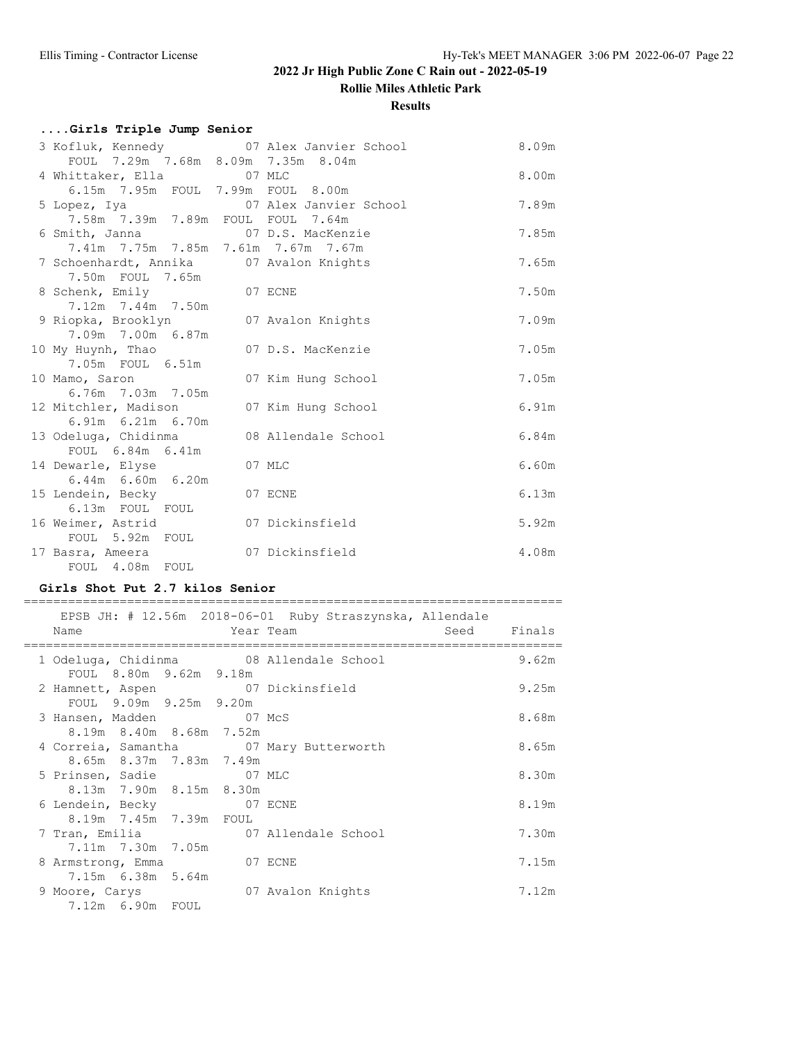# 2022 Jr High Public Zone C Rain out - 2022-05-19

## Rollie Miles Athletic Park

### Results

#### ....Girls Triple Jump Senior

| Place | Name | Year | Team | Finals |
|---|---|---|---|---|
| 3 | Kofluk, Kennedy | 07 | Alex Janvier School | 8.09m |
| | FOUL 7.29m 7.68m 8.09m 7.35m 8.04m | | | |
| 4 | Whittaker, Ella | 07 | MLC | 8.00m |
| | 6.15m 7.95m FOUL 7.99m FOUL 8.00m | | | |
| 5 | Lopez, Iya | 07 | Alex Janvier School | 7.89m |
| | 7.58m 7.39m 7.89m FOUL FOUL 7.64m | | | |
| 6 | Smith, Janna | 07 | D.S. MacKenzie | 7.85m |
| | 7.41m 7.75m 7.85m 7.61m 7.67m 7.67m | | | |
| 7 | Schoenhardt, Annika | 07 | Avalon Knights | 7.65m |
| | 7.50m FOUL 7.65m | | | |
| 8 | Schenk, Emily | 07 | ECNE | 7.50m |
| | 7.12m 7.44m 7.50m | | | |
| 9 | Riopka, Brooklyn | 07 | Avalon Knights | 7.09m |
| | 7.09m 7.00m 6.87m | | | |
| 10 | My Huynh, Thao | 07 | D.S. MacKenzie | 7.05m |
| | 7.05m FOUL 6.51m | | | |
| 10 | Mamo, Saron | 07 | Kim Hung School | 7.05m |
| | 6.76m 7.03m 7.05m | | | |
| 12 | Mitchler, Madison | 07 | Kim Hung School | 6.91m |
| | 6.91m 6.21m 6.70m | | | |
| 13 | Odeluga, Chidinma | 08 | Allendale School | 6.84m |
| | FOUL 6.84m 6.41m | | | |
| 14 | Dewarle, Elyse | 07 | MLC | 6.60m |
| | 6.44m 6.60m 6.20m | | | |
| 15 | Lendein, Becky | 07 | ECNE | 6.13m |
| | 6.13m FOUL FOUL | | | |
| 16 | Weimer, Astrid | 07 | Dickinsfield | 5.92m |
| | FOUL 5.92m FOUL | | | |
| 17 | Basra, Ameera | 07 | Dickinsfield | 4.08m |
| | FOUL 4.08m FOUL | | | |

#### Girls Shot Put 2.7 kilos Senior

EPSB JH: # 12.56m 2018-06-01 Ruby Straszynska, Allendale

| Place | Name | Year | Team | Seed | Finals |
|---|---|---|---|---|---|
| 1 | Odeluga, Chidinma | 08 | Allendale School | | 9.62m |
| | FOUL 8.80m 9.62m 9.18m | | | | |
| 2 | Hamnett, Aspen | 07 | Dickinsfield | | 9.25m |
| | FOUL 9.09m 9.25m 9.20m | | | | |
| 3 | Hansen, Madden | 07 | McS | | 8.68m |
| | 8.19m 8.40m 8.68m 7.52m | | | | |
| 4 | Correia, Samantha | 07 | Mary Butterworth | | 8.65m |
| | 8.65m 8.37m 7.83m 7.49m | | | | |
| 5 | Prinsen, Sadie | 07 | MLC | | 8.30m |
| | 8.13m 7.90m 8.15m 8.30m | | | | |
| 6 | Lendein, Becky | 07 | ECNE | | 8.19m |
| | 8.19m 7.45m 7.39m FOUL | | | | |
| 7 | Tran, Emilia | 07 | Allendale School | | 7.30m |
| | 7.11m 7.30m 7.05m | | | | |
| 8 | Armstrong, Emma | 07 | ECNE | | 7.15m |
| | 7.15m 6.38m 5.64m | | | | |
| 9 | Moore, Carys | 07 | Avalon Knights | | 7.12m |
| | 7.12m 6.90m FOUL | | | | |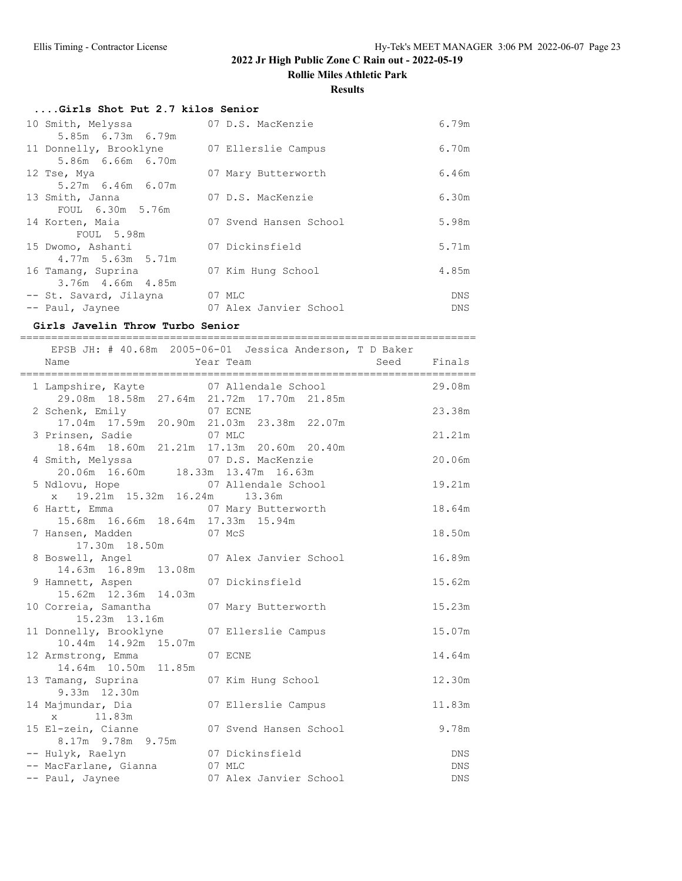## 2022 Jr High Public Zone C Rain out - 2022-05-19

**Rollie Miles Athletic Park**

**Results**

### ....Girls Shot Put 2.7 kilos Senior

| | Name | Year | Team | Finals |
|---|---|---|---|---|
| 10 | Smith, Melyssa | 07 | D.S. MacKenzie | 6.79m |
| | 5.85m 6.73m 6.79m | | | |
| 11 | Donnelly, Brooklyne | 07 | Ellerslie Campus | 6.70m |
| | 5.86m 6.66m 6.70m | | | |
| 12 | Tse, Mya | 07 | Mary Butterworth | 6.46m |
| | 5.27m 6.46m 6.07m | | | |
| 13 | Smith, Janna | 07 | D.S. MacKenzie | 6.30m |
| | FOUL 6.30m 5.76m | | | |
| 14 | Korten, Maia | 07 | Svend Hansen School | 5.98m |
| | FOUL 5.98m | | | |
| 15 | Dwomo, Ashanti | 07 | Dickinsfield | 5.71m |
| | 4.77m 5.63m 5.71m | | | |
| 16 | Tamang, Suprina | 07 | Kim Hung School | 4.85m |
| | 3.76m 4.66m 4.85m | | | |
| -- | St. Savard, Jilayna | 07 | MLC | DNS |
| -- | Paul, Jaynee | 07 | Alex Janvier School | DNS |

### Girls Javelin Throw Turbo Senior

EPSB JH: # 40.68m 2005-06-01 Jessica Anderson, T D Baker

| | Name | Year | Team | Seed | Finals |
|---|---|---|---|---|---|
| 1 | Lampshire, Kayte | 07 | Allendale School | | 29.08m |
| | 29.08m 18.58m 27.64m 21.72m 17.70m 21.85m | | | | |
| 2 | Schenk, Emily | 07 | ECNE | | 23.38m |
| | 17.04m 17.59m 20.90m 21.03m 23.38m 22.07m | | | | |
| 3 | Prinsen, Sadie | 07 | MLC | | 21.21m |
| | 18.64m 18.60m 21.21m 17.13m 20.60m 20.40m | | | | |
| 4 | Smith, Melyssa | 07 | D.S. MacKenzie | | 20.06m |
| | 20.06m 16.60m 18.33m 13.47m 16.63m | | | | |
| 5 | Ndlovu, Hope | 07 | Allendale School | | 19.21m |
| | x 19.21m 15.32m 16.24m 13.36m | | | | |
| 6 | Hartt, Emma | 07 | Mary Butterworth | | 18.64m |
| | 15.68m 16.66m 18.64m 17.33m 15.94m | | | | |
| 7 | Hansen, Madden | 07 | McS | | 18.50m |
| | 17.30m 18.50m | | | | |
| 8 | Boswell, Angel | 07 | Alex Janvier School | | 16.89m |
| | 14.63m 16.89m 13.08m | | | | |
| 9 | Hamnett, Aspen | 07 | Dickinsfield | | 15.62m |
| | 15.62m 12.36m 14.03m | | | | |
| 10 | Correia, Samantha | 07 | Mary Butterworth | | 15.23m |
| | 15.23m 13.16m | | | | |
| 11 | Donnelly, Brooklyne | 07 | Ellerslie Campus | | 15.07m |
| | 10.44m 14.92m 15.07m | | | | |
| 12 | Armstrong, Emma | 07 | ECNE | | 14.64m |
| | 14.64m 10.50m 11.85m | | | | |
| 13 | Tamang, Suprina | 07 | Kim Hung School | | 12.30m |
| | 9.33m 12.30m | | | | |
| 14 | Majmundar, Dia | 07 | Ellerslie Campus | | 11.83m |
| | x 11.83m | | | | |
| 15 | El-zein, Cianne | 07 | Svend Hansen School | | 9.78m |
| | 8.17m 9.78m 9.75m | | | | |
| -- | Hulyk, Raelyn | 07 | Dickinsfield | | DNS |
| -- | MacFarlane, Gianna | 07 | MLC | | DNS |
| -- | Paul, Jaynee | 07 | Alex Janvier School | | DNS |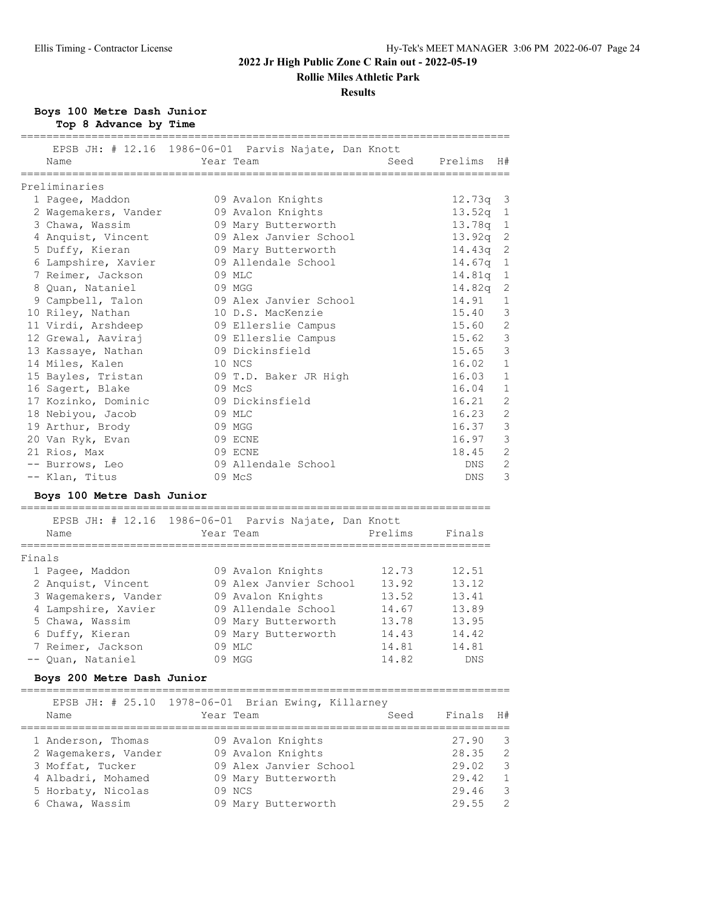## 2022 Jr High Public Zone C Rain out - 2022-05-19

### Rollie Miles Athletic Park

### Results

#### Boys 100 Metre Dash Junior

**Top 8 Advance by Time**

EPSB JH: # 12.16 1986-06-01 Parvis Najate, Dan Knott

| Place | Name | Year | Team | Seed | Prelims | H# |
|---|---|---|---|---|---|---|
| **Preliminaries** | | | | | | |
| 1 | Pagee, Maddon | 09 | Avalon Knights | | 12.73q | 3 |
| 2 | Wagemakers, Vander | 09 | Avalon Knights | | 13.52q | 1 |
| 3 | Chawa, Wassim | 09 | Mary Butterworth | | 13.78q | 1 |
| 4 | Anquist, Vincent | 09 | Alex Janvier School | | 13.92q | 2 |
| 5 | Duffy, Kieran | 09 | Mary Butterworth | | 14.43q | 2 |
| 6 | Lampshire, Xavier | 09 | Allendale School | | 14.67q | 1 |
| 7 | Reimer, Jackson | 09 | MLC | | 14.81q | 1 |
| 8 | Quan, Nataniel | 09 | MGG | | 14.82q | 2 |
| 9 | Campbell, Talon | 09 | Alex Janvier School | | 14.91 | 1 |
| 10 | Riley, Nathan | 10 | D.S. MacKenzie | | 15.40 | 3 |
| 11 | Virdi, Arshdeep | 09 | Ellerslie Campus | | 15.60 | 2 |
| 12 | Grewal, Aaviraj | 09 | Ellerslie Campus | | 15.62 | 3 |
| 13 | Kassaye, Nathan | 09 | Dickinsfield | | 15.65 | 3 |
| 14 | Miles, Kalen | 10 | NCS | | 16.02 | 1 |
| 15 | Bayles, Tristan | 09 | T.D. Baker JR High | | 16.03 | 1 |
| 16 | Sagert, Blake | 09 | McS | | 16.04 | 1 |
| 17 | Kozinko, Dominic | 09 | Dickinsfield | | 16.21 | 2 |
| 18 | Nebiyou, Jacob | 09 | MLC | | 16.23 | 2 |
| 19 | Arthur, Brody | 09 | MGG | | 16.37 | 3 |
| 20 | Van Ryk, Evan | 09 | ECNE | | 16.97 | 3 |
| 21 | Rios, Max | 09 | ECNE | | 18.45 | 2 |
| -- | Burrows, Leo | 09 | Allendale School | | DNS | 2 |
| -- | Klan, Titus | 09 | McS | | DNS | 3 |

#### Boys 100 Metre Dash Junior

EPSB JH: # 12.16 1986-06-01 Parvis Najate, Dan Knott

| Place | Name | Year | Team | Prelims | Finals |
|---|---|---|---|---|---|
| **Finals** | | | | | |
| 1 | Pagee, Maddon | 09 | Avalon Knights | 12.73 | 12.51 |
| 2 | Anquist, Vincent | 09 | Alex Janvier School | 13.92 | 13.12 |
| 3 | Wagemakers, Vander | 09 | Avalon Knights | 13.52 | 13.41 |
| 4 | Lampshire, Xavier | 09 | Allendale School | 14.67 | 13.89 |
| 5 | Chawa, Wassim | 09 | Mary Butterworth | 13.78 | 13.95 |
| 6 | Duffy, Kieran | 09 | Mary Butterworth | 14.43 | 14.42 |
| 7 | Reimer, Jackson | 09 | MLC | 14.81 | 14.81 |
| -- | Quan, Nataniel | 09 | MGG | 14.82 | DNS |

#### Boys 200 Metre Dash Junior

EPSB JH: # 25.10 1978-06-01 Brian Ewing, Killarney

| Place | Name | Year | Team | Seed | Finals | H# |
|---|---|---|---|---|---|---|
| 1 | Anderson, Thomas | 09 | Avalon Knights | | 27.90 | 3 |
| 2 | Wagemakers, Vander | 09 | Avalon Knights | | 28.35 | 2 |
| 3 | Moffat, Tucker | 09 | Alex Janvier School | | 29.02 | 3 |
| 4 | Albadri, Mohamed | 09 | Mary Butterworth | | 29.42 | 1 |
| 5 | Horbaty, Nicolas | 09 | NCS | | 29.46 | 3 |
| 6 | Chawa, Wassim | 09 | Mary Butterworth | | 29.55 | 2 |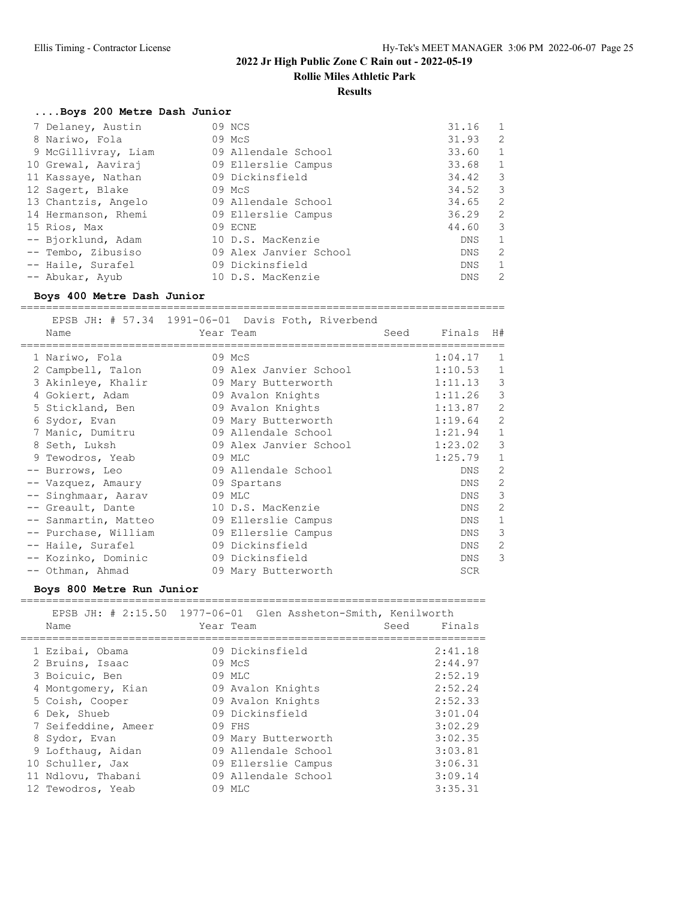# 2022 Jr High Public Zone C Rain out - 2022-05-19

**Rollie Miles Athletic Park**

**Results**

### ....Boys 200 Metre Dash Junior

| | Name | Year | Team | Finals | H# |
|---|---|---|---|---|---|
| 7 | Delaney, Austin | 09 | NCS | 31.16 | 1 |
| 8 | Nariwo, Fola | 09 | McS | 31.93 | 2 |
| 9 | McGillivray, Liam | 09 | Allendale School | 33.60 | 1 |
| 10 | Grewal, Aaviraj | 09 | Ellerslie Campus | 33.68 | 1 |
| 11 | Kassaye, Nathan | 09 | Dickinsfield | 34.42 | 3 |
| 12 | Sagert, Blake | 09 | McS | 34.52 | 3 |
| 13 | Chantzis, Angelo | 09 | Allendale School | 34.65 | 2 |
| 14 | Hermanson, Rhemi | 09 | Ellerslie Campus | 36.29 | 2 |
| 15 | Rios, Max | 09 | ECNE | 44.60 | 3 |
| -- | Bjorklund, Adam | 10 | D.S. MacKenzie | DNS | 1 |
| -- | Tembo, Zibusiso | 09 | Alex Janvier School | DNS | 2 |
| -- | Haile, Surafel | 09 | Dickinsfield | DNS | 1 |
| -- | Abukar, Ayub | 10 | D.S. MacKenzie | DNS | 2 |

### Boys 400 Metre Dash Junior

EPSB JH: # 57.34 1991-06-01 Davis Foth, Riverbend

| | Name | Year | Team | Seed | Finals | H# |
|---|---|---|---|---|---|---|
| 1 | Nariwo, Fola | 09 | McS | | 1:04.17 | 1 |
| 2 | Campbell, Talon | 09 | Alex Janvier School | | 1:10.53 | 1 |
| 3 | Akinleye, Khalir | 09 | Mary Butterworth | | 1:11.13 | 3 |
| 4 | Gokiert, Adam | 09 | Avalon Knights | | 1:11.26 | 3 |
| 5 | Stickland, Ben | 09 | Avalon Knights | | 1:13.87 | 2 |
| 6 | Sydor, Evan | 09 | Mary Butterworth | | 1:19.64 | 2 |
| 7 | Manic, Dumitru | 09 | Allendale School | | 1:21.94 | 1 |
| 8 | Seth, Luksh | 09 | Alex Janvier School | | 1:23.02 | 3 |
| 9 | Tewodros, Yeab | 09 | MLC | | 1:25.79 | 1 |
| -- | Burrows, Leo | 09 | Allendale School | | DNS | 2 |
| -- | Vazquez, Amaury | 09 | Spartans | | DNS | 2 |
| -- | Singhmaar, Aarav | 09 | MLC | | DNS | 3 |
| -- | Greault, Dante | 10 | D.S. MacKenzie | | DNS | 2 |
| -- | Sanmartin, Matteo | 09 | Ellerslie Campus | | DNS | 1 |
| -- | Purchase, William | 09 | Ellerslie Campus | | DNS | 3 |
| -- | Haile, Surafel | 09 | Dickinsfield | | DNS | 2 |
| -- | Kozinko, Dominic | 09 | Dickinsfield | | DNS | 3 |
| -- | Othman, Ahmad | 09 | Mary Butterworth | | SCR | |

### Boys 800 Metre Run Junior

EPSB JH: # 2:15.50 1977-06-01 Glen Assheton-Smith, Kenilworth

| | Name | Year | Team | Seed | Finals |
|---|---|---|---|---|---|
| 1 | Ezibai, Obama | 09 | Dickinsfield | | 2:41.18 |
| 2 | Bruins, Isaac | 09 | McS | | 2:44.97 |
| 3 | Boicuic, Ben | 09 | MLC | | 2:52.19 |
| 4 | Montgomery, Kian | 09 | Avalon Knights | | 2:52.24 |
| 5 | Coish, Cooper | 09 | Avalon Knights | | 2:52.33 |
| 6 | Dek, Shueb | 09 | Dickinsfield | | 3:01.04 |
| 7 | Seifeddine, Ameer | 09 | FHS | | 3:02.29 |
| 8 | Sydor, Evan | 09 | Mary Butterworth | | 3:02.35 |
| 9 | Lofthaug, Aidan | 09 | Allendale School | | 3:03.81 |
| 10 | Schuller, Jax | 09 | Ellerslie Campus | | 3:06.31 |
| 11 | Ndlovu, Thabani | 09 | Allendale School | | 3:09.14 |
| 12 | Tewodros, Yeab | 09 | MLC | | 3:35.31 |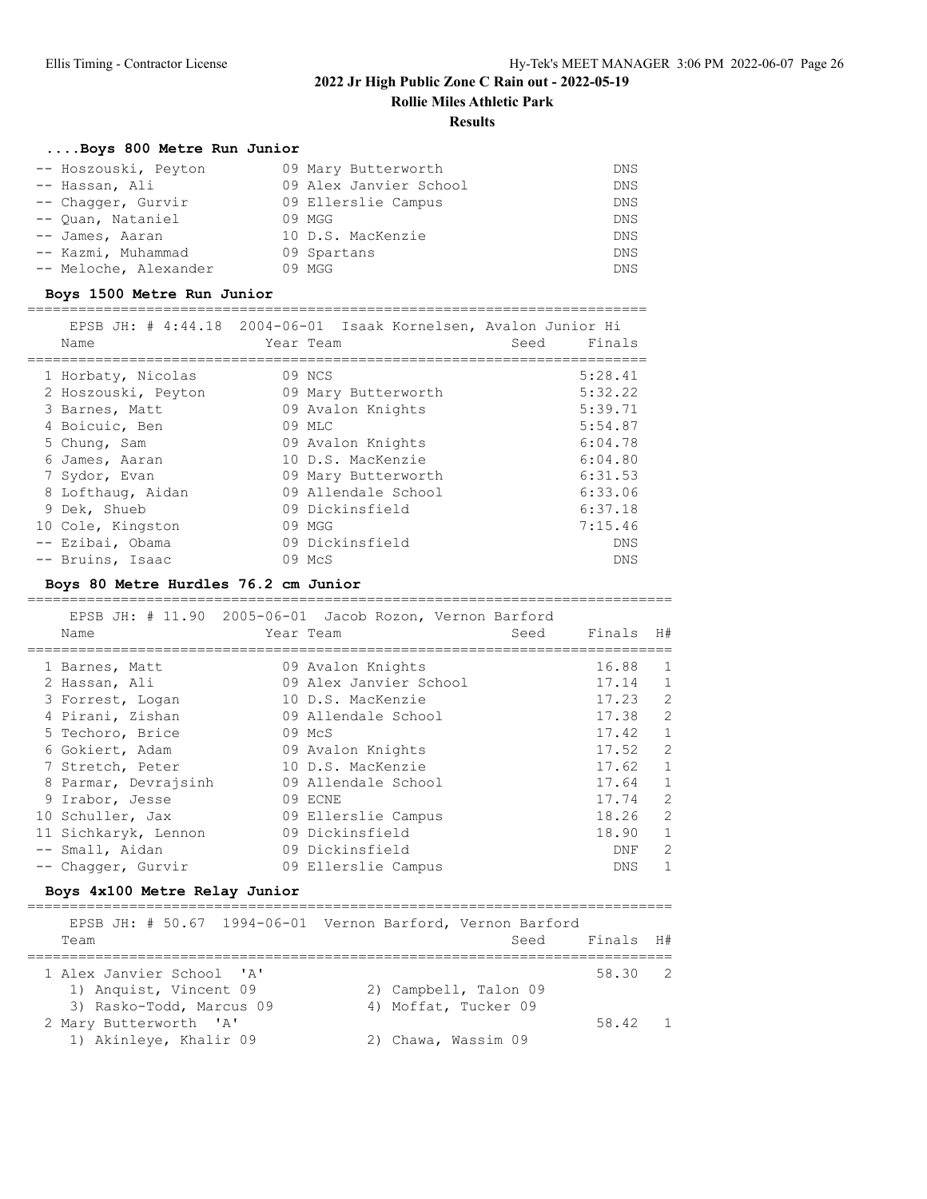# 2022 Jr High Public Zone C Rain out - 2022-05-19

## Rollie Miles Athletic Park

### Results

#### ....Boys 800 Metre Run Junior

| | Name | Year | Team | Finals |
|---|---|---|---|---|
| -- | Hoszouski, Peyton | 09 | Mary Butterworth | DNS |
| -- | Hassan, Ali | 09 | Alex Janvier School | DNS |
| -- | Chagger, Gurvir | 09 | Ellerslie Campus | DNS |
| -- | Quan, Nataniel | 09 | MGG | DNS |
| -- | James, Aaran | 10 | D.S. MacKenzie | DNS |
| -- | Kazmi, Muhammad | 09 | Spartans | DNS |
| -- | Meloche, Alexander | 09 | MGG | DNS |

#### Boys 1500 Metre Run Junior

EPSB JH: # 4:44.18 2004-06-01 Isaak Kornelsen, Avalon Junior Hi

| | Name | Year | Team | Seed | Finals |
|---|---|---|---|---|---|
| 1 | Horbaty, Nicolas | 09 | NCS | | 5:28.41 |
| 2 | Hoszouski, Peyton | 09 | Mary Butterworth | | 5:32.22 |
| 3 | Barnes, Matt | 09 | Avalon Knights | | 5:39.71 |
| 4 | Boicuic, Ben | 09 | MLC | | 5:54.87 |
| 5 | Chung, Sam | 09 | Avalon Knights | | 6:04.78 |
| 6 | James, Aaran | 10 | D.S. MacKenzie | | 6:04.80 |
| 7 | Sydor, Evan | 09 | Mary Butterworth | | 6:31.53 |
| 8 | Lofthaug, Aidan | 09 | Allendale School | | 6:33.06 |
| 9 | Dek, Shueb | 09 | Dickinsfield | | 6:37.18 |
| 10 | Cole, Kingston | 09 | MGG | | 7:15.46 |
| -- | Ezibai, Obama | 09 | Dickinsfield | | DNS |
| -- | Bruins, Isaac | 09 | McS | | DNS |

#### Boys 80 Metre Hurdles 76.2 cm Junior

EPSB JH: # 11.90 2005-06-01 Jacob Rozon, Vernon Barford

| | Name | Year | Team | Seed | Finals | H# |
|---|---|---|---|---|---|---|
| 1 | Barnes, Matt | 09 | Avalon Knights | | 16.88 | 1 |
| 2 | Hassan, Ali | 09 | Alex Janvier School | | 17.14 | 1 |
| 3 | Forrest, Logan | 10 | D.S. MacKenzie | | 17.23 | 2 |
| 4 | Pirani, Zishan | 09 | Allendale School | | 17.38 | 2 |
| 5 | Techoro, Brice | 09 | McS | | 17.42 | 1 |
| 6 | Gokiert, Adam | 09 | Avalon Knights | | 17.52 | 2 |
| 7 | Stretch, Peter | 10 | D.S. MacKenzie | | 17.62 | 1 |
| 8 | Parmar, Devrajsinh | 09 | Allendale School | | 17.64 | 1 |
| 9 | Irabor, Jesse | 09 | ECNE | | 17.74 | 2 |
| 10 | Schuller, Jax | 09 | Ellerslie Campus | | 18.26 | 2 |
| 11 | Sichkaryk, Lennon | 09 | Dickinsfield | | 18.90 | 1 |
| -- | Small, Aidan | 09 | Dickinsfield | | DNF | 2 |
| -- | Chagger, Gurvir | 09 | Ellerslie Campus | | DNS | 1 |

#### Boys 4x100 Metre Relay Junior

EPSB JH: # 50.67 1994-06-01 Vernon Barford, Vernon Barford

| | Team | | Seed | Finals | H# |
|---|---|---|---|---|---|
| 1 | Alex Janvier School 'A' | | | 58.30 | 2 |
| | 1) Anquist, Vincent 09 | 2) Campbell, Talon 09 | | | |
| | 3) Rasko-Todd, Marcus 09 | 4) Moffat, Tucker 09 | | | |
| 2 | Mary Butterworth 'A' | | | 58.42 | 1 |
| | 1) Akinleye, Khalir 09 | 2) Chawa, Wassim 09 | | | |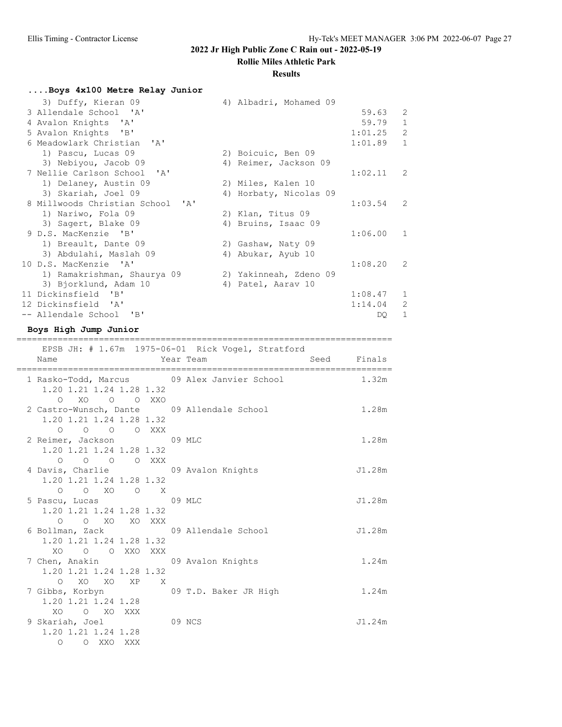# 2022 Jr High Public Zone C Rain out - 2022-05-19

**Rollie Miles Athletic Park**

**Results**

### ....Boys 4x100 Metre Relay Junior

```
   3) Duffy, Kieran 09                4) Albadri, Mohamed 09
 3 Allendale School  'A'                                        59.63   2
 4 Avalon Knights  'A'                                          59.79   1
 5 Avalon Knights  'B'                                        1:01.25   2
 6 Meadowlark Christian  'A'                                  1:01.89   1
   1) Pascu, Lucas 09                 2) Boicuic, Ben 09
   3) Nebiyou, Jacob 09               4) Reimer, Jackson 09
 7 Nellie Carlson School  'A'                                 1:02.11   2
   1) Delaney, Austin 09              2) Miles, Kalen 10
   3) Skariah, Joel 09                4) Horbaty, Nicolas 09
 8 Millwoods Christian School  'A'                            1:03.54   2
   1) Nariwo, Fola 09                 2) Klan, Titus 09
   3) Sagert, Blake 09                4) Bruins, Isaac 09
 9 D.S. MacKenzie  'B'                                        1:06.00   1
   1) Breault, Dante 09               2) Gashaw, Naty 09
   3) Abdulahi, Maslah 09             4) Abukar, Ayub 10
10 D.S. MacKenzie  'A'                                        1:08.20   2
   1) Ramakrishman, Shaurya 09        2) Yakinneah, Zdeno 09
   3) Bjorklund, Adam 10              4) Patel, Aarav 10
11 Dickinsfield  'B'                                          1:08.47   1
12 Dickinsfield  'A'                                          1:14.04   2
-- Allendale School  'B'                                           DQ   1
```

### Boys High Jump Junior

```
=========================================================================
    EPSB JH: # 1.67m  1975-06-01  Rick Vogel, Stratford
    Name                    Year Team                   Seed     Finals
=========================================================================
  1 Rasko-Todd, Marcus        09 Alex Janvier School               1.32m
     1.20 1.21 1.24 1.28 1.32
        O   XO    O    O  XXO
  2 Castro-Wunsch, Dante      09 Allendale School                  1.28m
     1.20 1.21 1.24 1.28 1.32
        O    O    O    O  XXX
  2 Reimer, Jackson           09 MLC                               1.28m
     1.20 1.21 1.24 1.28 1.32
        O    O    O    O  XXX
  4 Davis, Charlie            09 Avalon Knights                   J1.28m
     1.20 1.21 1.24 1.28 1.32
        O    O   XO    O    X
  5 Pascu, Lucas              09 MLC                              J1.28m
     1.20 1.21 1.24 1.28 1.32
        O    O   XO   XO  XXX
  6 Bollman, Zack             09 Allendale School                 J1.28m
     1.20 1.21 1.24 1.28 1.32
       XO    O    O  XXO  XXX
  7 Chen, Anakin              09 Avalon Knights                    1.24m
     1.20 1.21 1.24 1.28 1.32
        O   XO   XO   XP    X
  7 Gibbs, Korbyn             09 T.D. Baker JR High                1.24m
     1.20 1.21 1.24 1.28
       XO    O   XO  XXX
  9 Skariah, Joel             09 NCS                              J1.24m
     1.20 1.21 1.24 1.28
        O    O  XXO  XXX
```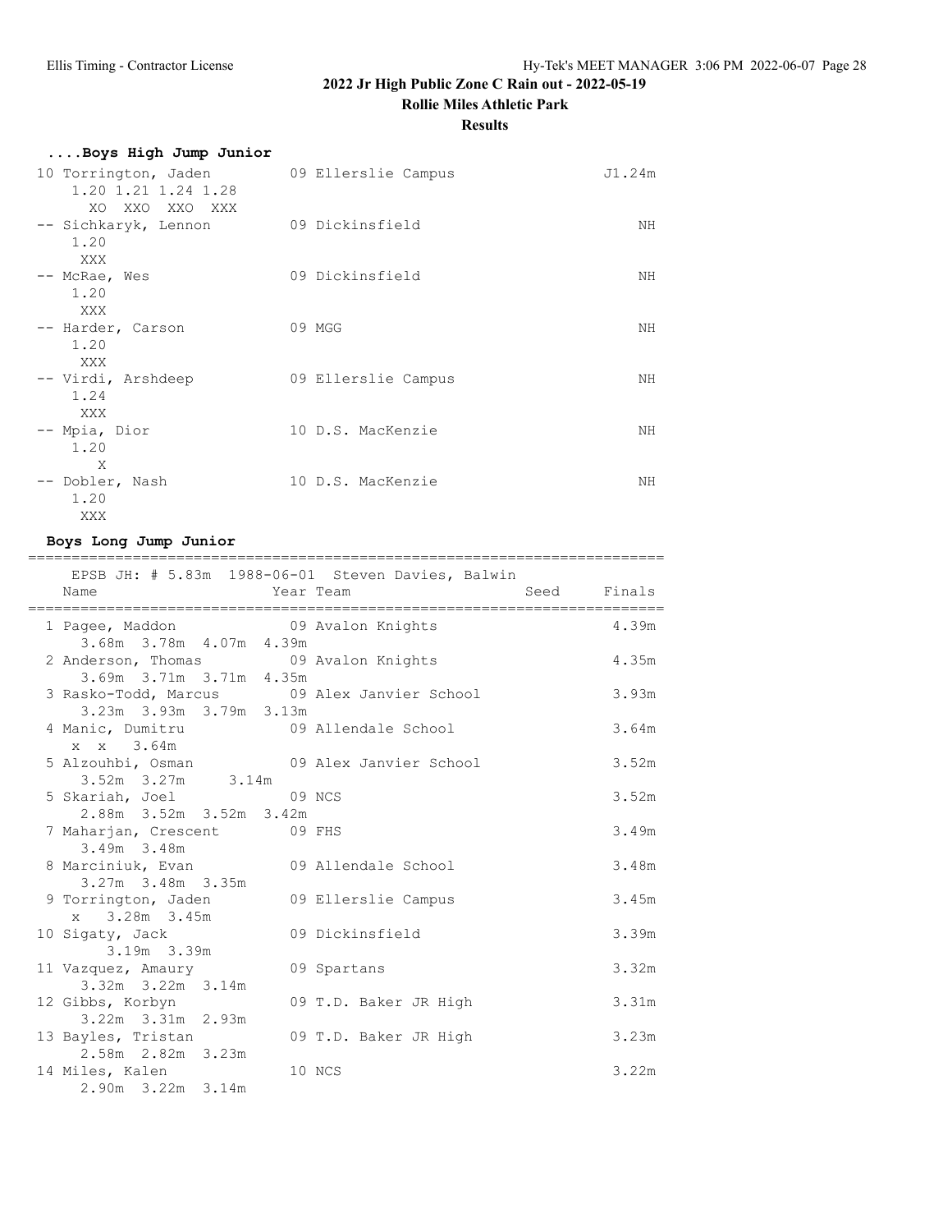## 2022 Jr High Public Zone C Rain out - 2022-05-19

**Rollie Miles Athletic Park**

**Results**

### ....Boys High Jump Junior

| Place | Name | Year | Team | Finals |
|---|---|---|---|---|
| 10 | Torrington, Jaden | 09 | Ellerslie Campus | J1.24m |
| | 1.20 1.21 1.24 1.28 | | | |
| | XO XXO XXO XXX | | | |
| -- | Sichkaryk, Lennon | 09 | Dickinsfield | NH |
| | 1.20 | | | |
| | XXX | | | |
| -- | McRae, Wes | 09 | Dickinsfield | NH |
| | 1.20 | | | |
| | XXX | | | |
| -- | Harder, Carson | 09 | MGG | NH |
| | 1.20 | | | |
| | XXX | | | |
| -- | Virdi, Arshdeep | 09 | Ellerslie Campus | NH |
| | 1.24 | | | |
| | XXX | | | |
| -- | Mpia, Dior | 10 | D.S. MacKenzie | NH |
| | 1.20 | | | |
| | X | | | |
| -- | Dobler, Nash | 10 | D.S. MacKenzie | NH |
| | 1.20 | | | |
| | XXX | | | |

### Boys Long Jump Junior

EPSB JH: # 5.83m 1988-06-01 Steven Davies, Balwin

| Place | Name | Year | Team | Seed | Finals |
|---|---|---|---|---|---|
| 1 | Pagee, Maddon | 09 | Avalon Knights | | 4.39m |
| | 3.68m 3.78m 4.07m 4.39m | | | | |
| 2 | Anderson, Thomas | 09 | Avalon Knights | | 4.35m |
| | 3.69m 3.71m 3.71m 4.35m | | | | |
| 3 | Rasko-Todd, Marcus | 09 | Alex Janvier School | | 3.93m |
| | 3.23m 3.93m 3.79m 3.13m | | | | |
| 4 | Manic, Dumitru | 09 | Allendale School | | 3.64m |
| | x x 3.64m | | | | |
| 5 | Alzouhbi, Osman | 09 | Alex Janvier School | | 3.52m |
| | 3.52m 3.27m 3.14m | | | | |
| 5 | Skariah, Joel | 09 | NCS | | 3.52m |
| | 2.88m 3.52m 3.52m 3.42m | | | | |
| 7 | Maharjan, Crescent | 09 | FHS | | 3.49m |
| | 3.49m 3.48m | | | | |
| 8 | Marciniuk, Evan | 09 | Allendale School | | 3.48m |
| | 3.27m 3.48m 3.35m | | | | |
| 9 | Torrington, Jaden | 09 | Ellerslie Campus | | 3.45m |
| | x 3.28m 3.45m | | | | |
| 10 | Sigaty, Jack | 09 | Dickinsfield | | 3.39m |
| | 3.19m 3.39m | | | | |
| 11 | Vazquez, Amaury | 09 | Spartans | | 3.32m |
| | 3.32m 3.22m 3.14m | | | | |
| 12 | Gibbs, Korbyn | 09 | T.D. Baker JR High | | 3.31m |
| | 3.22m 3.31m 2.93m | | | | |
| 13 | Bayles, Tristan | 09 | T.D. Baker JR High | | 3.23m |
| | 2.58m 2.82m 3.23m | | | | |
| 14 | Miles, Kalen | 10 | NCS | | 3.22m |
| | 2.90m 3.22m 3.14m | | | | |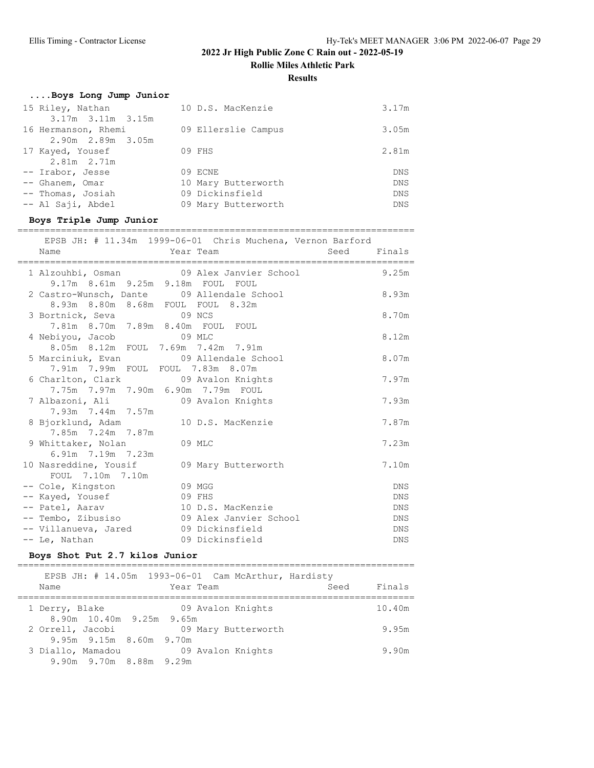# 2022 Jr High Public Zone C Rain out - 2022-05-19

## Rollie Miles Athletic Park

## Results

### ....Boys Long Jump Junior

| Place | Name | Year | Team | Finals |
|---|---|---|---|---|
| 15 | Riley, Nathan | 10 | D.S. MacKenzie | 3.17m |
| | 3.17m 3.11m 3.15m | | | |
| 16 | Hermanson, Rhemi | 09 | Ellerslie Campus | 3.05m |
| | 2.90m 2.89m 3.05m | | | |
| 17 | Kayed, Yousef | 09 | FHS | 2.81m |
| | 2.81m 2.71m | | | |
| -- | Irabor, Jesse | 09 | ECNE | DNS |
| -- | Ghanem, Omar | 10 | Mary Butterworth | DNS |
| -- | Thomas, Josiah | 09 | Dickinsfield | DNS |
| -- | Al Saji, Abdel | 09 | Mary Butterworth | DNS |

### Boys Triple Jump Junior

EPSB JH: # 11.34m 1999-06-01 Chris Muchena, Vernon Barford

| Place | Name | Year | Team | Seed | Finals |
|---|---|---|---|---|---|
| 1 | Alzouhbi, Osman | 09 | Alex Janvier School | | 9.25m |
| | 9.17m 8.61m 9.25m 9.18m FOUL FOUL | | | | |
| 2 | Castro-Wunsch, Dante | 09 | Allendale School | | 8.93m |
| | 8.93m 8.80m 8.68m FOUL FOUL 8.32m | | | | |
| 3 | Bortnick, Seva | 09 | NCS | | 8.70m |
| | 7.81m 8.70m 7.89m 8.40m FOUL FOUL | | | | |
| 4 | Nebiyou, Jacob | 09 | MLC | | 8.12m |
| | 8.05m 8.12m FOUL 7.69m 7.42m 7.91m | | | | |
| 5 | Marciniuk, Evan | 09 | Allendale School | | 8.07m |
| | 7.91m 7.99m FOUL FOUL 7.83m 8.07m | | | | |
| 6 | Charlton, Clark | 09 | Avalon Knights | | 7.97m |
| | 7.75m 7.97m 7.90m 6.90m 7.79m FOUL | | | | |
| 7 | Albazoni, Ali | 09 | Avalon Knights | | 7.93m |
| | 7.93m 7.44m 7.57m | | | | |
| 8 | Bjorklund, Adam | 10 | D.S. MacKenzie | | 7.87m |
| | 7.85m 7.24m 7.87m | | | | |
| 9 | Whittaker, Nolan | 09 | MLC | | 7.23m |
| | 6.91m 7.19m 7.23m | | | | |
| 10 | Nasreddine, Yousif | 09 | Mary Butterworth | | 7.10m |
| | FOUL 7.10m 7.10m | | | | |
| -- | Cole, Kingston | 09 | MGG | | DNS |
| -- | Kayed, Yousef | 09 | FHS | | DNS |
| -- | Patel, Aarav | 10 | D.S. MacKenzie | | DNS |
| -- | Tembo, Zibusiso | 09 | Alex Janvier School | | DNS |
| -- | Villanueva, Jared | 09 | Dickinsfield | | DNS |
| -- | Le, Nathan | 09 | Dickinsfield | | DNS |

### Boys Shot Put 2.7 kilos Junior

EPSB JH: # 14.05m 1993-06-01 Cam McArthur, Hardisty

| Place | Name | Year | Team | Seed | Finals |
|---|---|---|---|---|---|
| 1 | Derry, Blake | 09 | Avalon Knights | | 10.40m |
| | 8.90m 10.40m 9.25m 9.65m | | | | |
| 2 | Orrell, Jacobi | 09 | Mary Butterworth | | 9.95m |
| | 9.95m 9.15m 8.60m 9.70m | | | | |
| 3 | Diallo, Mamadou | 09 | Avalon Knights | | 9.90m |
| | 9.90m 9.70m 8.88m 9.29m | | | | |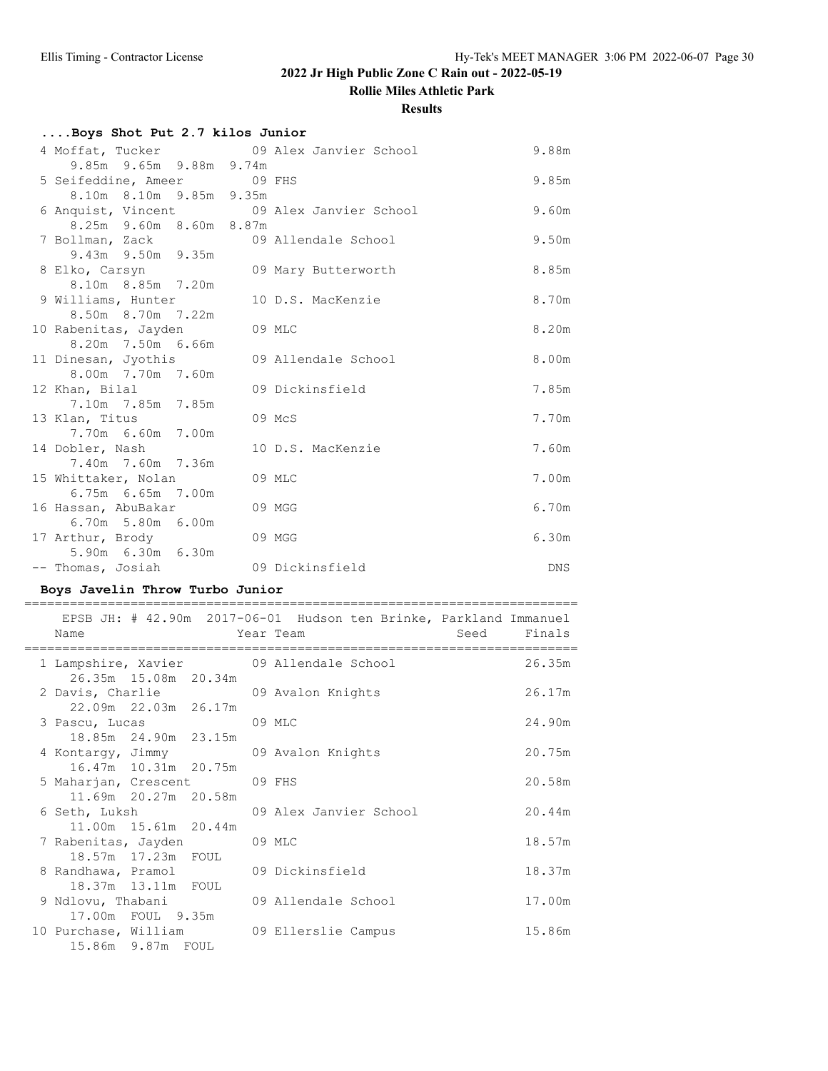# 2022 Jr High Public Zone C Rain out - 2022-05-19

## Rollie Miles Athletic Park

### Results

**....Boys Shot Put 2.7 kilos Junior**

| Place | Name | Year | Team | Finals |
|---|---|---|---|---|
| 4 | Moffat, Tucker | 09 | Alex Janvier School | 9.88m |
| | 9.85m 9.65m 9.88m 9.74m | | | |
| 5 | Seifeddine, Ameer | 09 | FHS | 9.85m |
| | 8.10m 8.10m 9.85m 9.35m | | | |
| 6 | Anquist, Vincent | 09 | Alex Janvier School | 9.60m |
| | 8.25m 9.60m 8.60m 8.87m | | | |
| 7 | Bollman, Zack | 09 | Allendale School | 9.50m |
| | 9.43m 9.50m 9.35m | | | |
| 8 | Elko, Carsyn | 09 | Mary Butterworth | 8.85m |
| | 8.10m 8.85m 7.20m | | | |
| 9 | Williams, Hunter | 10 | D.S. MacKenzie | 8.70m |
| | 8.50m 8.70m 7.22m | | | |
| 10 | Rabenitas, Jayden | 09 | MLC | 8.20m |
| | 8.20m 7.50m 6.66m | | | |
| 11 | Dinesan, Jyothis | 09 | Allendale School | 8.00m |
| | 8.00m 7.70m 7.60m | | | |
| 12 | Khan, Bilal | 09 | Dickinsfield | 7.85m |
| | 7.10m 7.85m 7.85m | | | |
| 13 | Klan, Titus | 09 | McS | 7.70m |
| | 7.70m 6.60m 7.00m | | | |
| 14 | Dobler, Nash | 10 | D.S. MacKenzie | 7.60m |
| | 7.40m 7.60m 7.36m | | | |
| 15 | Whittaker, Nolan | 09 | MLC | 7.00m |
| | 6.75m 6.65m 7.00m | | | |
| 16 | Hassan, AbuBakar | 09 | MGG | 6.70m |
| | 6.70m 5.80m 6.00m | | | |
| 17 | Arthur, Brody | 09 | MGG | 6.30m |
| | 5.90m 6.30m 6.30m | | | |
| -- | Thomas, Josiah | 09 | Dickinsfield | DNS |

**Boys Javelin Throw Turbo Junior**

EPSB JH: # 42.90m 2017-06-01 Hudson ten Brinke, Parkland Immanuel

| Place | Name | Year | Team | Seed | Finals |
|---|---|---|---|---|---|
| 1 | Lampshire, Xavier | 09 | Allendale School | | 26.35m |
| | 26.35m 15.08m 20.34m | | | | |
| 2 | Davis, Charlie | 09 | Avalon Knights | | 26.17m |
| | 22.09m 22.03m 26.17m | | | | |
| 3 | Pascu, Lucas | 09 | MLC | | 24.90m |
| | 18.85m 24.90m 23.15m | | | | |
| 4 | Kontargy, Jimmy | 09 | Avalon Knights | | 20.75m |
| | 16.47m 10.31m 20.75m | | | | |
| 5 | Maharjan, Crescent | 09 | FHS | | 20.58m |
| | 11.69m 20.27m 20.58m | | | | |
| 6 | Seth, Luksh | 09 | Alex Janvier School | | 20.44m |
| | 11.00m 15.61m 20.44m | | | | |
| 7 | Rabenitas, Jayden | 09 | MLC | | 18.57m |
| | 18.57m 17.23m FOUL | | | | |
| 8 | Randhawa, Pramol | 09 | Dickinsfield | | 18.37m |
| | 18.37m 13.11m FOUL | | | | |
| 9 | Ndlovu, Thabani | 09 | Allendale School | | 17.00m |
| | 17.00m FOUL 9.35m | | | | |
| 10 | Purchase, William | 09 | Ellerslie Campus | | 15.86m |
| | 15.86m 9.87m FOUL | | | | |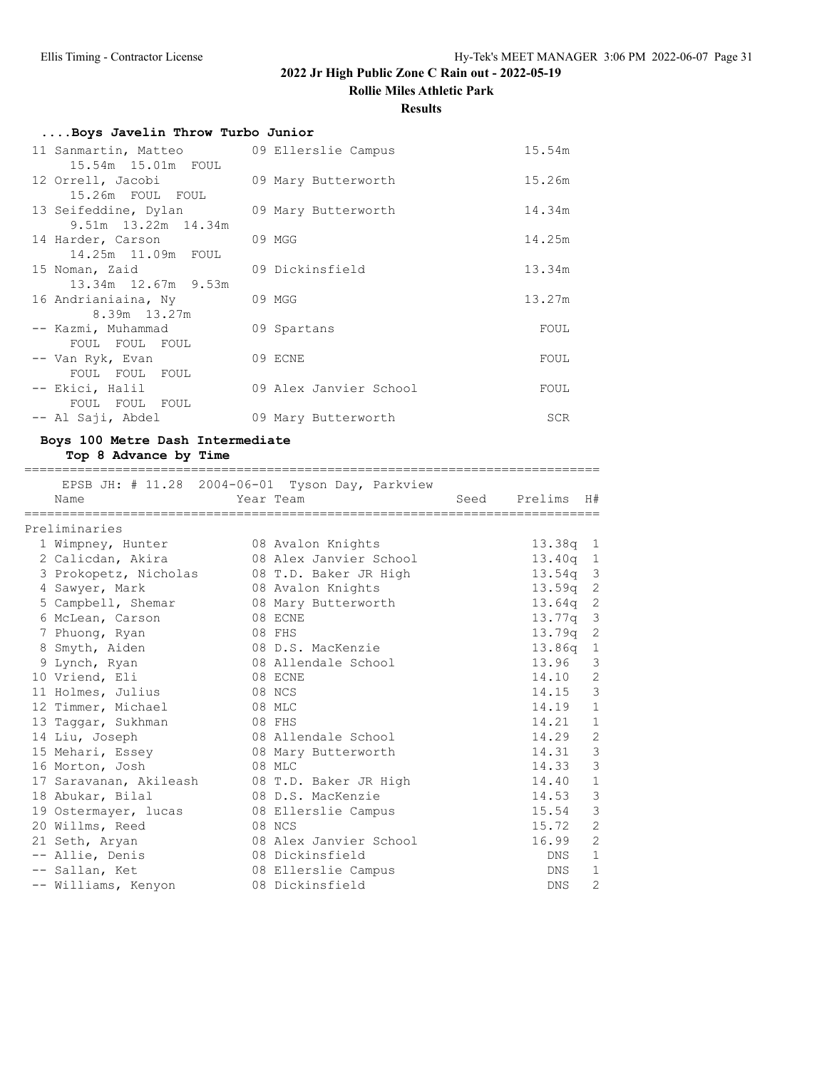## 2022 Jr High Public Zone C Rain out - 2022-05-19

**Rollie Miles Athletic Park**

**Results**

### ....Boys Javelin Throw Turbo Junior

| Place | Name | Year Team | Mark |
|---|---|---|---|
| 11 | Sanmartin, Matteo | 09 Ellerslie Campus | 15.54m |
| | 15.54m 15.01m FOUL | | |
| 12 | Orrell, Jacobi | 09 Mary Butterworth | 15.26m |
| | 15.26m FOUL FOUL | | |
| 13 | Seifeddine, Dylan | 09 Mary Butterworth | 14.34m |
| | 9.51m 13.22m 14.34m | | |
| 14 | Harder, Carson | 09 MGG | 14.25m |
| | 14.25m 11.09m FOUL | | |
| 15 | Noman, Zaid | 09 Dickinsfield | 13.34m |
| | 13.34m 12.67m 9.53m | | |
| 16 | Andrianiaina, Ny | 09 MGG | 13.27m |
| | 8.39m 13.27m | | |
| -- | Kazmi, Muhammad | 09 Spartans | FOUL |
| | FOUL FOUL FOUL | | |
| -- | Van Ryk, Evan | 09 ECNE | FOUL |
| | FOUL FOUL FOUL | | |
| -- | Ekici, Halil | 09 Alex Janvier School | FOUL |
| | FOUL FOUL FOUL | | |
| -- | Al Saji, Abdel | 09 Mary Butterworth | SCR |

### Boys 100 Metre Dash Intermediate

**Top 8 Advance by Time**

EPSB JH: # 11.28 2004-06-01 Tyson Day, Parkview

Preliminaries

| Place | Name | Year Team | Seed | Prelims | H# |
|---|---|---|---|---|---|
| 1 | Wimpney, Hunter | 08 Avalon Knights | | 13.38q | 1 |
| 2 | Calicdan, Akira | 08 Alex Janvier School | | 13.40q | 1 |
| 3 | Prokopetz, Nicholas | 08 T.D. Baker JR High | | 13.54q | 3 |
| 4 | Sawyer, Mark | 08 Avalon Knights | | 13.59q | 2 |
| 5 | Campbell, Shemar | 08 Mary Butterworth | | 13.64q | 2 |
| 6 | McLean, Carson | 08 ECNE | | 13.77q | 3 |
| 7 | Phuong, Ryan | 08 FHS | | 13.79q | 2 |
| 8 | Smyth, Aiden | 08 D.S. MacKenzie | | 13.86q | 1 |
| 9 | Lynch, Ryan | 08 Allendale School | | 13.96 | 3 |
| 10 | Vriend, Eli | 08 ECNE | | 14.10 | 2 |
| 11 | Holmes, Julius | 08 NCS | | 14.15 | 3 |
| 12 | Timmer, Michael | 08 MLC | | 14.19 | 1 |
| 13 | Taggar, Sukhman | 08 FHS | | 14.21 | 1 |
| 14 | Liu, Joseph | 08 Allendale School | | 14.29 | 2 |
| 15 | Mehari, Essey | 08 Mary Butterworth | | 14.31 | 3 |
| 16 | Morton, Josh | 08 MLC | | 14.33 | 3 |
| 17 | Saravanan, Akileash | 08 T.D. Baker JR High | | 14.40 | 1 |
| 18 | Abukar, Bilal | 08 D.S. MacKenzie | | 14.53 | 3 |
| 19 | Ostermayer, lucas | 08 Ellerslie Campus | | 15.54 | 3 |
| 20 | Willms, Reed | 08 NCS | | 15.72 | 2 |
| 21 | Seth, Aryan | 08 Alex Janvier School | | 16.99 | 2 |
| -- | Allie, Denis | 08 Dickinsfield | | DNS | 1 |
| -- | Sallan, Ket | 08 Ellerslie Campus | | DNS | 1 |
| -- | Williams, Kenyon | 08 Dickinsfield | | DNS | 2 |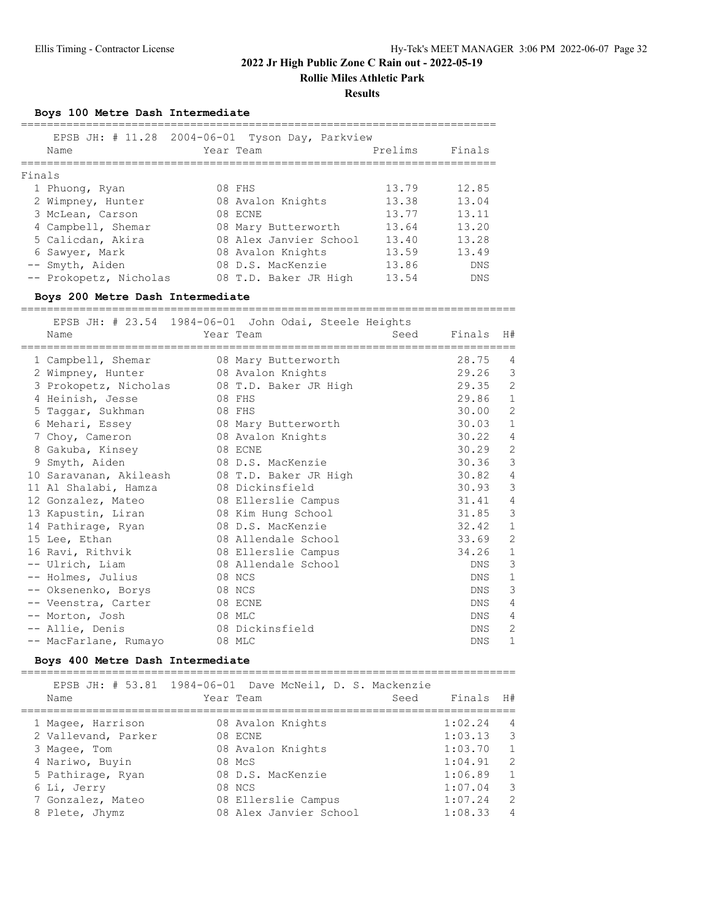# 2022 Jr High Public Zone C Rain out - 2022-05-19

**Rollie Miles Athletic Park**

**Results**

### Boys 100 Metre Dash Intermediate

EPSB JH: # 11.28 2004-06-01 Tyson Day, Parkview

| Name | Year | Team | Prelims | Finals |
|---|---|---|---|---|
| **Finals** | | | | |
| 1 Phuong, Ryan | 08 | FHS | 13.79 | 12.85 |
| 2 Wimpney, Hunter | 08 | Avalon Knights | 13.38 | 13.04 |
| 3 McLean, Carson | 08 | ECNE | 13.77 | 13.11 |
| 4 Campbell, Shemar | 08 | Mary Butterworth | 13.64 | 13.20 |
| 5 Calicdan, Akira | 08 | Alex Janvier School | 13.40 | 13.28 |
| 6 Sawyer, Mark | 08 | Avalon Knights | 13.59 | 13.49 |
| -- Smyth, Aiden | 08 | D.S. MacKenzie | 13.86 | DNS |
| -- Prokopetz, Nicholas | 08 | T.D. Baker JR High | 13.54 | DNS |

### Boys 200 Metre Dash Intermediate

EPSB JH: # 23.54 1984-06-01 John Odai, Steele Heights

| Name | Year | Team | Seed | Finals | H# |
|---|---|---|---|---|---|
| 1 Campbell, Shemar | 08 | Mary Butterworth | | 28.75 | 4 |
| 2 Wimpney, Hunter | 08 | Avalon Knights | | 29.26 | 3 |
| 3 Prokopetz, Nicholas | 08 | T.D. Baker JR High | | 29.35 | 2 |
| 4 Heinish, Jesse | 08 | FHS | | 29.86 | 1 |
| 5 Taggar, Sukhman | 08 | FHS | | 30.00 | 2 |
| 6 Mehari, Essey | 08 | Mary Butterworth | | 30.03 | 1 |
| 7 Choy, Cameron | 08 | Avalon Knights | | 30.22 | 4 |
| 8 Gakuba, Kinsey | 08 | ECNE | | 30.29 | 2 |
| 9 Smyth, Aiden | 08 | D.S. MacKenzie | | 30.36 | 3 |
| 10 Saravanan, Akileash | 08 | T.D. Baker JR High | | 30.82 | 4 |
| 11 Al Shalabi, Hamza | 08 | Dickinsfield | | 30.93 | 3 |
| 12 Gonzalez, Mateo | 08 | Ellerslie Campus | | 31.41 | 4 |
| 13 Kapustin, Liran | 08 | Kim Hung School | | 31.85 | 3 |
| 14 Pathirage, Ryan | 08 | D.S. MacKenzie | | 32.42 | 1 |
| 15 Lee, Ethan | 08 | Allendale School | | 33.69 | 2 |
| 16 Ravi, Rithvik | 08 | Ellerslie Campus | | 34.26 | 1 |
| -- Ulrich, Liam | 08 | Allendale School | | DNS | 3 |
| -- Holmes, Julius | 08 | NCS | | DNS | 1 |
| -- Oksenenko, Borys | 08 | NCS | | DNS | 3 |
| -- Veenstra, Carter | 08 | ECNE | | DNS | 4 |
| -- Morton, Josh | 08 | MLC | | DNS | 4 |
| -- Allie, Denis | 08 | Dickinsfield | | DNS | 2 |
| -- MacFarlane, Rumayo | 08 | MLC | | DNS | 1 |

### Boys 400 Metre Dash Intermediate

EPSB JH: # 53.81 1984-06-01 Dave McNeil, D. S. Mackenzie

| Name | Year | Team | Seed | Finals | H# |
|---|---|---|---|---|---|
| 1 Magee, Harrison | 08 | Avalon Knights | | 1:02.24 | 4 |
| 2 Vallevand, Parker | 08 | ECNE | | 1:03.13 | 3 |
| 3 Magee, Tom | 08 | Avalon Knights | | 1:03.70 | 1 |
| 4 Nariwo, Buyin | 08 | McS | | 1:04.91 | 2 |
| 5 Pathirage, Ryan | 08 | D.S. MacKenzie | | 1:06.89 | 1 |
| 6 Li, Jerry | 08 | NCS | | 1:07.04 | 3 |
| 7 Gonzalez, Mateo | 08 | Ellerslie Campus | | 1:07.24 | 2 |
| 8 Plete, Jhymz | 08 | Alex Janvier School | | 1:08.33 | 4 |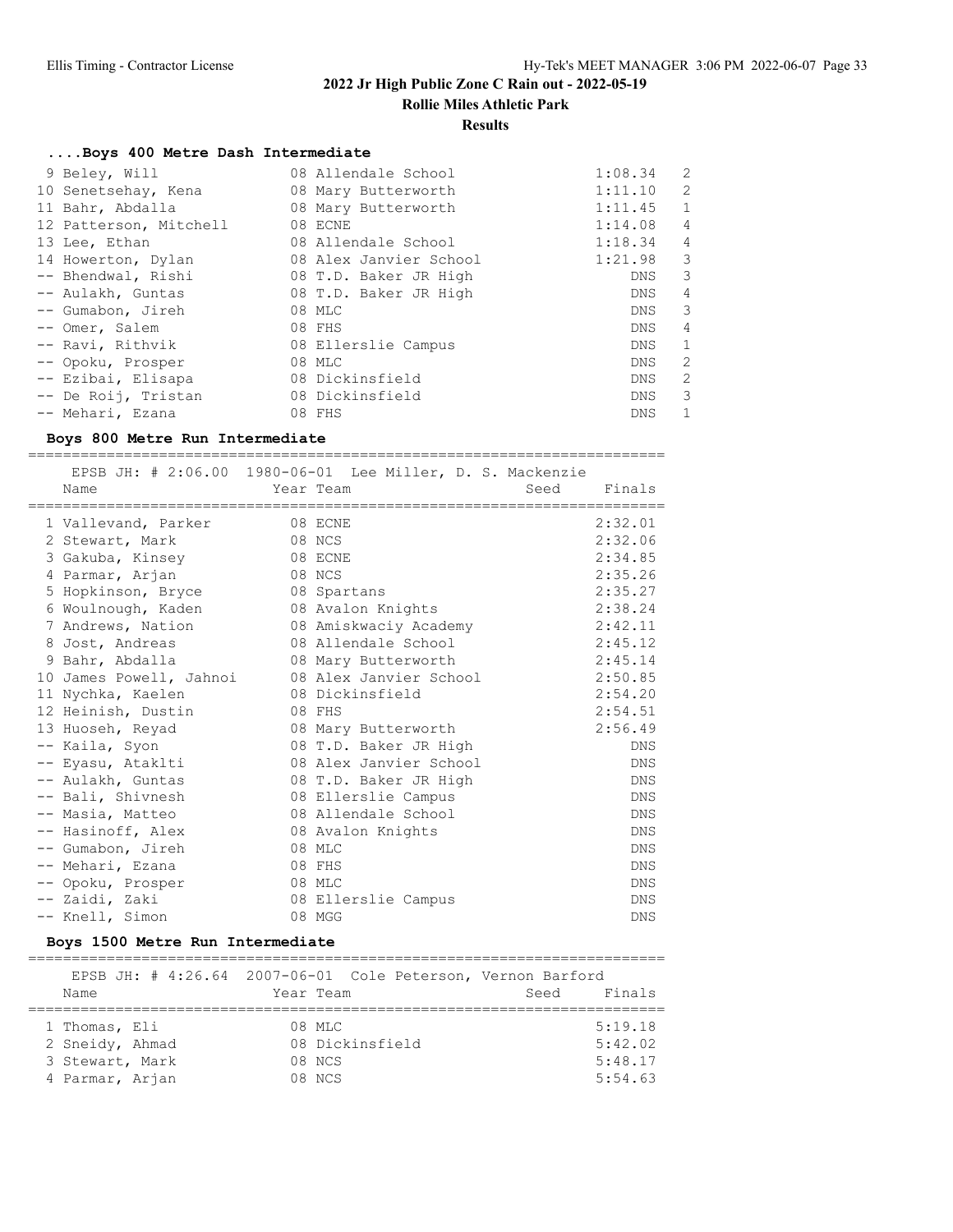# 2022 Jr High Public Zone C Rain out - 2022-05-19

## Rollie Miles Athletic Park

### Results

#### ....Boys 400 Metre Dash Intermediate

| Place | Name | Year | Team | Finals | Heat |
|---|---|---|---|---|---|
| 9 | Beley, Will | 08 | Allendale School | 1:08.34 | 2 |
| 10 | Senetsehay, Kena | 08 | Mary Butterworth | 1:11.10 | 2 |
| 11 | Bahr, Abdalla | 08 | Mary Butterworth | 1:11.45 | 1 |
| 12 | Patterson, Mitchell | 08 | ECNE | 1:14.08 | 4 |
| 13 | Lee, Ethan | 08 | Allendale School | 1:18.34 | 4 |
| 14 | Howerton, Dylan | 08 | Alex Janvier School | 1:21.98 | 3 |
| -- | Bhendwal, Rishi | 08 | T.D. Baker JR High | DNS | 3 |
| -- | Aulakh, Guntas | 08 | T.D. Baker JR High | DNS | 4 |
| -- | Gumabon, Jireh | 08 | MLC | DNS | 3 |
| -- | Omer, Salem | 08 | FHS | DNS | 4 |
| -- | Ravi, Rithvik | 08 | Ellerslie Campus | DNS | 1 |
| -- | Opoku, Prosper | 08 | MLC | DNS | 2 |
| -- | Ezibai, Elisapa | 08 | Dickinsfield | DNS | 2 |
| -- | De Roij, Tristan | 08 | Dickinsfield | DNS | 3 |
| -- | Mehari, Ezana | 08 | FHS | DNS | 1 |

#### Boys 800 Metre Run Intermediate

EPSB JH: # 2:06.00 1980-06-01 Lee Miller, D. S. Mackenzie

| Place | Name | Year | Team | Seed | Finals |
|---|---|---|---|---|---|
| 1 | Vallevand, Parker | 08 | ECNE | | 2:32.01 |
| 2 | Stewart, Mark | 08 | NCS | | 2:32.06 |
| 3 | Gakuba, Kinsey | 08 | ECNE | | 2:34.85 |
| 4 | Parmar, Arjan | 08 | NCS | | 2:35.26 |
| 5 | Hopkinson, Bryce | 08 | Spartans | | 2:35.27 |
| 6 | Woulnough, Kaden | 08 | Avalon Knights | | 2:38.24 |
| 7 | Andrews, Nation | 08 | Amiskwaciy Academy | | 2:42.11 |
| 8 | Jost, Andreas | 08 | Allendale School | | 2:45.12 |
| 9 | Bahr, Abdalla | 08 | Mary Butterworth | | 2:45.14 |
| 10 | James Powell, Jahnoi | 08 | Alex Janvier School | | 2:50.85 |
| 11 | Nychka, Kaelen | 08 | Dickinsfield | | 2:54.20 |
| 12 | Heinish, Dustin | 08 | FHS | | 2:54.51 |
| 13 | Huoseh, Reyad | 08 | Mary Butterworth | | 2:56.49 |
| -- | Kaila, Syon | 08 | T.D. Baker JR High | | DNS |
| -- | Eyasu, Ataklti | 08 | Alex Janvier School | | DNS |
| -- | Aulakh, Guntas | 08 | T.D. Baker JR High | | DNS |
| -- | Bali, Shivnesh | 08 | Ellerslie Campus | | DNS |
| -- | Masia, Matteo | 08 | Allendale School | | DNS |
| -- | Hasinoff, Alex | 08 | Avalon Knights | | DNS |
| -- | Gumabon, Jireh | 08 | MLC | | DNS |
| -- | Mehari, Ezana | 08 | FHS | | DNS |
| -- | Opoku, Prosper | 08 | MLC | | DNS |
| -- | Zaidi, Zaki | 08 | Ellerslie Campus | | DNS |
| -- | Knell, Simon | 08 | MGG | | DNS |

#### Boys 1500 Metre Run Intermediate

EPSB JH: # 4:26.64 2007-06-01 Cole Peterson, Vernon Barford

| Place | Name | Year | Team | Seed | Finals |
|---|---|---|---|---|---|
| 1 | Thomas, Eli | 08 | MLC | | 5:19.18 |
| 2 | Sneidy, Ahmad | 08 | Dickinsfield | | 5:42.02 |
| 3 | Stewart, Mark | 08 | NCS | | 5:48.17 |
| 4 | Parmar, Arjan | 08 | NCS | | 5:54.63 |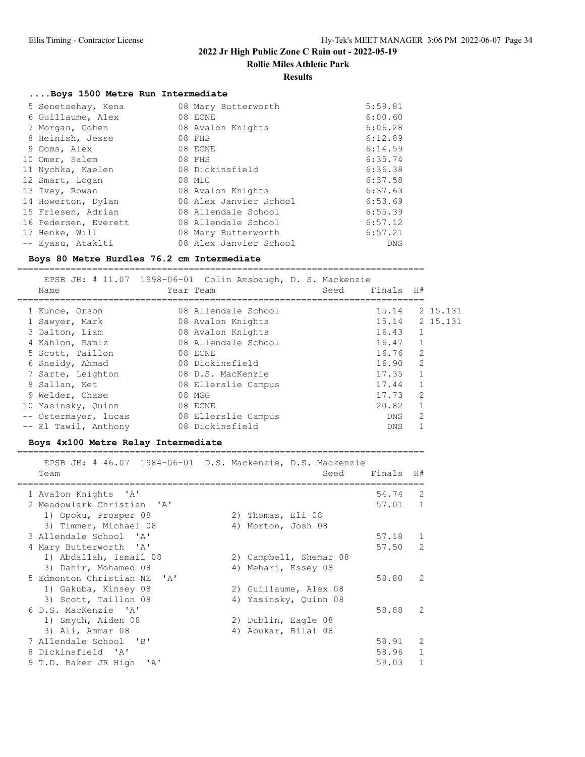## 2022 Jr High Public Zone C Rain out - 2022-05-19

**Rollie Miles Athletic Park**

**Results**

### ....Boys 1500 Metre Run Intermediate

| | | | |
|---|---|---|---|
| 5 | Senetsehay, Kena | 08 Mary Butterworth | 5:59.81 |
| 6 | Guillaume, Alex | 08 ECNE | 6:00.60 |
| 7 | Morgan, Cohen | 08 Avalon Knights | 6:06.28 |
| 8 | Heinish, Jesse | 08 FHS | 6:12.89 |
| 9 | Ooms, Alex | 08 ECNE | 6:14.59 |
| 10 | Omer, Salem | 08 FHS | 6:35.74 |
| 11 | Nychka, Kaelen | 08 Dickinsfield | 6:36.38 |
| 12 | Smart, Logan | 08 MLC | 6:37.58 |
| 13 | Ivey, Rowan | 08 Avalon Knights | 6:37.63 |
| 14 | Howerton, Dylan | 08 Alex Janvier School | 6:53.69 |
| 15 | Friesen, Adrian | 08 Allendale School | 6:55.39 |
| 16 | Pedersen, Everett | 08 Allendale School | 6:57.12 |
| 17 | Henke, Will | 08 Mary Butterworth | 6:57.21 |
| -- | Eyasu, Ataklti | 08 Alex Janvier School | DNS |

### Boys 80 Metre Hurdles 76.2 cm Intermediate

EPSB JH: # 11.07 1998-06-01 Colin Amsbaugh, D. S. Mackenzie

| | Name | Year | Team | Seed | Finals | H# | |
|---|---|---|---|---|---|---|---|
| 1 | Kunce, Orson | 08 | Allendale School | | 15.14 | 2 | 15.131 |
| 1 | Sawyer, Mark | 08 | Avalon Knights | | 15.14 | 2 | 15.131 |
| 3 | Dalton, Liam | 08 | Avalon Knights | | 16.43 | 1 | |
| 4 | Kahlon, Ramiz | 08 | Allendale School | | 16.47 | 1 | |
| 5 | Scott, Taillon | 08 | ECNE | | 16.76 | 2 | |
| 6 | Sneidy, Ahmad | 08 | Dickinsfield | | 16.90 | 2 | |
| 7 | Sarte, Leighton | 08 | D.S. MacKenzie | | 17.35 | 1 | |
| 8 | Sallan, Ket | 08 | Ellerslie Campus | | 17.44 | 1 | |
| 9 | Welder, Chase | 08 | MGG | | 17.73 | 2 | |
| 10 | Yasinsky, Quinn | 08 | ECNE | | 20.82 | 1 | |
| -- | Ostermayer, lucas | 08 | Ellerslie Campus | | DNS | 2 | |
| -- | El Tawil, Anthony | 08 | Dickinsfield | | DNS | 1 | |

### Boys 4x100 Metre Relay Intermediate

EPSB JH: # 46.07 1984-06-01 D.S. Mackenzie, D.S. Mackenzie

| | Team | | Seed | Finals | H# |
|---|---|---|---|---|---|
| 1 | Avalon Knights 'A' | | | 54.74 | 2 |
| 2 | Meadowlark Christian 'A' | | | 57.01 | 1 |
| | 1) Opoku, Prosper 08 | 2) Thomas, Eli 08 | | | |
| | 3) Timmer, Michael 08 | 4) Morton, Josh 08 | | | |
| 3 | Allendale School 'A' | | | 57.18 | 1 |
| 4 | Mary Butterworth 'A' | | | 57.50 | 2 |
| | 1) Abdallah, Ismail 08 | 2) Campbell, Shemar 08 | | | |
| | 3) Dahir, Mohamed 08 | 4) Mehari, Essey 08 | | | |
| 5 | Edmonton Christian NE 'A' | | | 58.80 | 2 |
| | 1) Gakuba, Kinsey 08 | 2) Guillaume, Alex 08 | | | |
| | 3) Scott, Taillon 08 | 4) Yasinsky, Quinn 08 | | | |
| 6 | D.S. MacKenzie 'A' | | | 58.88 | 2 |
| | 1) Smyth, Aiden 08 | 2) Dublin, Eagle 08 | | | |
| | 3) Ali, Ammar 08 | 4) Abukar, Bilal 08 | | | |
| 7 | Allendale School 'B' | | | 58.91 | 2 |
| 8 | Dickinsfield 'A' | | | 58.96 | 1 |
| 9 | T.D. Baker JR High 'A' | | | 59.03 | 1 |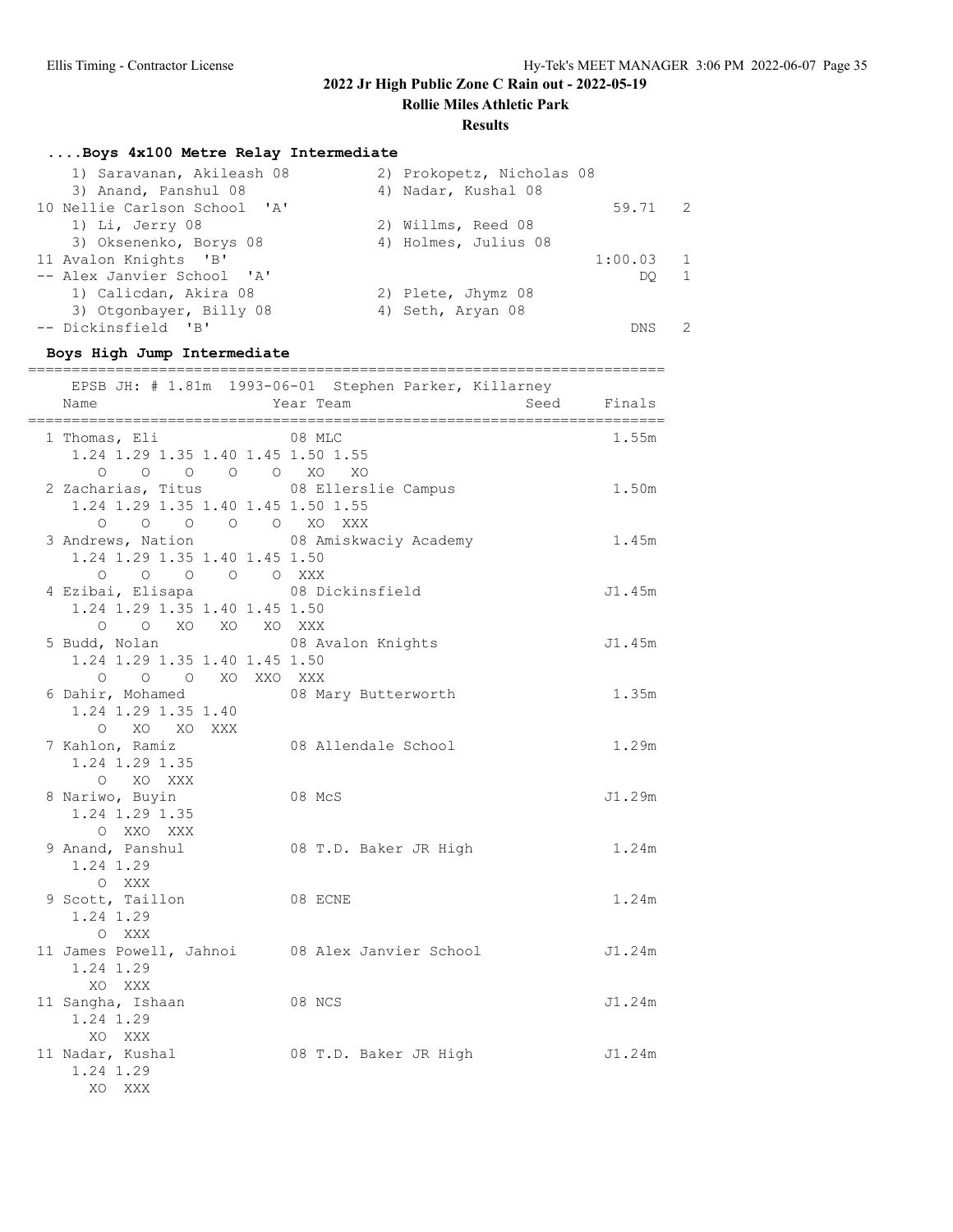# 2022 Jr High Public Zone C Rain out - 2022-05-19

## Rollie Miles Athletic Park

### Results

#### ....Boys 4x100 Metre Relay Intermediate

```
    1) Saravanan, Akileash 08          2) Prokopetz, Nicholas 08
    3) Anand, Panshul 08               4) Nadar, Kushal 08
 10 Nellie Carlson School  'A'                                   59.71   2
    1) Li, Jerry 08                    2) Willms, Reed 08
    3) Oksenenko, Borys 08             4) Holmes, Julius 08
 11 Avalon Knights  'B'                                        1:00.03   1
 -- Alex Janvier School  'A'                                        DQ   1
    1) Calicdan, Akira 08              2) Plete, Jhymz 08
    3) Otgonbayer, Billy 08            4) Seth, Aryan 08
 -- Dickinsfield  'B'                                              DNS   2
```

#### Boys High Jump Intermediate

```
=======================================================================
    EPSB JH: # 1.81m  1993-06-01  Stephen Parker, Killarney
    Name                    Year Team                   Seed    Finals
=======================================================================
  1 Thomas, Eli                08 MLC                                1.55m
     1.24 1.29 1.35 1.40 1.45 1.50 1.55
        O    O    O    O    O   XO   XO
  2 Zacharias, Titus           08 Ellerslie Campus                   1.50m
     1.24 1.29 1.35 1.40 1.45 1.50 1.55
        O    O    O    O    O   XO  XXX
  3 Andrews, Nation            08 Amiskwaciy Academy                 1.45m
     1.24 1.29 1.35 1.40 1.45 1.50
        O    O    O    O    O  XXX
  4 Ezibai, Elisapa            08 Dickinsfield                      J1.45m
     1.24 1.29 1.35 1.40 1.45 1.50
        O    O   XO   XO   XO  XXX
  5 Budd, Nolan                08 Avalon Knights                    J1.45m
     1.24 1.29 1.35 1.40 1.45 1.50
        O    O    O   XO  XXO  XXX
  6 Dahir, Mohamed             08 Mary Butterworth                   1.35m
     1.24 1.29 1.35 1.40
        O   XO   XO  XXX
  7 Kahlon, Ramiz              08 Allendale School                   1.29m
     1.24 1.29 1.35
        O   XO  XXX
  8 Nariwo, Buyin              08 McS                               J1.29m
     1.24 1.29 1.35
        O  XXO  XXX
  9 Anand, Panshul             08 T.D. Baker JR High                 1.24m
     1.24 1.29
        O  XXX
  9 Scott, Taillon             08 ECNE                               1.24m
     1.24 1.29
        O  XXX
 11 James Powell, Jahnoi       08 Alex Janvier School               J1.24m
     1.24 1.29
       XO  XXX
 11 Sangha, Ishaan             08 NCS                               J1.24m
     1.24 1.29
       XO  XXX
 11 Nadar, Kushal              08 T.D. Baker JR High                J1.24m
     1.24 1.29
       XO  XXX
```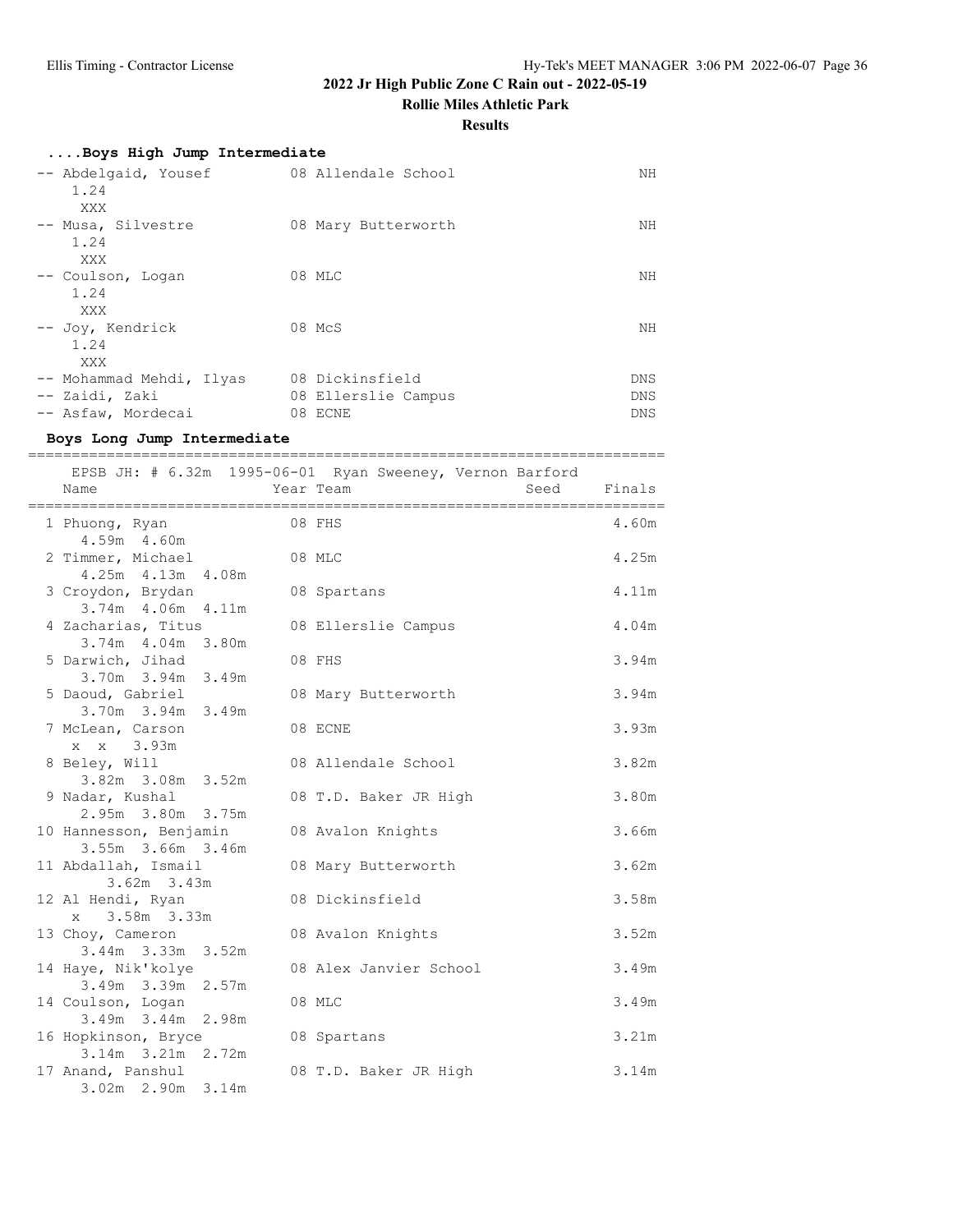## 2022 Jr High Public Zone C Rain out - 2022-05-19

**Rollie Miles Athletic Park**

**Results**

### ....Boys High Jump Intermediate

| Place | Name | Year | Team | Finals |
|---|---|---|---|---|
| -- | Abdelgaid, Yousef | 08 | Allendale School | NH |
| | 1.24 XXX | | | |
| -- | Musa, Silvestre | 08 | Mary Butterworth | NH |
| | 1.24 XXX | | | |
| -- | Coulson, Logan | 08 | MLC | NH |
| | 1.24 XXX | | | |
| -- | Joy, Kendrick | 08 | McS | NH |
| | 1.24 XXX | | | |
| -- | Mohammad Mehdi, Ilyas | 08 | Dickinsfield | DNS |
| -- | Zaidi, Zaki | 08 | Ellerslie Campus | DNS |
| -- | Asfaw, Mordecai | 08 | ECNE | DNS |

### Boys Long Jump Intermediate

EPSB JH: # 6.32m 1995-06-01 Ryan Sweeney, Vernon Barford

| Place | Name | Year | Team | Seed | Finals |
|---|---|---|---|---|---|
| 1 | Phuong, Ryan | 08 | FHS | | 4.60m |
| | 4.59m 4.60m | | | | |
| 2 | Timmer, Michael | 08 | MLC | | 4.25m |
| | 4.25m 4.13m 4.08m | | | | |
| 3 | Croydon, Brydan | 08 | Spartans | | 4.11m |
| | 3.74m 4.06m 4.11m | | | | |
| 4 | Zacharias, Titus | 08 | Ellerslie Campus | | 4.04m |
| | 3.74m 4.04m 3.80m | | | | |
| 5 | Darwich, Jihad | 08 | FHS | | 3.94m |
| | 3.70m 3.94m 3.49m | | | | |
| 5 | Daoud, Gabriel | 08 | Mary Butterworth | | 3.94m |
| | 3.70m 3.94m 3.49m | | | | |
| 7 | McLean, Carson | 08 | ECNE | | 3.93m |
| | x x 3.93m | | | | |
| 8 | Beley, Will | 08 | Allendale School | | 3.82m |
| | 3.82m 3.08m 3.52m | | | | |
| 9 | Nadar, Kushal | 08 | T.D. Baker JR High | | 3.80m |
| | 2.95m 3.80m 3.75m | | | | |
| 10 | Hannesson, Benjamin | 08 | Avalon Knights | | 3.66m |
| | 3.55m 3.66m 3.46m | | | | |
| 11 | Abdallah, Ismail | 08 | Mary Butterworth | | 3.62m |
| | 3.62m 3.43m | | | | |
| 12 | Al Hendi, Ryan | 08 | Dickinsfield | | 3.58m |
| | x 3.58m 3.33m | | | | |
| 13 | Choy, Cameron | 08 | Avalon Knights | | 3.52m |
| | 3.44m 3.33m 3.52m | | | | |
| 14 | Haye, Nik'kolye | 08 | Alex Janvier School | | 3.49m |
| | 3.49m 3.39m 2.57m | | | | |
| 14 | Coulson, Logan | 08 | MLC | | 3.49m |
| | 3.49m 3.44m 2.98m | | | | |
| 16 | Hopkinson, Bryce | 08 | Spartans | | 3.21m |
| | 3.14m 3.21m 2.72m | | | | |
| 17 | Anand, Panshul | 08 | T.D. Baker JR High | | 3.14m |
| | 3.02m 2.90m 3.14m | | | | |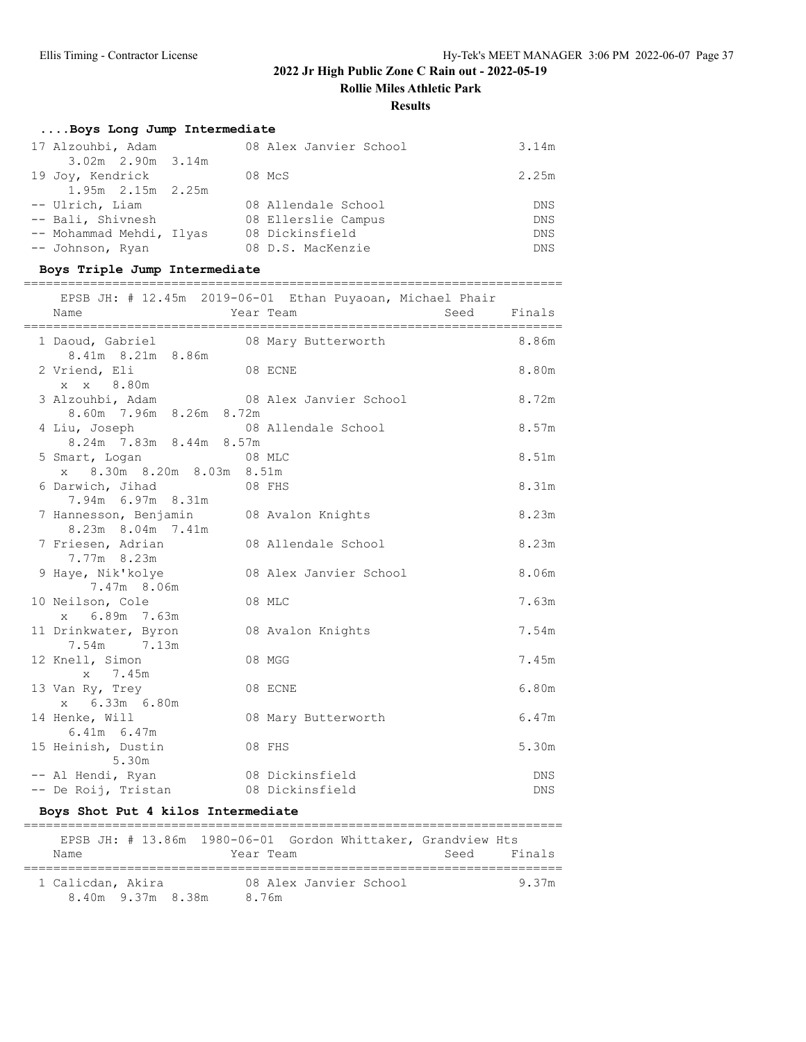## 2022 Jr High Public Zone C Rain out - 2022-05-19

**Rollie Miles Athletic Park**

**Results**

### ....Boys Long Jump Intermediate

```
 17 Alzouhbi, Adam            08 Alex Janvier School             3.14m
      3.02m  2.90m  3.14m
 19 Joy, Kendrick             08 McS                             2.25m
      1.95m  2.15m  2.25m
 -- Ulrich, Liam              08 Allendale School                  DNS
 -- Bali, Shivnesh            08 Ellerslie Campus                  DNS
 -- Mohammad Mehdi, Ilyas     08 Dickinsfield                      DNS
 -- Johnson, Ryan             08 D.S. MacKenzie                    DNS
```

### Boys Triple Jump Intermediate

```
=========================================================================
    EPSB JH: # 12.45m  2019-06-01  Ethan Puyaoan, Michael Phair
    Name                    Year Team                    Seed    Finals
=========================================================================
  1 Daoud, Gabriel            08 Mary Butterworth                8.86m
      8.41m  8.21m  8.86m
  2 Vriend, Eli               08 ECNE                            8.80m
      x  x  8.80m
  3 Alzouhbi, Adam            08 Alex Janvier School             8.72m
      8.60m  7.96m  8.26m  8.72m
  4 Liu, Joseph               08 Allendale School                8.57m
      8.24m  7.83m  8.44m  8.57m
  5 Smart, Logan              08 MLC                             8.51m
      x  8.30m  8.20m  8.03m  8.51m
  6 Darwich, Jihad            08 FHS                             8.31m
      7.94m  6.97m  8.31m
  7 Hannesson, Benjamin       08 Avalon Knights                  8.23m
      8.23m  8.04m  7.41m
  7 Friesen, Adrian           08 Allendale School                8.23m
      7.77m  8.23m
  9 Haye, Nik'kolye           08 Alex Janvier School             8.06m
            7.47m  8.06m
 10 Neilson, Cole             08 MLC                             7.63m
      x  6.89m  7.63m
 11 Drinkwater, Byron         08 Avalon Knights                  7.54m
      7.54m       7.13m
 12 Knell, Simon              08 MGG                             7.45m
         x  7.45m
 13 Van Ry, Trey              08 ECNE                            6.80m
      x  6.33m  6.80m
 14 Henke, Will               08 Mary Butterworth                6.47m
      6.41m  6.47m
 15 Heinish, Dustin           08 FHS                             5.30m
            5.30m
 -- Al Hendi, Ryan            08 Dickinsfield                      DNS
 -- De Roij, Tristan          08 Dickinsfield                      DNS
```

### Boys Shot Put 4 kilos Intermediate

```
=========================================================================
    EPSB JH: # 13.86m  1980-06-01  Gordon Whittaker, Grandview Hts
    Name                    Year Team                    Seed    Finals
=========================================================================
  1 Calicdan, Akira           08 Alex Janvier School             9.37m
      8.40m  9.37m  8.38m    8.76m
```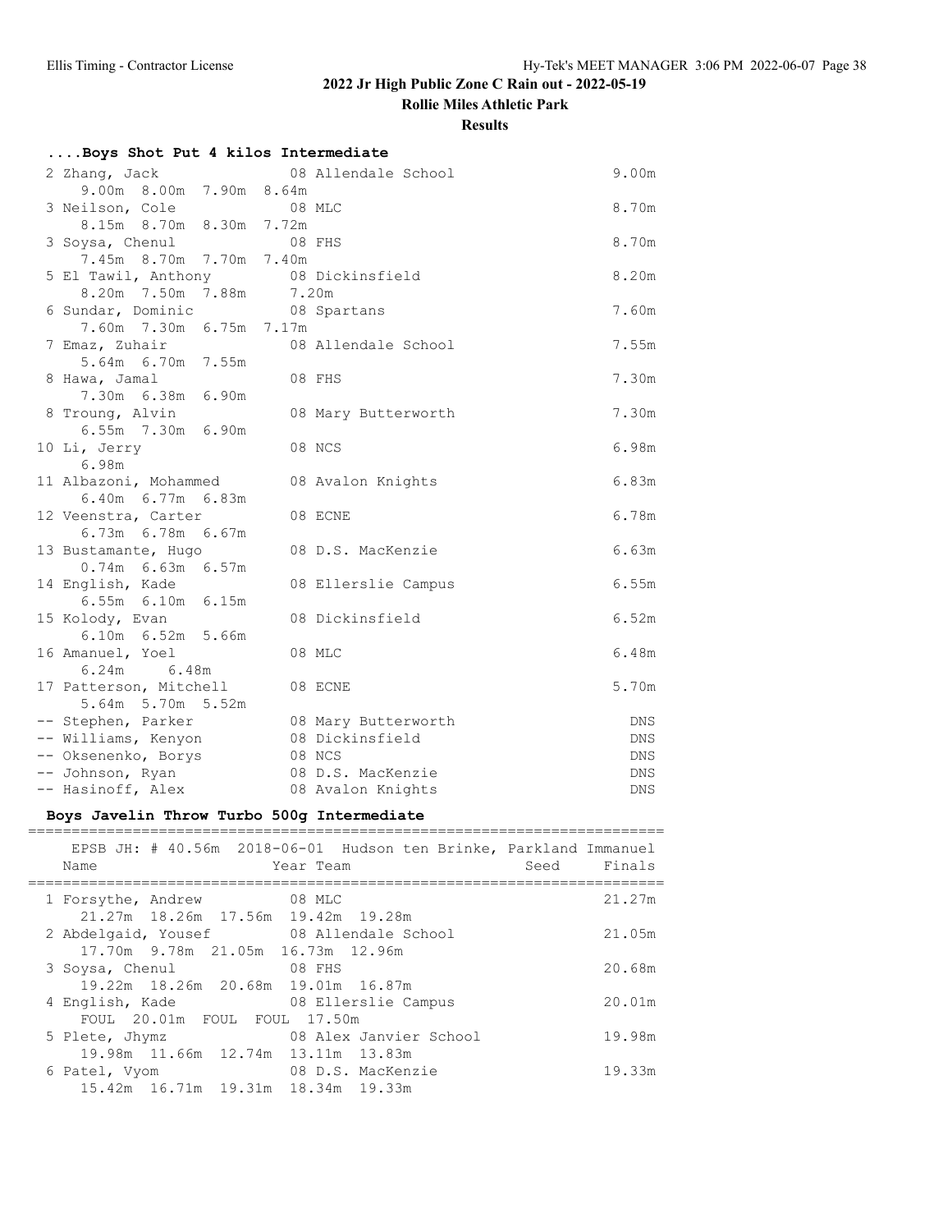## 2022 Jr High Public Zone C Rain out - 2022-05-19

**Rollie Miles Athletic Park**

**Results**

### ....Boys Shot Put 4 kilos Intermediate

| Place | Name | Year | Team | Finals |
|---|---|---|---|---|
| 2 | Zhang, Jack | 08 | Allendale School | 9.00m |
| | 9.00m 8.00m 7.90m 8.64m | | | |
| 3 | Neilson, Cole | 08 | MLC | 8.70m |
| | 8.15m 8.70m 8.30m 7.72m | | | |
| 3 | Soysa, Chenul | 08 | FHS | 8.70m |
| | 7.45m 8.70m 7.70m 7.40m | | | |
| 5 | El Tawil, Anthony | 08 | Dickinsfield | 8.20m |
| | 8.20m 7.50m 7.88m 7.20m | | | |
| 6 | Sundar, Dominic | 08 | Spartans | 7.60m |
| | 7.60m 7.30m 6.75m 7.17m | | | |
| 7 | Emaz, Zuhair | 08 | Allendale School | 7.55m |
| | 5.64m 6.70m 7.55m | | | |
| 8 | Hawa, Jamal | 08 | FHS | 7.30m |
| | 7.30m 6.38m 6.90m | | | |
| 8 | Troung, Alvin | 08 | Mary Butterworth | 7.30m |
| | 6.55m 7.30m 6.90m | | | |
| 10 | Li, Jerry | 08 | NCS | 6.98m |
| | 6.98m | | | |
| 11 | Albazoni, Mohammed | 08 | Avalon Knights | 6.83m |
| | 6.40m 6.77m 6.83m | | | |
| 12 | Veenstra, Carter | 08 | ECNE | 6.78m |
| | 6.73m 6.78m 6.67m | | | |
| 13 | Bustamante, Hugo | 08 | D.S. MacKenzie | 6.63m |
| | 0.74m 6.63m 6.57m | | | |
| 14 | English, Kade | 08 | Ellerslie Campus | 6.55m |
| | 6.55m 6.10m 6.15m | | | |
| 15 | Kolody, Evan | 08 | Dickinsfield | 6.52m |
| | 6.10m 6.52m 5.66m | | | |
| 16 | Amanuel, Yoel | 08 | MLC | 6.48m |
| | 6.24m 6.48m | | | |
| 17 | Patterson, Mitchell | 08 | ECNE | 5.70m |
| | 5.64m 5.70m 5.52m | | | |
| -- | Stephen, Parker | 08 | Mary Butterworth | DNS |
| -- | Williams, Kenyon | 08 | Dickinsfield | DNS |
| -- | Oksenenko, Borys | 08 | NCS | DNS |
| -- | Johnson, Ryan | 08 | D.S. MacKenzie | DNS |
| -- | Hasinoff, Alex | 08 | Avalon Knights | DNS |

### Boys Javelin Throw Turbo 500g Intermediate

EPSB JH: # 40.56m 2018-06-01 Hudson ten Brinke, Parkland Immanuel

| Place | Name | Year | Team | Seed | Finals |
|---|---|---|---|---|---|
| 1 | Forsythe, Andrew | 08 | MLC | | 21.27m |
| | 21.27m 18.26m 17.56m 19.42m 19.28m | | | | |
| 2 | Abdelgaid, Yousef | 08 | Allendale School | | 21.05m |
| | 17.70m 9.78m 21.05m 16.73m 12.96m | | | | |
| 3 | Soysa, Chenul | 08 | FHS | | 20.68m |
| | 19.22m 18.26m 20.68m 19.01m 16.87m | | | | |
| 4 | English, Kade | 08 | Ellerslie Campus | | 20.01m |
| | FOUL 20.01m FOUL FOUL 17.50m | | | | |
| 5 | Plete, Jhymz | 08 | Alex Janvier School | | 19.98m |
| | 19.98m 11.66m 12.74m 13.11m 13.83m | | | | |
| 6 | Patel, Vyom | 08 | D.S. MacKenzie | | 19.33m |
| | 15.42m 16.71m 19.31m 18.34m 19.33m | | | | |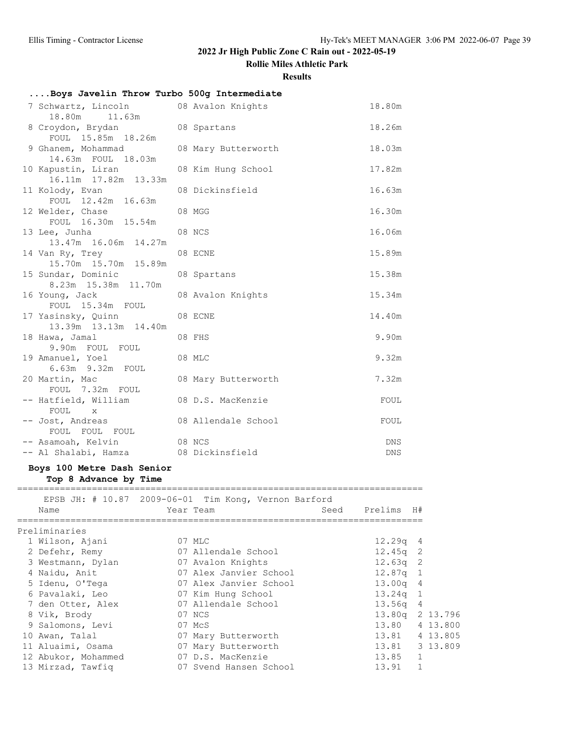## 2022 Jr High Public Zone C Rain out - 2022-05-19

### Rollie Miles Athletic Park

### Results

#### ....Boys Javelin Throw Turbo 500g Intermediate

| Place | Name | Year | Team | Finals | Attempts |
|---|---|---|---|---|---|
| 7 | Schwartz, Lincoln | 08 | Avalon Knights | 18.80m | 18.80m 11.63m |
| 8 | Croydon, Brydan | 08 | Spartans | 18.26m | FOUL 15.85m 18.26m |
| 9 | Ghanem, Mohammad | 08 | Mary Butterworth | 18.03m | 14.63m FOUL 18.03m |
| 10 | Kapustin, Liran | 08 | Kim Hung School | 17.82m | 16.11m 17.82m 13.33m |
| 11 | Kolody, Evan | 08 | Dickinsfield | 16.63m | FOUL 12.42m 16.63m |
| 12 | Welder, Chase | 08 | MGG | 16.30m | FOUL 16.30m 15.54m |
| 13 | Lee, Junha | 08 | NCS | 16.06m | 13.47m 16.06m 14.27m |
| 14 | Van Ry, Trey | 08 | ECNE | 15.89m | 15.70m 15.70m 15.89m |
| 15 | Sundar, Dominic | 08 | Spartans | 15.38m | 8.23m 15.38m 11.70m |
| 16 | Young, Jack | 08 | Avalon Knights | 15.34m | FOUL 15.34m FOUL |
| 17 | Yasinsky, Quinn | 08 | ECNE | 14.40m | 13.39m 13.13m 14.40m |
| 18 | Hawa, Jamal | 08 | FHS | 9.90m | 9.90m FOUL FOUL |
| 19 | Amanuel, Yoel | 08 | MLC | 9.32m | 6.63m 9.32m FOUL |
| 20 | Martin, Mac | 08 | Mary Butterworth | 7.32m | FOUL 7.32m FOUL |
| -- | Hatfield, William | 08 | D.S. MacKenzie | FOUL | FOUL x |
| -- | Jost, Andreas | 08 | Allendale School | FOUL | FOUL FOUL FOUL |
| -- | Asamoah, Kelvin | 08 | NCS | DNS | |
| -- | Al Shalabi, Hamza | 08 | Dickinsfield | DNS | |

#### Boys 100 Metre Dash Senior

**Top 8 Advance by Time**

EPSB JH: # 10.87 2009-06-01 Tim Kong, Vernon Barford

| Place | Name | Year | Team | Seed | Prelims | H# | |
|---|---|---|---|---|---|---|---|
| **Preliminaries** | | | | | | | |
| 1 | Wilson, Ajani | 07 | MLC | | 12.29q | 4 | |
| 2 | Defehr, Remy | 07 | Allendale School | | 12.45q | 2 | |
| 3 | Westmann, Dylan | 07 | Avalon Knights | | 12.63q | 2 | |
| 4 | Naidu, Anit | 07 | Alex Janvier School | | 12.87q | 1 | |
| 5 | Idenu, O'Tega | 07 | Alex Janvier School | | 13.00q | 4 | |
| 6 | Pavalaki, Leo | 07 | Kim Hung School | | 13.24q | 1 | |
| 7 | den Otter, Alex | 07 | Allendale School | | 13.56q | 4 | |
| 8 | Vik, Brody | 07 | NCS | | 13.80q | 2 | 13.796 |
| 9 | Salomons, Levi | 07 | McS | | 13.80 | 4 | 13.800 |
| 10 | Awan, Talal | 07 | Mary Butterworth | | 13.81 | 4 | 13.805 |
| 11 | Aluaimi, Osama | 07 | Mary Butterworth | | 13.81 | 3 | 13.809 |
| 12 | Abukor, Mohammed | 07 | D.S. MacKenzie | | 13.85 | 1 | |
| 13 | Mirzad, Tawfiq | 07 | Svend Hansen School | | 13.91 | 1 | |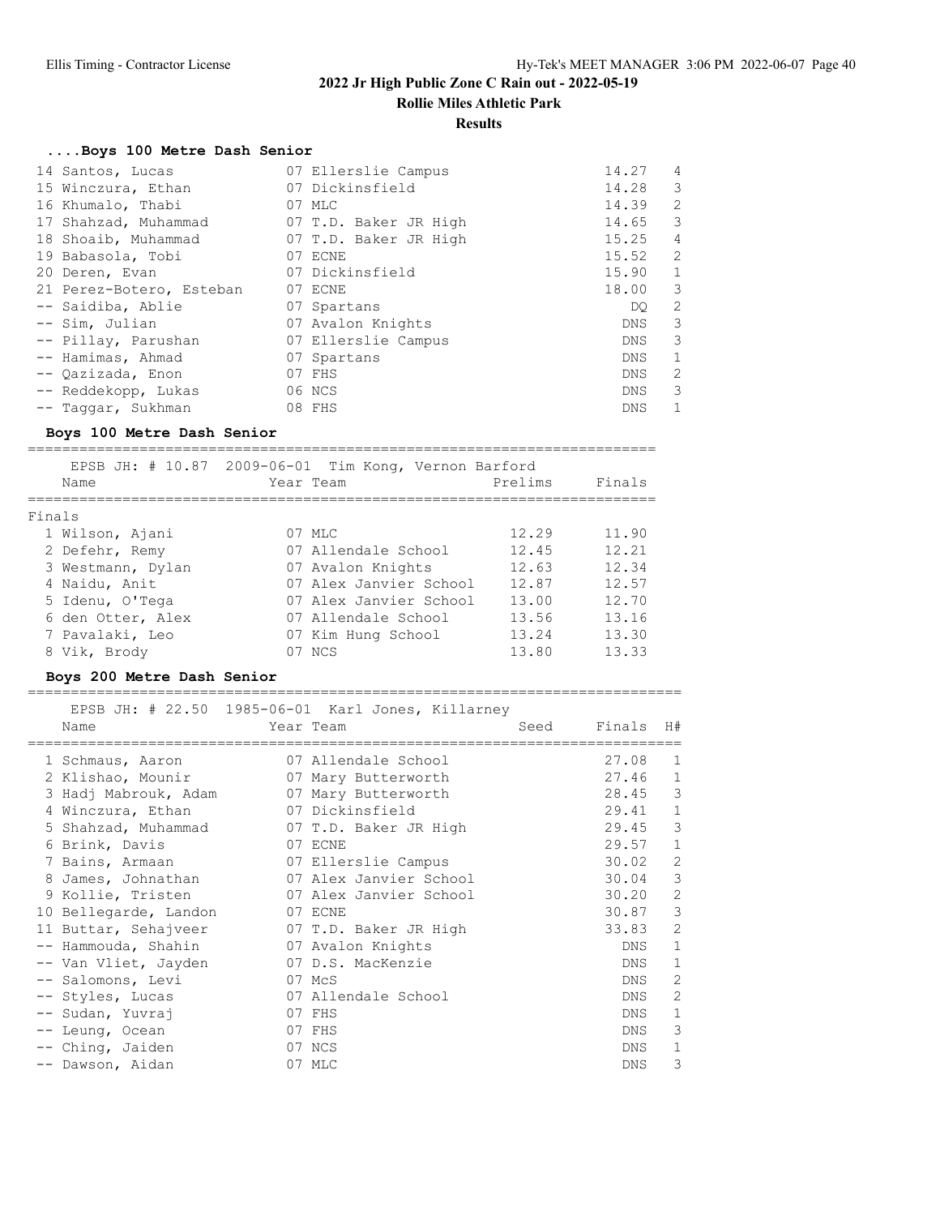# 2022 Jr High Public Zone C Rain out - 2022-05-19

## Rollie Miles Athletic Park

### Results

### ....Boys 100 Metre Dash Senior

| Place | Name | Year | Team | Time | H# |
|---|---|---|---|---|---|
| 14 | Santos, Lucas | 07 | Ellerslie Campus | 14.27 | 4 |
| 15 | Winczura, Ethan | 07 | Dickinsfield | 14.28 | 3 |
| 16 | Khumalo, Thabi | 07 | MLC | 14.39 | 2 |
| 17 | Shahzad, Muhammad | 07 | T.D. Baker JR High | 14.65 | 3 |
| 18 | Shoaib, Muhammad | 07 | T.D. Baker JR High | 15.25 | 4 |
| 19 | Babasola, Tobi | 07 | ECNE | 15.52 | 2 |
| 20 | Deren, Evan | 07 | Dickinsfield | 15.90 | 1 |
| 21 | Perez-Botero, Esteban | 07 | ECNE | 18.00 | 3 |
| -- | Saidiba, Ablie | 07 | Spartans | DQ | 2 |
| -- | Sim, Julian | 07 | Avalon Knights | DNS | 3 |
| -- | Pillay, Parushan | 07 | Ellerslie Campus | DNS | 3 |
| -- | Hamimas, Ahmad | 07 | Spartans | DNS | 1 |
| -- | Qazizada, Enon | 07 | FHS | DNS | 2 |
| -- | Reddekopp, Lukas | 06 | NCS | DNS | 3 |
| -- | Taggar, Sukhman | 08 | FHS | DNS | 1 |

### Boys 100 Metre Dash Senior

EPSB JH: # 10.87 2009-06-01 Tim Kong, Vernon Barford

Finals

| Place | Name | Year | Team | Prelims | Finals |
|---|---|---|---|---|---|
| 1 | Wilson, Ajani | 07 | MLC | 12.29 | 11.90 |
| 2 | Defehr, Remy | 07 | Allendale School | 12.45 | 12.21 |
| 3 | Westmann, Dylan | 07 | Avalon Knights | 12.63 | 12.34 |
| 4 | Naidu, Anit | 07 | Alex Janvier School | 12.87 | 12.57 |
| 5 | Idenu, O'Tega | 07 | Alex Janvier School | 13.00 | 12.70 |
| 6 | den Otter, Alex | 07 | Allendale School | 13.56 | 13.16 |
| 7 | Pavalaki, Leo | 07 | Kim Hung School | 13.24 | 13.30 |
| 8 | Vik, Brody | 07 | NCS | 13.80 | 13.33 |

### Boys 200 Metre Dash Senior

EPSB JH: # 22.50 1985-06-01 Karl Jones, Killarney

| Place | Name | Year | Team | Seed | Finals | H# |
|---|---|---|---|---|---|---|
| 1 | Schmaus, Aaron | 07 | Allendale School | | 27.08 | 1 |
| 2 | Klishao, Mounir | 07 | Mary Butterworth | | 27.46 | 1 |
| 3 | Hadj Mabrouk, Adam | 07 | Mary Butterworth | | 28.45 | 3 |
| 4 | Winczura, Ethan | 07 | Dickinsfield | | 29.41 | 1 |
| 5 | Shahzad, Muhammad | 07 | T.D. Baker JR High | | 29.45 | 3 |
| 6 | Brink, Davis | 07 | ECNE | | 29.57 | 1 |
| 7 | Bains, Armaan | 07 | Ellerslie Campus | | 30.02 | 2 |
| 8 | James, Johnathan | 07 | Alex Janvier School | | 30.04 | 3 |
| 9 | Kollie, Tristen | 07 | Alex Janvier School | | 30.20 | 2 |
| 10 | Bellegarde, Landon | 07 | ECNE | | 30.87 | 3 |
| 11 | Buttar, Sehajveer | 07 | T.D. Baker JR High | | 33.83 | 2 |
| -- | Hammouda, Shahin | 07 | Avalon Knights | | DNS | 1 |
| -- | Van Vliet, Jayden | 07 | D.S. MacKenzie | | DNS | 1 |
| -- | Salomons, Levi | 07 | McS | | DNS | 2 |
| -- | Styles, Lucas | 07 | Allendale School | | DNS | 2 |
| -- | Sudan, Yuvraj | 07 | FHS | | DNS | 1 |
| -- | Leung, Ocean | 07 | FHS | | DNS | 3 |
| -- | Ching, Jaiden | 07 | NCS | | DNS | 1 |
| -- | Dawson, Aidan | 07 | MLC | | DNS | 3 |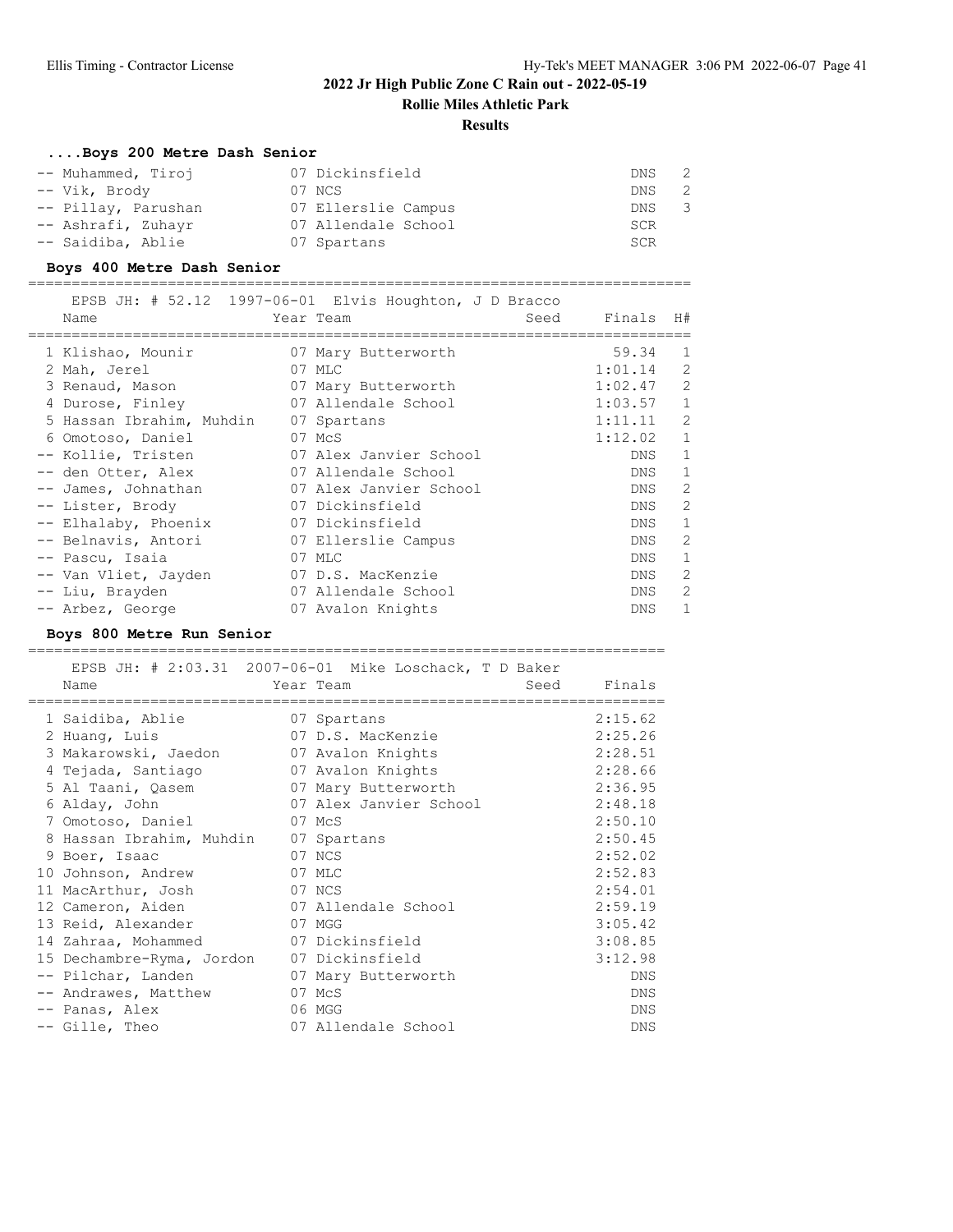## 2022 Jr High Public Zone C Rain out - 2022-05-19

### Rollie Miles Athletic Park

### Results

#### ....Boys 200 Metre Dash Senior

| Name | Year | Team | Seed | Finals | H# |
|---|---|---|---|---|---|
| -- Muhammed, Tiroj | 07 | Dickinsfield | | DNS | 2 |
| -- Vik, Brody | 07 | NCS | | DNS | 2 |
| -- Pillay, Parushan | 07 | Ellerslie Campus | | DNS | 3 |
| -- Ashrafi, Zuhayr | 07 | Allendale School | | SCR | |
| -- Saidiba, Ablie | 07 | Spartans | | SCR | |

#### Boys 400 Metre Dash Senior

EPSB JH: # 52.12 1997-06-01 Elvis Houghton, J D Bracco

| Name | Year | Team | Seed | Finals | H# |
|---|---|---|---|---|---|
| 1 Klishao, Mounir | 07 | Mary Butterworth | | 59.34 | 1 |
| 2 Mah, Jerel | 07 | MLC | | 1:01.14 | 2 |
| 3 Renaud, Mason | 07 | Mary Butterworth | | 1:02.47 | 2 |
| 4 Durose, Finley | 07 | Allendale School | | 1:03.57 | 1 |
| 5 Hassan Ibrahim, Muhdin | 07 | Spartans | | 1:11.11 | 2 |
| 6 Omotoso, Daniel | 07 | McS | | 1:12.02 | 1 |
| -- Kollie, Tristen | 07 | Alex Janvier School | | DNS | 1 |
| -- den Otter, Alex | 07 | Allendale School | | DNS | 1 |
| -- James, Johnathan | 07 | Alex Janvier School | | DNS | 2 |
| -- Lister, Brody | 07 | Dickinsfield | | DNS | 2 |
| -- Elhalaby, Phoenix | 07 | Dickinsfield | | DNS | 1 |
| -- Belnavis, Antori | 07 | Ellerslie Campus | | DNS | 2 |
| -- Pascu, Isaia | 07 | MLC | | DNS | 1 |
| -- Van Vliet, Jayden | 07 | D.S. MacKenzie | | DNS | 2 |
| -- Liu, Brayden | 07 | Allendale School | | DNS | 2 |
| -- Arbez, George | 07 | Avalon Knights | | DNS | 1 |

#### Boys 800 Metre Run Senior

EPSB JH: # 2:03.31 2007-06-01 Mike Loschack, T D Baker

| Name | Year | Team | Seed | Finals |
|---|---|---|---|---|
| 1 Saidiba, Ablie | 07 | Spartans | | 2:15.62 |
| 2 Huang, Luis | 07 | D.S. MacKenzie | | 2:25.26 |
| 3 Makarowski, Jaedon | 07 | Avalon Knights | | 2:28.51 |
| 4 Tejada, Santiago | 07 | Avalon Knights | | 2:28.66 |
| 5 Al Taani, Qasem | 07 | Mary Butterworth | | 2:36.95 |
| 6 Alday, John | 07 | Alex Janvier School | | 2:48.18 |
| 7 Omotoso, Daniel | 07 | McS | | 2:50.10 |
| 8 Hassan Ibrahim, Muhdin | 07 | Spartans | | 2:50.45 |
| 9 Boer, Isaac | 07 | NCS | | 2:52.02 |
| 10 Johnson, Andrew | 07 | MLC | | 2:52.83 |
| 11 MacArthur, Josh | 07 | NCS | | 2:54.01 |
| 12 Cameron, Aiden | 07 | Allendale School | | 2:59.19 |
| 13 Reid, Alexander | 07 | MGG | | 3:05.42 |
| 14 Zahraa, Mohammed | 07 | Dickinsfield | | 3:08.85 |
| 15 Dechambre-Ryma, Jordon | 07 | Dickinsfield | | 3:12.98 |
| -- Pilchar, Landen | 07 | Mary Butterworth | | DNS |
| -- Andrawes, Matthew | 07 | McS | | DNS |
| -- Panas, Alex | 06 | MGG | | DNS |
| -- Gille, Theo | 07 | Allendale School | | DNS |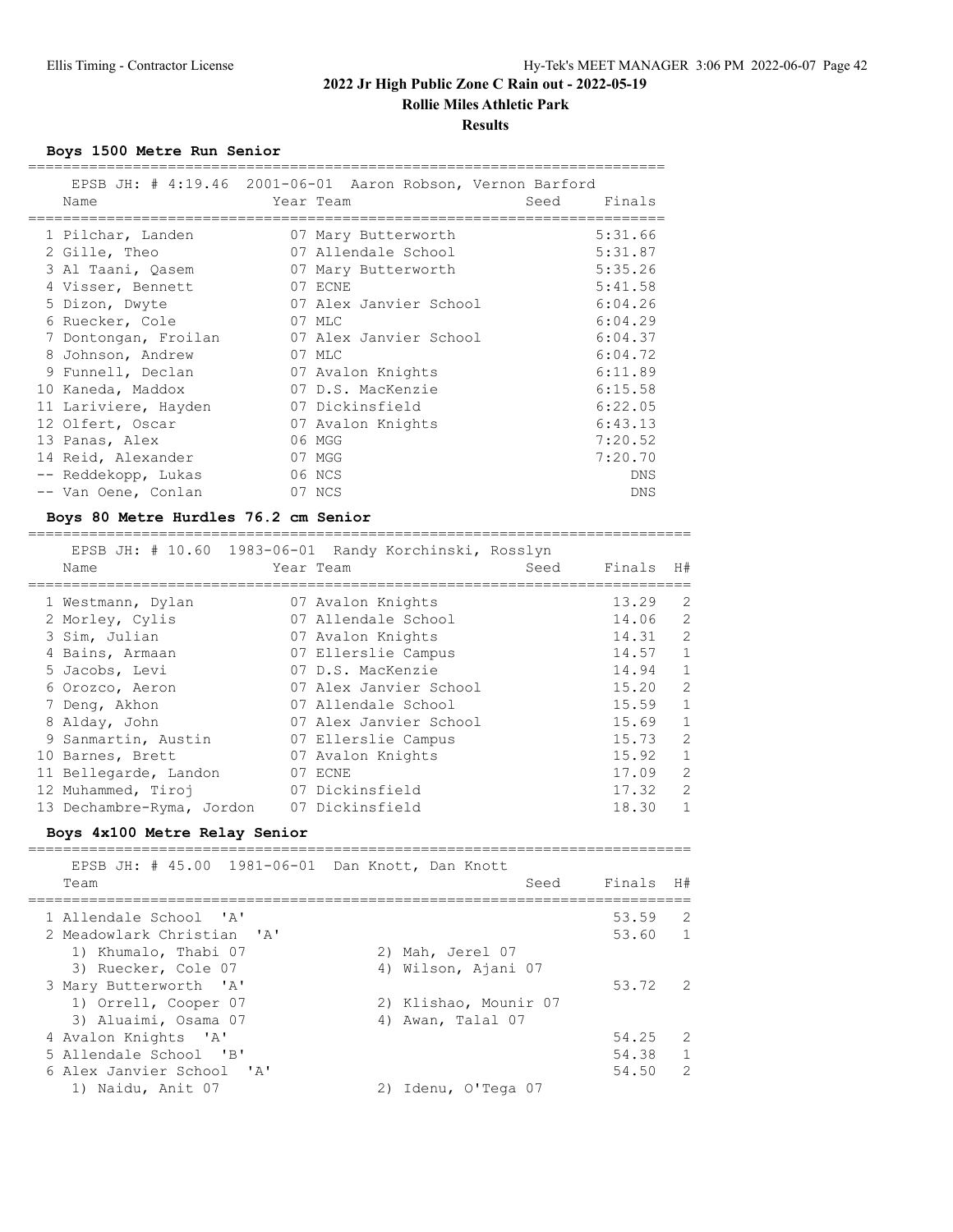## 2022 Jr High Public Zone C Rain out - 2022-05-19

**Rollie Miles Athletic Park**

**Results**

### Boys 1500 Metre Run Senior

EPSB JH: # 4:19.46 2001-06-01 Aaron Robson, Vernon Barford

| | Name | Year | Team | Seed | Finals |
|---|---|---|---|---|---|
| 1 | Pilchar, Landen | 07 | Mary Butterworth | | 5:31.66 |
| 2 | Gille, Theo | 07 | Allendale School | | 5:31.87 |
| 3 | Al Taani, Qasem | 07 | Mary Butterworth | | 5:35.26 |
| 4 | Visser, Bennett | 07 | ECNE | | 5:41.58 |
| 5 | Dizon, Dwyte | 07 | Alex Janvier School | | 6:04.26 |
| 6 | Ruecker, Cole | 07 | MLC | | 6:04.29 |
| 7 | Dontongan, Froilan | 07 | Alex Janvier School | | 6:04.37 |
| 8 | Johnson, Andrew | 07 | MLC | | 6:04.72 |
| 9 | Funnell, Declan | 07 | Avalon Knights | | 6:11.89 |
| 10 | Kaneda, Maddox | 07 | D.S. MacKenzie | | 6:15.58 |
| 11 | Lariviere, Hayden | 07 | Dickinsfield | | 6:22.05 |
| 12 | Olfert, Oscar | 07 | Avalon Knights | | 6:43.13 |
| 13 | Panas, Alex | 06 | MGG | | 7:20.52 |
| 14 | Reid, Alexander | 07 | MGG | | 7:20.70 |
| -- | Reddekopp, Lukas | 06 | NCS | | DNS |
| -- | Van Oene, Conlan | 07 | NCS | | DNS |

### Boys 80 Metre Hurdles 76.2 cm Senior

EPSB JH: # 10.60 1983-06-01 Randy Korchinski, Rosslyn

| | Name | Year | Team | Seed | Finals | H# |
|---|---|---|---|---|---|---|
| 1 | Westmann, Dylan | 07 | Avalon Knights | | 13.29 | 2 |
| 2 | Morley, Cylis | 07 | Allendale School | | 14.06 | 2 |
| 3 | Sim, Julian | 07 | Avalon Knights | | 14.31 | 2 |
| 4 | Bains, Armaan | 07 | Ellerslie Campus | | 14.57 | 1 |
| 5 | Jacobs, Levi | 07 | D.S. MacKenzie | | 14.94 | 1 |
| 6 | Orozco, Aeron | 07 | Alex Janvier School | | 15.20 | 2 |
| 7 | Deng, Akhon | 07 | Allendale School | | 15.59 | 1 |
| 8 | Alday, John | 07 | Alex Janvier School | | 15.69 | 1 |
| 9 | Sanmartin, Austin | 07 | Ellerslie Campus | | 15.73 | 2 |
| 10 | Barnes, Brett | 07 | Avalon Knights | | 15.92 | 1 |
| 11 | Bellegarde, Landon | 07 | ECNE | | 17.09 | 2 |
| 12 | Muhammed, Tiroj | 07 | Dickinsfield | | 17.32 | 2 |
| 13 | Dechambre-Ryma, Jordon | 07 | Dickinsfield | | 18.30 | 1 |

### Boys 4x100 Metre Relay Senior

EPSB JH: # 45.00 1981-06-01 Dan Knott, Dan Knott

| | Team | Seed | Finals | H# |
|---|---|---|---|---|
| 1 | Allendale School 'A' | | 53.59 | 2 |
| 2 | Meadowlark Christian 'A' | | 53.60 | 1 |
| | 1) Khumalo, Thabi 07; 2) Mah, Jerel 07; 3) Ruecker, Cole 07; 4) Wilson, Ajani 07 | | | |
| 3 | Mary Butterworth 'A' | | 53.72 | 2 |
| | 1) Orrell, Cooper 07; 2) Klishao, Mounir 07; 3) Aluaimi, Osama 07; 4) Awan, Talal 07 | | | |
| 4 | Avalon Knights 'A' | | 54.25 | 2 |
| 5 | Allendale School 'B' | | 54.38 | 1 |
| 6 | Alex Janvier School 'A' | | 54.50 | 2 |
| | 1) Naidu, Anit 07; 2) Idenu, O'Tega 07 | | | |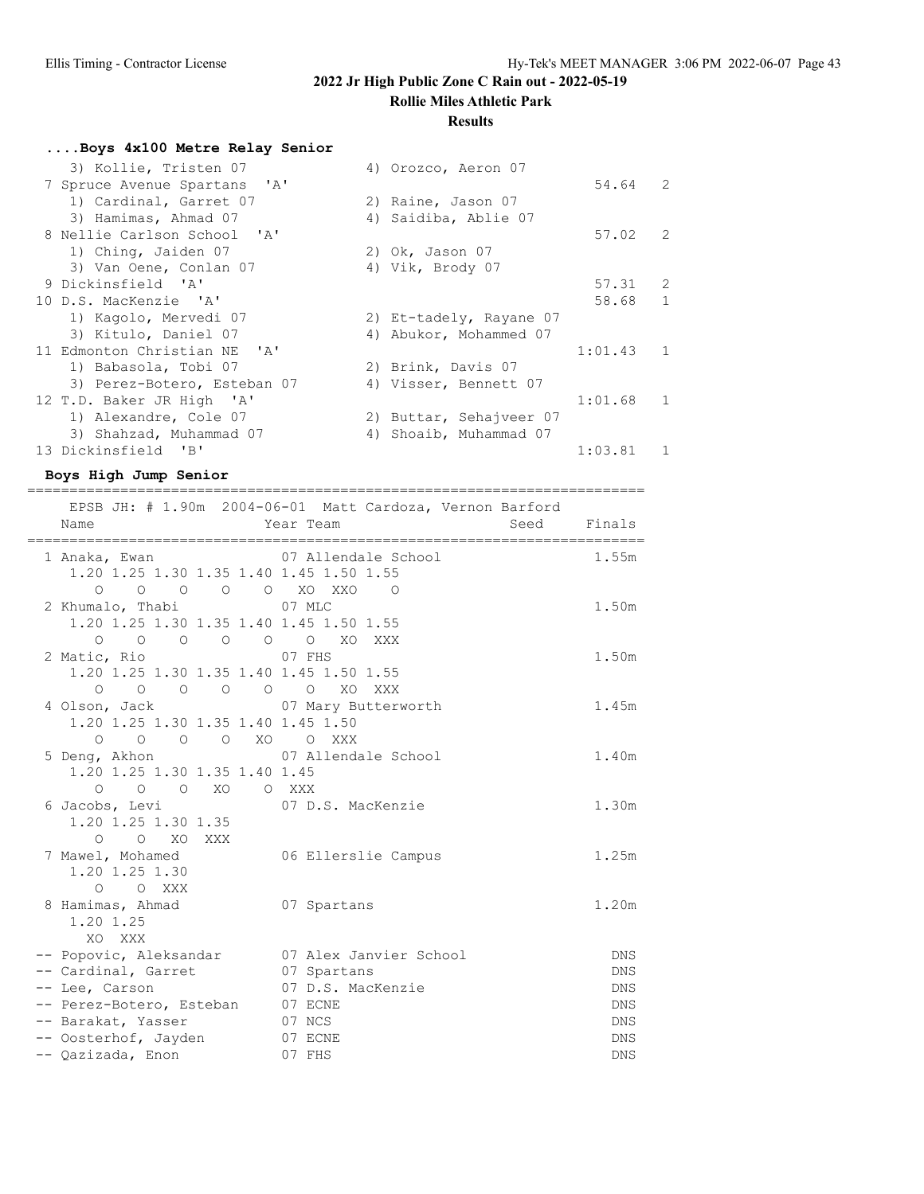2022 Jr High Public Zone C Rain out - 2022-05-19

Rollie Miles Athletic Park

**Results**

### ....Boys 4x100 Metre Relay Senior

```
   3) Kollie, Tristen 07              4) Orozco, Aeron 07
 7 Spruce Avenue Spartans  'A'                                 54.64   2
   1) Cardinal, Garret 07             2) Raine, Jason 07
   3) Hamimas, Ahmad 07               4) Saidiba, Ablie 07
 8 Nellie Carlson School  'A'                                  57.02   2
   1) Ching, Jaiden 07                2) Ok, Jason 07
   3) Van Oene, Conlan 07             4) Vik, Brody 07
 9 Dickinsfield  'A'                                           57.31   2
10 D.S. MacKenzie  'A'                                         58.68   1
   1) Kagolo, Mervedi 07              2) Et-tadely, Rayane 07
   3) Kitulo, Daniel 07               4) Abukor, Mohammed 07
11 Edmonton Christian NE  'A'                                1:01.43   1
   1) Babasola, Tobi 07               2) Brink, Davis 07
   3) Perez-Botero, Esteban 07        4) Visser, Bennett 07
12 T.D. Baker JR High  'A'                                   1:01.68   1
   1) Alexandre, Cole 07              2) Buttar, Sehajveer 07
   3) Shahzad, Muhammad 07            4) Shoaib, Muhammad 07
13 Dickinsfield  'B'                                         1:03.81   1
```

### Boys High Jump Senior

```
=========================================================================
    EPSB JH: # 1.90m  2004-06-01  Matt Cardoza, Vernon Barford
    Name                    Year Team                    Seed    Finals
=========================================================================
  1 Anaka, Ewan             07 Allendale School                  1.55m
     1.20 1.25 1.30 1.35 1.40 1.45 1.50 1.55
        O    O    O    O    O   XO  XXO    O
  2 Khumalo, Thabi          07 MLC                               1.50m
     1.20 1.25 1.30 1.35 1.40 1.45 1.50 1.55
        O    O    O    O    O    O   XO  XXX
  2 Matic, Rio              07 FHS                               1.50m
     1.20 1.25 1.30 1.35 1.40 1.45 1.50 1.55
        O    O    O    O    O    O   XO  XXX
  4 Olson, Jack             07 Mary Butterworth                  1.45m
     1.20 1.25 1.30 1.35 1.40 1.45 1.50
        O    O    O    O   XO    O  XXX
  5 Deng, Akhon             07 Allendale School                  1.40m
     1.20 1.25 1.30 1.35 1.40 1.45
        O    O    O   XO    O  XXX
  6 Jacobs, Levi            07 D.S. MacKenzie                    1.30m
     1.20 1.25 1.30 1.35
        O    O   XO  XXX
  7 Mawel, Mohamed          06 Ellerslie Campus                  1.25m
     1.20 1.25 1.30
        O    O  XXX
  8 Hamimas, Ahmad          07 Spartans                          1.20m
     1.20 1.25
       XO  XXX
 -- Popovic, Aleksandar     07 Alex Janvier School                 DNS
 -- Cardinal, Garret        07 Spartans                            DNS
 -- Lee, Carson             07 D.S. MacKenzie                      DNS
 -- Perez-Botero, Esteban   07 ECNE                                DNS
 -- Barakat, Yasser         07 NCS                                 DNS
 -- Oosterhof, Jayden       07 ECNE                                DNS
 -- Qazizada, Enon          07 FHS                                 DNS
```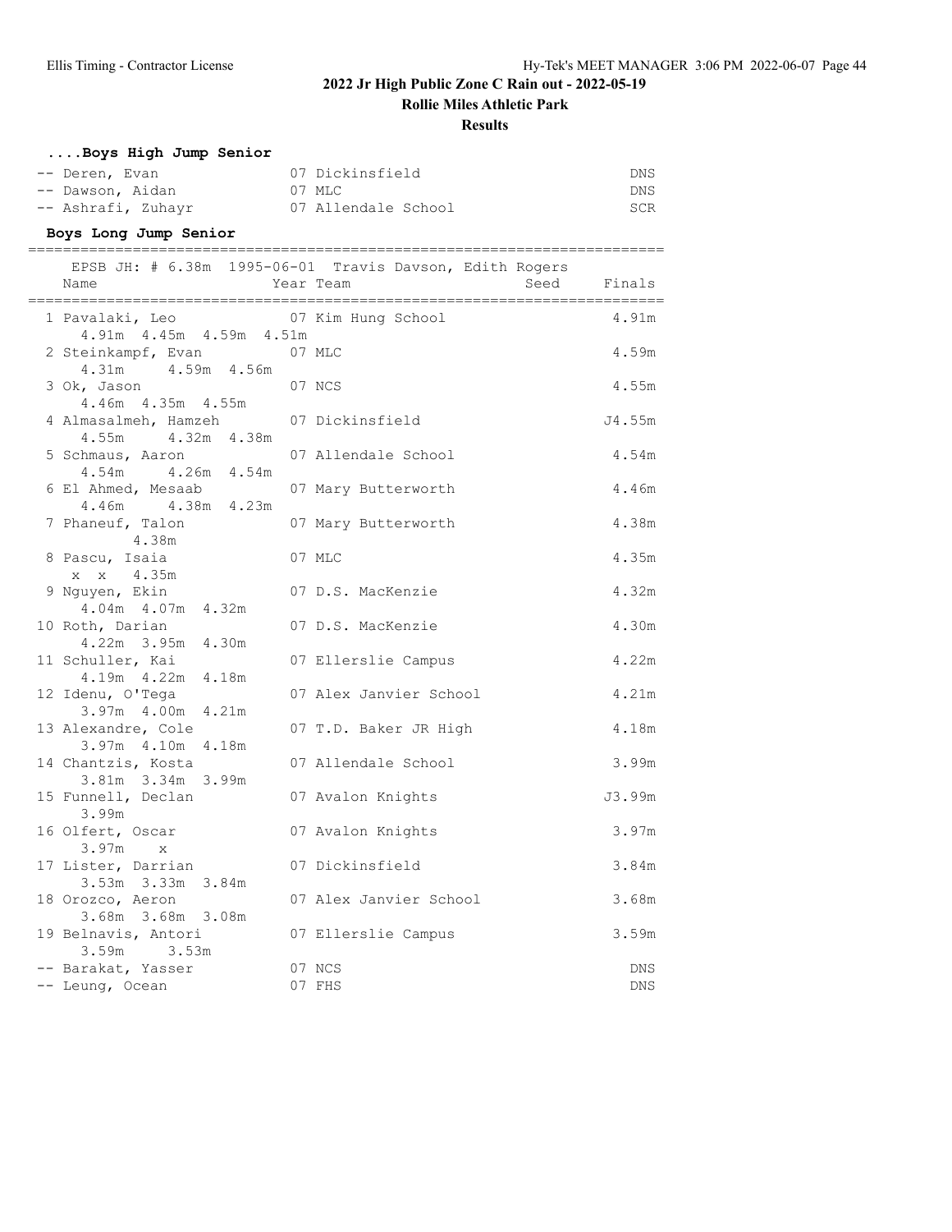## 2022 Jr High Public Zone C Rain out - 2022-05-19

**Rollie Miles Athletic Park**

**Results**

### ....Boys High Jump Senior

| Name | Year Team | Finals |
|---|---|---|
| -- Deren, Evan | 07 Dickinsfield | DNS |
| -- Dawson, Aidan | 07 MLC | DNS |
| -- Ashrafi, Zuhayr | 07 Allendale School | SCR |

### Boys Long Jump Senior

EPSB JH: # 6.38m 1995-06-01 Travis Davson, Edith Rogers

| Name | Year Team | Seed | Finals |
|---|---|---|---|
| 1 Pavalaki, Leo | 07 Kim Hung School | | 4.91m |
| 4.91m 4.45m 4.59m 4.51m | | | |
| 2 Steinkampf, Evan | 07 MLC | | 4.59m |
| 4.31m 4.59m 4.56m | | | |
| 3 Ok, Jason | 07 NCS | | 4.55m |
| 4.46m 4.35m 4.55m | | | |
| 4 Almasalmeh, Hamzeh | 07 Dickinsfield | | J4.55m |
| 4.55m 4.32m 4.38m | | | |
| 5 Schmaus, Aaron | 07 Allendale School | | 4.54m |
| 4.54m 4.26m 4.54m | | | |
| 6 El Ahmed, Mesaab | 07 Mary Butterworth | | 4.46m |
| 4.46m 4.38m 4.23m | | | |
| 7 Phaneuf, Talon | 07 Mary Butterworth | | 4.38m |
| 4.38m | | | |
| 8 Pascu, Isaia | 07 MLC | | 4.35m |
| x x 4.35m | | | |
| 9 Nguyen, Ekin | 07 D.S. MacKenzie | | 4.32m |
| 4.04m 4.07m 4.32m | | | |
| 10 Roth, Darian | 07 D.S. MacKenzie | | 4.30m |
| 4.22m 3.95m 4.30m | | | |
| 11 Schuller, Kai | 07 Ellerslie Campus | | 4.22m |
| 4.19m 4.22m 4.18m | | | |
| 12 Idenu, O'Tega | 07 Alex Janvier School | | 4.21m |
| 3.97m 4.00m 4.21m | | | |
| 13 Alexandre, Cole | 07 T.D. Baker JR High | | 4.18m |
| 3.97m 4.10m 4.18m | | | |
| 14 Chantzis, Kosta | 07 Allendale School | | 3.99m |
| 3.81m 3.34m 3.99m | | | |
| 15 Funnell, Declan | 07 Avalon Knights | | J3.99m |
| 3.99m | | | |
| 16 Olfert, Oscar | 07 Avalon Knights | | 3.97m |
| 3.97m x | | | |
| 17 Lister, Darrian | 07 Dickinsfield | | 3.84m |
| 3.53m 3.33m 3.84m | | | |
| 18 Orozco, Aeron | 07 Alex Janvier School | | 3.68m |
| 3.68m 3.68m 3.08m | | | |
| 19 Belnavis, Antori | 07 Ellerslie Campus | | 3.59m |
| 3.59m 3.53m | | | |
| -- Barakat, Yasser | 07 NCS | | DNS |
| -- Leung, Ocean | 07 FHS | | DNS |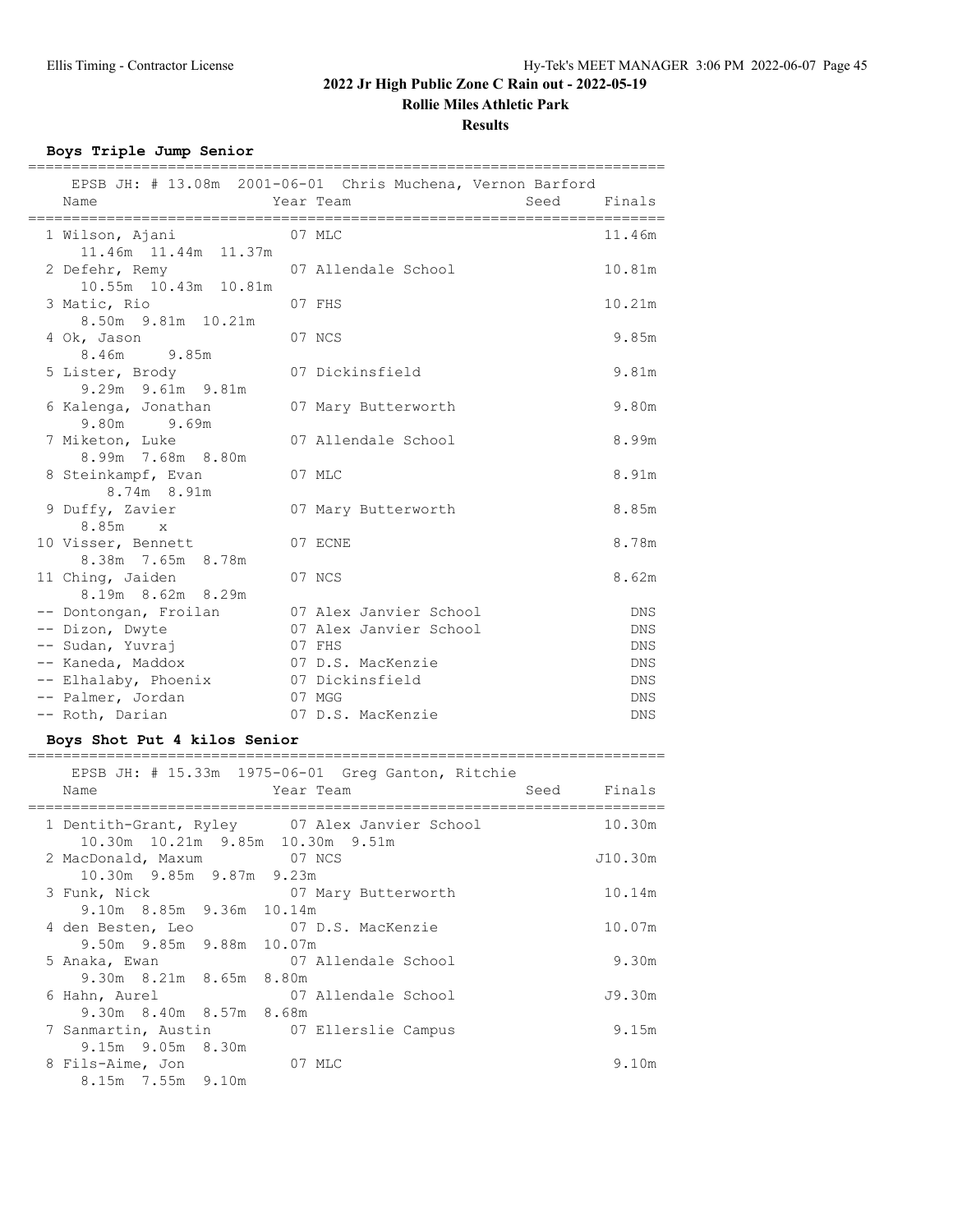## 2022 Jr High Public Zone C Rain out - 2022-05-19

**Rollie Miles Athletic Park**

**Results**

### Boys Triple Jump Senior

EPSB JH: # 13.08m 2001-06-01 Chris Muchena, Vernon Barford

| Place | Name | Year | Team | Seed | Finals |
|---|---|---|---|---|---|
| 1 | Wilson, Ajani | 07 | MLC | | 11.46m |
| | 11.46m 11.44m 11.37m | | | | |
| 2 | Defehr, Remy | 07 | Allendale School | | 10.81m |
| | 10.55m 10.43m 10.81m | | | | |
| 3 | Matic, Rio | 07 | FHS | | 10.21m |
| | 8.50m 9.81m 10.21m | | | | |
| 4 | Ok, Jason | 07 | NCS | | 9.85m |
| | 8.46m 9.85m | | | | |
| 5 | Lister, Brody | 07 | Dickinsfield | | 9.81m |
| | 9.29m 9.61m 9.81m | | | | |
| 6 | Kalenga, Jonathan | 07 | Mary Butterworth | | 9.80m |
| | 9.80m 9.69m | | | | |
| 7 | Miketon, Luke | 07 | Allendale School | | 8.99m |
| | 8.99m 7.68m 8.80m | | | | |
| 8 | Steinkampf, Evan | 07 | MLC | | 8.91m |
| | 8.74m 8.91m | | | | |
| 9 | Duffy, Zavier | 07 | Mary Butterworth | | 8.85m |
| | 8.85m x | | | | |
| 10 | Visser, Bennett | 07 | ECNE | | 8.78m |
| | 8.38m 7.65m 8.78m | | | | |
| 11 | Ching, Jaiden | 07 | NCS | | 8.62m |
| | 8.19m 8.62m 8.29m | | | | |
| -- | Dontongan, Froilan | 07 | Alex Janvier School | | DNS |
| -- | Dizon, Dwyte | 07 | Alex Janvier School | | DNS |
| -- | Sudan, Yuvraj | 07 | FHS | | DNS |
| -- | Kaneda, Maddox | 07 | D.S. MacKenzie | | DNS |
| -- | Elhalaby, Phoenix | 07 | Dickinsfield | | DNS |
| -- | Palmer, Jordan | 07 | MGG | | DNS |
| -- | Roth, Darian | 07 | D.S. MacKenzie | | DNS |

### Boys Shot Put 4 kilos Senior

EPSB JH: # 15.33m 1975-06-01 Greg Ganton, Ritchie

| Place | Name | Year | Team | Seed | Finals |
|---|---|---|---|---|---|
| 1 | Dentith-Grant, Ryley | 07 | Alex Janvier School | | 10.30m |
| | 10.30m 10.21m 9.85m 10.30m 9.51m | | | | |
| 2 | MacDonald, Maxum | 07 | NCS | | J10.30m |
| | 10.30m 9.85m 9.87m 9.23m | | | | |
| 3 | Funk, Nick | 07 | Mary Butterworth | | 10.14m |
| | 9.10m 8.85m 9.36m 10.14m | | | | |
| 4 | den Besten, Leo | 07 | D.S. MacKenzie | | 10.07m |
| | 9.50m 9.85m 9.88m 10.07m | | | | |
| 5 | Anaka, Ewan | 07 | Allendale School | | 9.30m |
| | 9.30m 8.21m 8.65m 8.80m | | | | |
| 6 | Hahn, Aurel | 07 | Allendale School | | J9.30m |
| | 9.30m 8.40m 8.57m 8.68m | | | | |
| 7 | Sanmartin, Austin | 07 | Ellerslie Campus | | 9.15m |
| | 9.15m 9.05m 8.30m | | | | |
| 8 | Fils-Aime, Jon | 07 | MLC | | 9.10m |
| | 8.15m 7.55m 9.10m | | | | |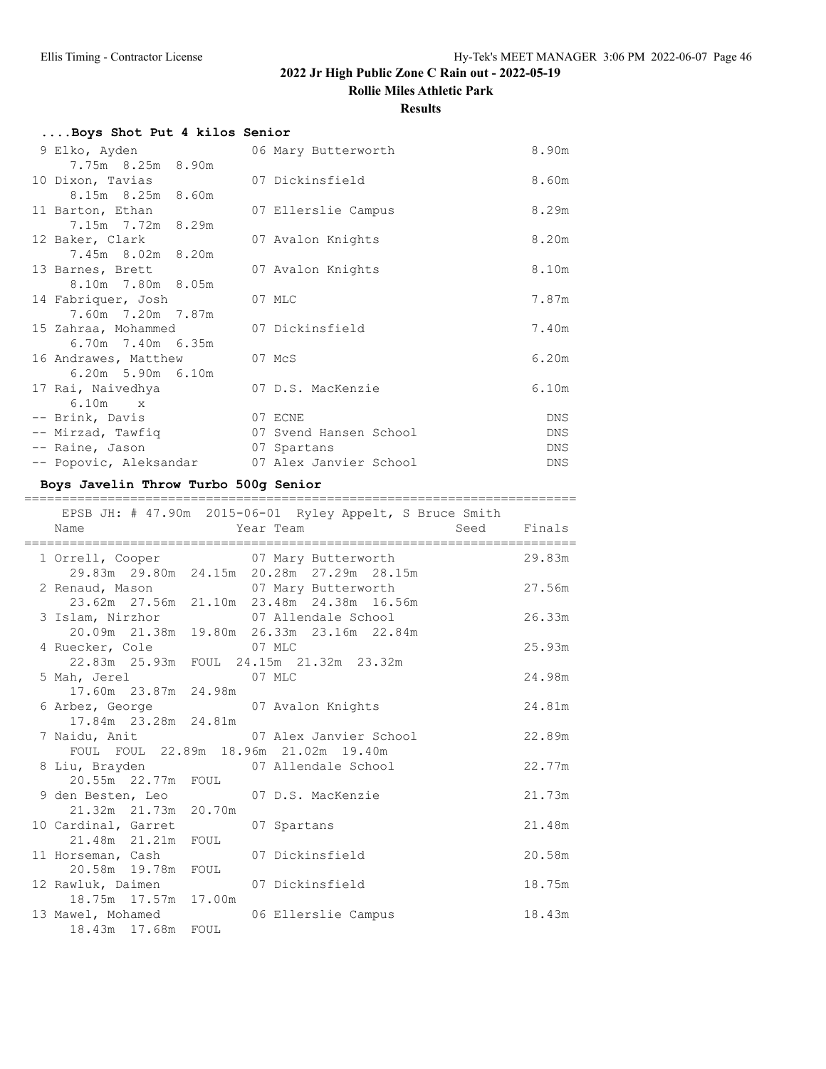## 2022 Jr High Public Zone C Rain out - 2022-05-19

**Rollie Miles Athletic Park**

**Results**

### ....Boys Shot Put 4 kilos Senior

| Place | Name | Year | Team | Finals |
|---|---|---|---|---|
| 9 | Elko, Ayden | 06 | Mary Butterworth | 8.90m |
| | 7.75m 8.25m 8.90m | | | |
| 10 | Dixon, Tavias | 07 | Dickinsfield | 8.60m |
| | 8.15m 8.25m 8.60m | | | |
| 11 | Barton, Ethan | 07 | Ellerslie Campus | 8.29m |
| | 7.15m 7.72m 8.29m | | | |
| 12 | Baker, Clark | 07 | Avalon Knights | 8.20m |
| | 7.45m 8.02m 8.20m | | | |
| 13 | Barnes, Brett | 07 | Avalon Knights | 8.10m |
| | 8.10m 7.80m 8.05m | | | |
| 14 | Fabriquer, Josh | 07 | MLC | 7.87m |
| | 7.60m 7.20m 7.87m | | | |
| 15 | Zahraa, Mohammed | 07 | Dickinsfield | 7.40m |
| | 6.70m 7.40m 6.35m | | | |
| 16 | Andrawes, Matthew | 07 | McS | 6.20m |
| | 6.20m 5.90m 6.10m | | | |
| 17 | Rai, Naivedhya | 07 | D.S. MacKenzie | 6.10m |
| | 6.10m x | | | |
| -- | Brink, Davis | 07 | ECNE | DNS |
| -- | Mirzad, Tawfiq | 07 | Svend Hansen School | DNS |
| -- | Raine, Jason | 07 | Spartans | DNS |
| -- | Popovic, Aleksandar | 07 | Alex Janvier School | DNS |

### Boys Javelin Throw Turbo 500g Senior

EPSB JH: # 47.90m 2015-06-01 Ryley Appelt, S Bruce Smith

| Place | Name | Year | Team | Seed | Finals |
|---|---|---|---|---|---|
| 1 | Orrell, Cooper | 07 | Mary Butterworth | | 29.83m |
| | 29.83m 29.80m 24.15m 20.28m 27.29m 28.15m | | | | |
| 2 | Renaud, Mason | 07 | Mary Butterworth | | 27.56m |
| | 23.62m 27.56m 21.10m 23.48m 24.38m 16.56m | | | | |
| 3 | Islam, Nirzhor | 07 | Allendale School | | 26.33m |
| | 20.09m 21.38m 19.80m 26.33m 23.16m 22.84m | | | | |
| 4 | Ruecker, Cole | 07 | MLC | | 25.93m |
| | 22.83m 25.93m FOUL 24.15m 21.32m 23.32m | | | | |
| 5 | Mah, Jerel | 07 | MLC | | 24.98m |
| | 17.60m 23.87m 24.98m | | | | |
| 6 | Arbez, George | 07 | Avalon Knights | | 24.81m |
| | 17.84m 23.28m 24.81m | | | | |
| 7 | Naidu, Anit | 07 | Alex Janvier School | | 22.89m |
| | FOUL FOUL 22.89m 18.96m 21.02m 19.40m | | | | |
| 8 | Liu, Brayden | 07 | Allendale School | | 22.77m |
| | 20.55m 22.77m FOUL | | | | |
| 9 | den Besten, Leo | 07 | D.S. MacKenzie | | 21.73m |
| | 21.32m 21.73m 20.70m | | | | |
| 10 | Cardinal, Garret | 07 | Spartans | | 21.48m |
| | 21.48m 21.21m FOUL | | | | |
| 11 | Horseman, Cash | 07 | Dickinsfield | | 20.58m |
| | 20.58m 19.78m FOUL | | | | |
| 12 | Rawluk, Daimen | 07 | Dickinsfield | | 18.75m |
| | 18.75m 17.57m 17.00m | | | | |
| 13 | Mawel, Mohamed | 06 | Ellerslie Campus | | 18.43m |
| | 18.43m 17.68m FOUL | | | | |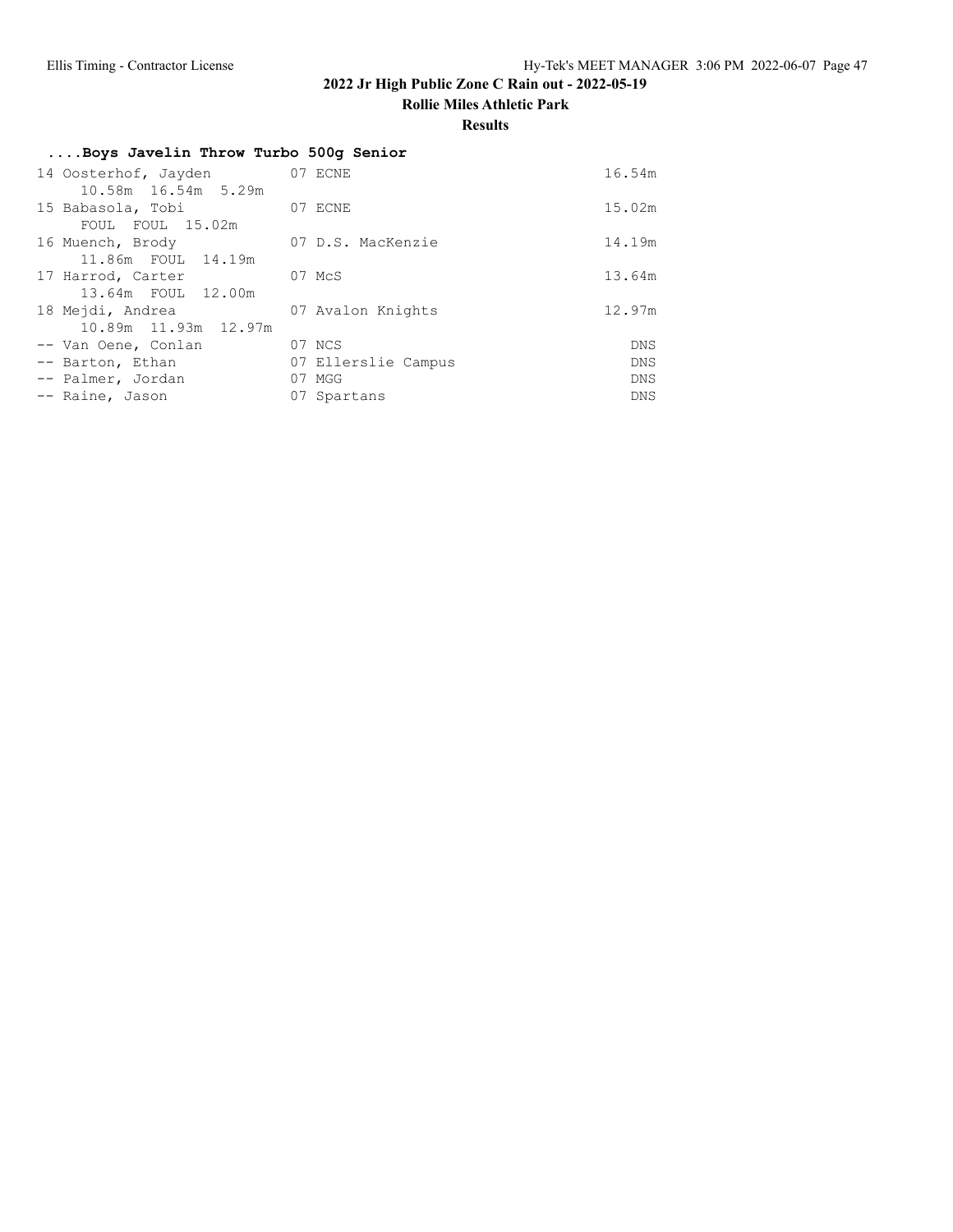#### ....Boys Javelin Throw Turbo 500g Senior

```
 14 Oosterhof, Jayden          07 ECNE                          16.54m
      10.58m  16.54m  5.29m
 15 Babasola, Tobi             07 ECNE                          15.02m
      FOUL  FOUL  15.02m
 16 Muench, Brody              07 D.S. MacKenzie                14.19m
      11.86m  FOUL  14.19m
 17 Harrod, Carter             07 McS                           13.64m
      13.64m  FOUL  12.00m
 18 Mejdi, Andrea              07 Avalon Knights                12.97m
      10.89m  11.93m  12.97m
 -- Van Oene, Conlan           07 NCS                              DNS
 -- Barton, Ethan              07 Ellerslie Campus                 DNS
 -- Palmer, Jordan             07 MGG                              DNS
 -- Raine, Jason               07 Spartans                         DNS
```